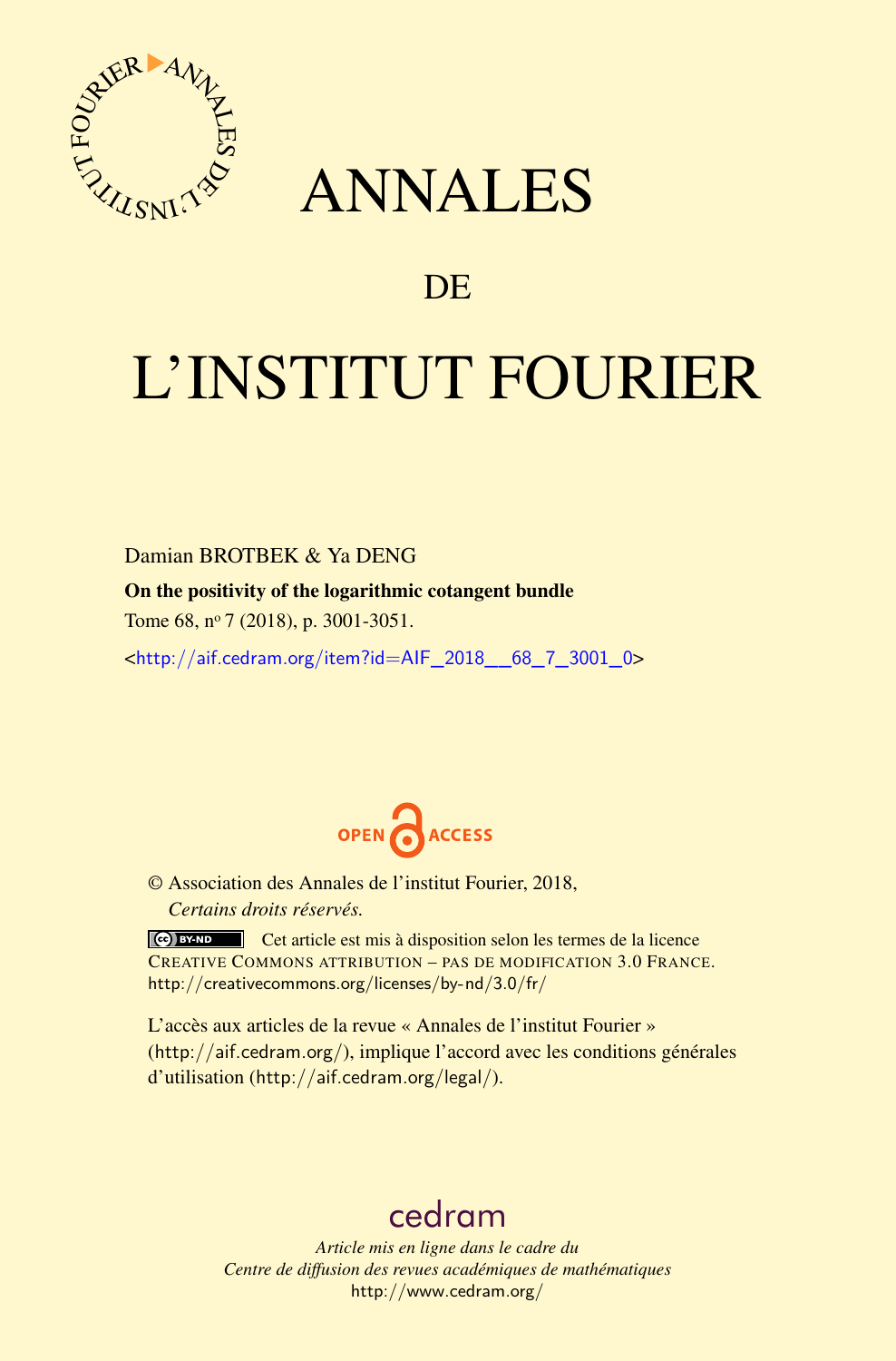# ANNALES

## DE

# L'INSTITUT FOURIER

Damian BROTBEK & Ya DENG

**On the positivity of the logarithmic cotangent bundle**

Tome 68, nº 7 (2018), p. 3001-3051.

<http://aif.cedram.org/item?id=AIF_2018__68_7_3001_0>

OPEN ACCESS

© Association des Annales de l'institut Fourier, 2018,
*Certains droits réservés.*

Cet article est mis à disposition selon les termes de la licence CREATIVE COMMONS ATTRIBUTION – PAS DE MODIFICATION 3.0 FRANCE.
http://creativecommons.org/licenses/by-nd/3.0/fr/

L'accès aux articles de la revue « Annales de l'institut Fourier » (http://aif.cedram.org/), implique l'accord avec les conditions générales d'utilisation (http://aif.cedram.org/legal/).

cedram

*Article mis en ligne dans le cadre du*
*Centre de diffusion des revues académiques de mathématiques*
http://www.cedram.org/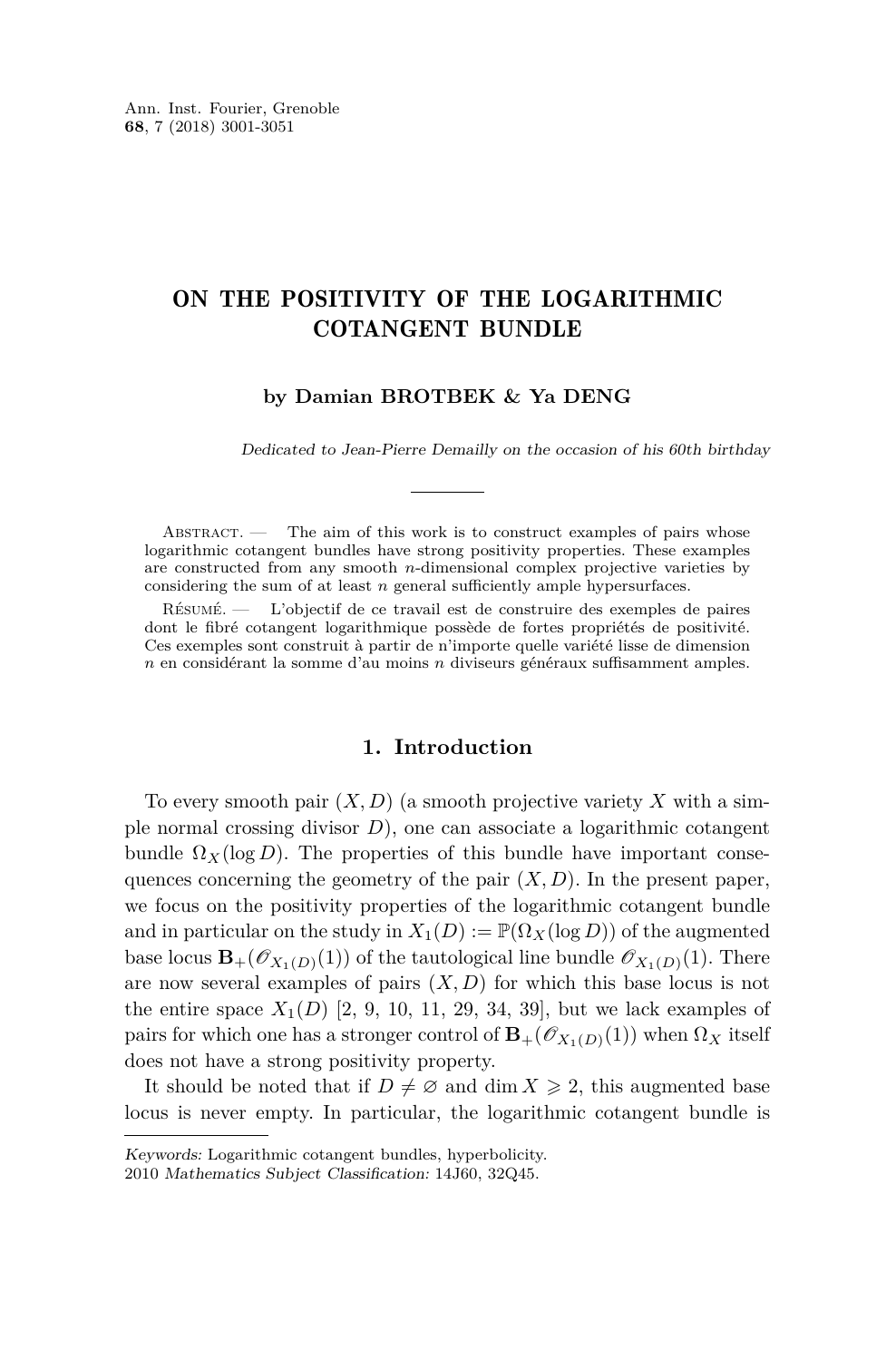Ann. Inst. Fourier, Grenoble
**68**, 7 (2018) 3001-3051

# ON THE POSITIVITY OF THE LOGARITHMIC COTANGENT BUNDLE

**by Damian BROTBEK & Ya DENG**

*Dedicated to Jean-Pierre Demailly on the occasion of his 60th birthday*

---

Abstract. — The aim of this work is to construct examples of pairs whose logarithmic cotangent bundles have strong positivity properties. These examples are constructed from any smooth $n$-dimensional complex projective varieties by considering the sum of at least $n$ general sufficiently ample hypersurfaces.

Résumé. — L'objectif de ce travail est de construire des exemples de paires dont le fibré cotangent logarithmique possède de fortes propriétés de positivité. Ces exemples sont construit à partir de n'importe quelle variété lisse de dimension $n$ en considérant la somme d'au moins $n$ diviseurs généraux suffisamment amples.

## 1. Introduction

To every smooth pair $(X, D)$ (a smooth projective variety $X$ with a simple normal crossing divisor $D$), one can associate a logarithmic cotangent bundle $\Omega_X(\log D)$. The properties of this bundle have important consequences concerning the geometry of the pair $(X, D)$. In the present paper, we focus on the positivity properties of the logarithmic cotangent bundle and in particular on the study in $X_1(D) := \mathbb{P}(\Omega_X(\log D))$ of the augmented base locus $\mathbf{B}_+(\mathscr{O}_{X_1(D)}(1))$ of the tautological line bundle $\mathscr{O}_{X_1(D)}(1)$. There are now several examples of pairs $(X, D)$ for which this base locus is not the entire space $X_1(D)$ [2, 9, 10, 11, 29, 34, 39], but we lack examples of pairs for which one has a stronger control of $\mathbf{B}_+(\mathscr{O}_{X_1(D)}(1))$ when $\Omega_X$ itself does not have a strong positivity property.

It should be noted that if $D \neq \varnothing$ and $\dim X \geqslant 2$, this augmented base locus is never empty. In particular, the logarithmic cotangent bundle is

---

*Keywords:* Logarithmic cotangent bundles, hyperbolicity.
2010 *Mathematics Subject Classification:* 14J60, 32Q45.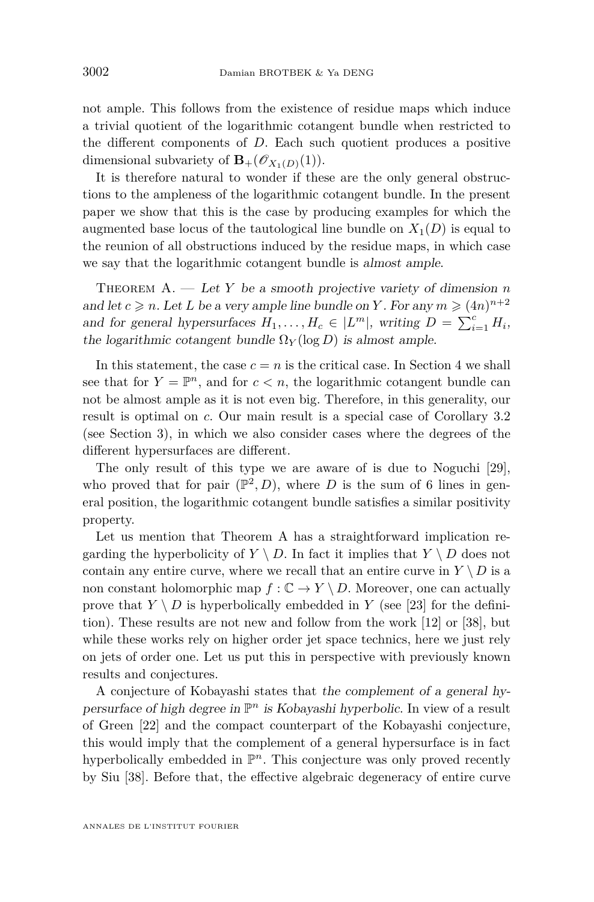not ample. This follows from the existence of residue maps which induce a trivial quotient of the logarithmic cotangent bundle when restricted to the different components of $D$. Each such quotient produces a positive dimensional subvariety of $\mathbf{B}_+(\mathscr{O}_{X_1(D)}(1))$.

It is therefore natural to wonder if these are the only general obstructions to the ampleness of the logarithmic cotangent bundle. In the present paper we show that this is the case by producing examples for which the augmented base locus of the tautological line bundle on $X_1(D)$ is equal to the reunion of all obstructions induced by the residue maps, in which case we say that the logarithmic cotangent bundle is *almost ample*.

Theorem A. — *Let $Y$ be a smooth projective variety of dimension $n$ and let $c \geqslant n$. Let $L$ be a very ample line bundle on $Y$. For any $m \geqslant (4n)^{n+2}$ and for general hypersurfaces $H_1, \ldots, H_c \in |L^m|$, writing $D = \sum_{i=1}^{c} H_i$, the logarithmic cotangent bundle $\Omega_Y(\log D)$ is almost ample.*

In this statement, the case $c = n$ is the critical case. In Section 4 we shall see that for $Y = \mathbb{P}^n$, and for $c < n$, the logarithmic cotangent bundle can not be almost ample as it is not even big. Therefore, in this generality, our result is optimal on $c$. Our main result is a special case of Corollary 3.2 (see Section 3), in which we also consider cases where the degrees of the different hypersurfaces are different.

The only result of this type we are aware of is due to Noguchi [29], who proved that for pair $(\mathbb{P}^2, D)$, where $D$ is the sum of 6 lines in general position, the logarithmic cotangent bundle satisfies a similar positivity property.

Let us mention that Theorem A has a straightforward implication regarding the hyperbolicity of $Y \setminus D$. In fact it implies that $Y \setminus D$ does not contain any entire curve, where we recall that an entire curve in $Y \setminus D$ is a non constant holomorphic map $f : \mathbb{C} \to Y \setminus D$. Moreover, one can actually prove that $Y \setminus D$ is hyperbolically embedded in $Y$ (see [23] for the definition). These results are not new and follow from the work [12] or [38], but while these works rely on higher order jet space technics, here we just rely on jets of order one. Let us put this in perspective with previously known results and conjectures.

A conjecture of Kobayashi states that *the complement of a general hypersurface of high degree in $\mathbb{P}^n$ is Kobayashi hyperbolic*. In view of a result of Green [22] and the compact counterpart of the Kobayashi conjecture, this would imply that the complement of a general hypersurface is in fact hyperbolically embedded in $\mathbb{P}^n$. This conjecture was only proved recently by Siu [38]. Before that, the effective algebraic degeneracy of entire curve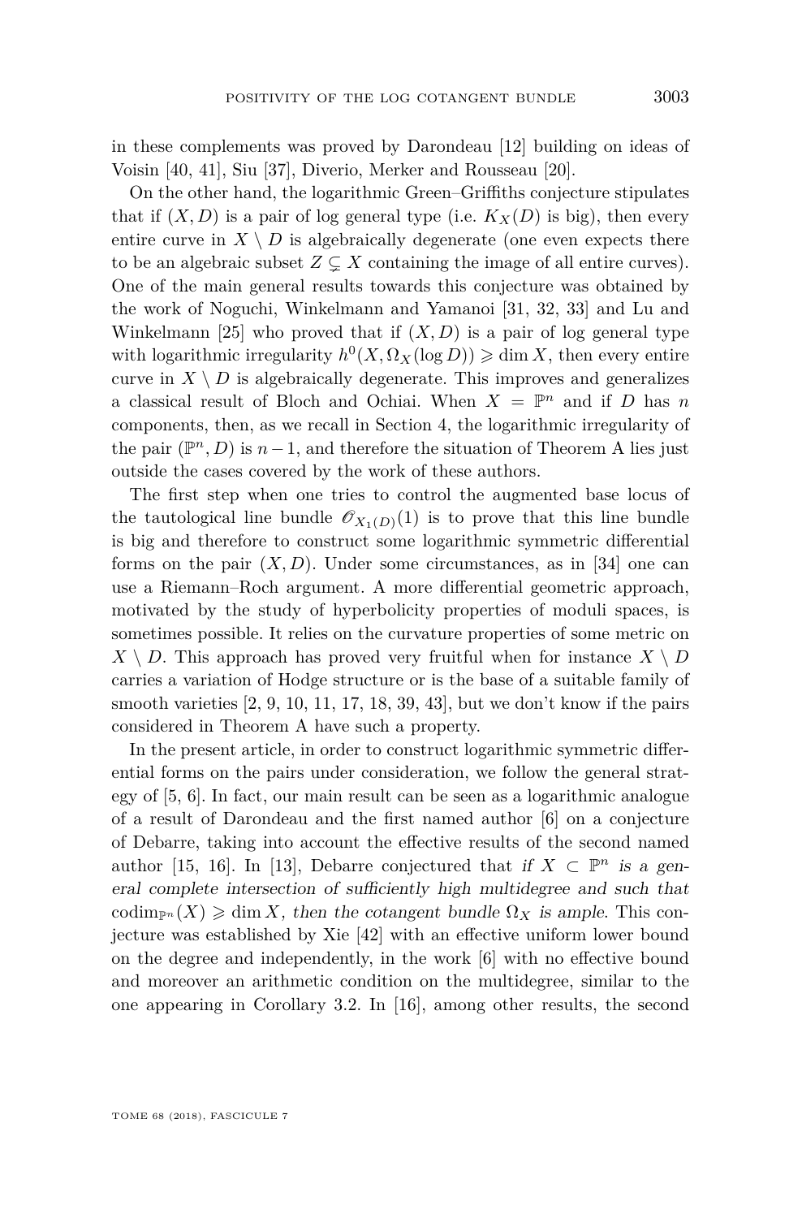in these complements was proved by Darondeau [12] building on ideas of Voisin [40, 41], Siu [37], Diverio, Merker and Rousseau [20].

On the other hand, the logarithmic Green–Griffiths conjecture stipulates that if $(X, D)$ is a pair of log general type (i.e. $K_X(D)$ is big), then every entire curve in $X \setminus D$ is algebraically degenerate (one even expects there to be an algebraic subset $Z \subsetneq X$ containing the image of all entire curves). One of the main general results towards this conjecture was obtained by the work of Noguchi, Winkelmann and Yamanoi [31, 32, 33] and Lu and Winkelmann [25] who proved that if $(X, D)$ is a pair of log general type with logarithmic irregularity $h^0(X, \Omega_X(\log D)) \geqslant \dim X$, then every entire curve in $X \setminus D$ is algebraically degenerate. This improves and generalizes a classical result of Bloch and Ochiai. When $X = \mathbb{P}^n$ and if $D$ has $n$ components, then, as we recall in Section 4, the logarithmic irregularity of the pair $(\mathbb{P}^n, D)$ is $n-1$, and therefore the situation of Theorem A lies just outside the cases covered by the work of these authors.

The first step when one tries to control the augmented base locus of the tautological line bundle $\mathscr{O}_{X_1(D)}(1)$ is to prove that this line bundle is big and therefore to construct some logarithmic symmetric differential forms on the pair $(X, D)$. Under some circumstances, as in [34] one can use a Riemann–Roch argument. A more differential geometric approach, motivated by the study of hyperbolicity properties of moduli spaces, is sometimes possible. It relies on the curvature properties of some metric on $X \setminus D$. This approach has proved very fruitful when for instance $X \setminus D$ carries a variation of Hodge structure or is the base of a suitable family of smooth varieties [2, 9, 10, 11, 17, 18, 39, 43], but we don't know if the pairs considered in Theorem A have such a property.

In the present article, in order to construct logarithmic symmetric differential forms on the pairs under consideration, we follow the general strategy of [5, 6]. In fact, our main result can be seen as a logarithmic analogue of a result of Darondeau and the first named author [6] on a conjecture of Debarre, taking into account the effective results of the second named author [15, 16]. In [13], Debarre conjectured that *if $X \subset \mathbb{P}^n$ is a general complete intersection of sufficiently high multidegree and such that $\operatorname{codim}_{\mathbb{P}^n}(X) \geqslant \dim X$, then the cotangent bundle $\Omega_X$ is ample*. This conjecture was established by Xie [42] with an effective uniform lower bound on the degree and independently, in the work [6] with no effective bound and moreover an arithmetic condition on the multidegree, similar to the one appearing in Corollary 3.2. In [16], among other results, the second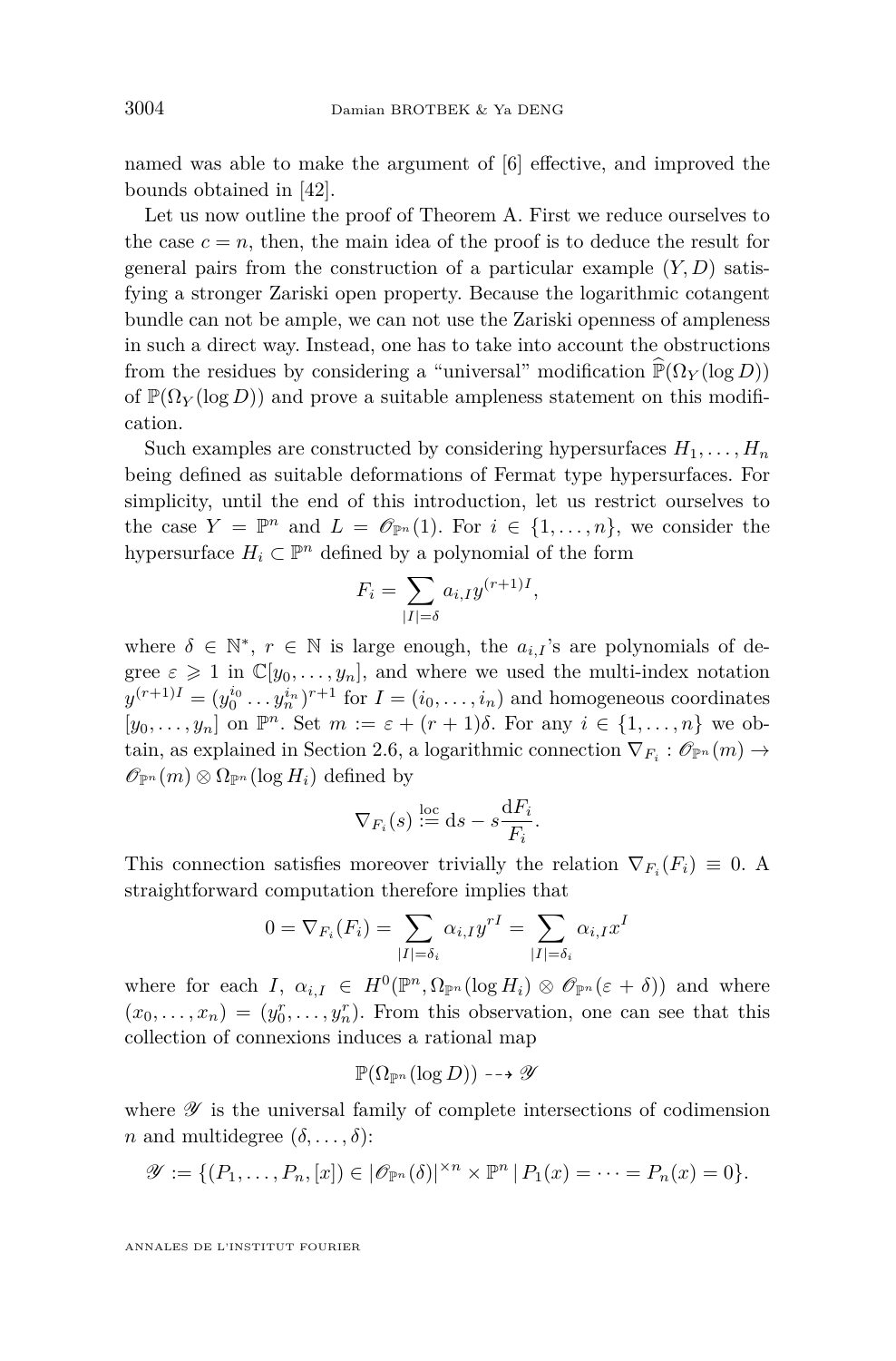named was able to make the argument of [6] effective, and improved the bounds obtained in [42].

Let us now outline the proof of Theorem A. First we reduce ourselves to the case $c = n$, then, the main idea of the proof is to deduce the result for general pairs from the construction of a particular example $(Y, D)$ satisfying a stronger Zariski open property. Because the logarithmic cotangent bundle can not be ample, we can not use the Zariski openness of ampleness in such a direct way. Instead, one has to take into account the obstructions from the residues by considering a "universal" modification $\widehat{\mathbb{P}}(\Omega_Y(\log D))$ of $\mathbb{P}(\Omega_Y(\log D))$ and prove a suitable ampleness statement on this modification.

Such examples are constructed by considering hypersurfaces $H_1, \ldots, H_n$ being defined as suitable deformations of Fermat type hypersurfaces. For simplicity, until the end of this introduction, let us restrict ourselves to the case $Y = \mathbb{P}^n$ and $L = \mathscr{O}_{\mathbb{P}^n}(1)$. For $i \in \{1, \ldots, n\}$, we consider the hypersurface $H_i \subset \mathbb{P}^n$ defined by a polynomial of the form

$$F_i = \sum_{|I|=\delta} a_{i,I} y^{(r+1)I},$$

where $\delta \in \mathbb{N}^*$, $r \in \mathbb{N}$ is large enough, the $a_{i,I}$'s are polynomials of degree $\varepsilon \geqslant 1$ in $\mathbb{C}[y_0, \ldots, y_n]$, and where we used the multi-index notation $y^{(r+1)I} = (y_0^{i_0} \ldots y_n^{i_n})^{r+1}$ for $I = (i_0, \ldots, i_n)$ and homogeneous coordinates $[y_0, \ldots, y_n]$ on $\mathbb{P}^n$. Set $m := \varepsilon + (r+1)\delta$. For any $i \in \{1, \ldots, n\}$ we obtain, as explained in Section 2.6, a logarithmic connection $\nabla_{F_i} : \mathscr{O}_{\mathbb{P}^n}(m) \to \mathscr{O}_{\mathbb{P}^n}(m) \otimes \Omega_{\mathbb{P}^n}(\log H_i)$ defined by

$$\nabla_{F_i}(s) \overset{\text{loc}}{:=} \mathrm{d}s - s\frac{\mathrm{d}F_i}{F_i}.$$

This connection satisfies moreover trivially the relation $\nabla_{F_i}(F_i) \equiv 0$. A straightforward computation therefore implies that

$$0 = \nabla_{F_i}(F_i) = \sum_{|I|=\delta_i} \alpha_{i,I} y^{rI} = \sum_{|I|=\delta_i} \alpha_{i,I} x^I$$

where for each $I$, $\alpha_{i,I} \in H^0(\mathbb{P}^n, \Omega_{\mathbb{P}^n}(\log H_i) \otimes \mathscr{O}_{\mathbb{P}^n}(\varepsilon + \delta))$ and where $(x_0, \ldots, x_n) = (y_0^r, \ldots, y_n^r)$. From this observation, one can see that this collection of connexions induces a rational map

$$\mathbb{P}(\Omega_{\mathbb{P}^n}(\log D)) \dashrightarrow \mathscr{Y}$$

where $\mathscr{Y}$ is the universal family of complete intersections of codimension $n$ and multidegree $(\delta, \ldots, \delta)$:

$$\mathscr{Y} := \{(P_1, \ldots, P_n, [x]) \in |\mathscr{O}_{\mathbb{P}^n}(\delta)|^{\times n} \times \mathbb{P}^n \,|\, P_1(x) = \cdots = P_n(x) = 0\}.$$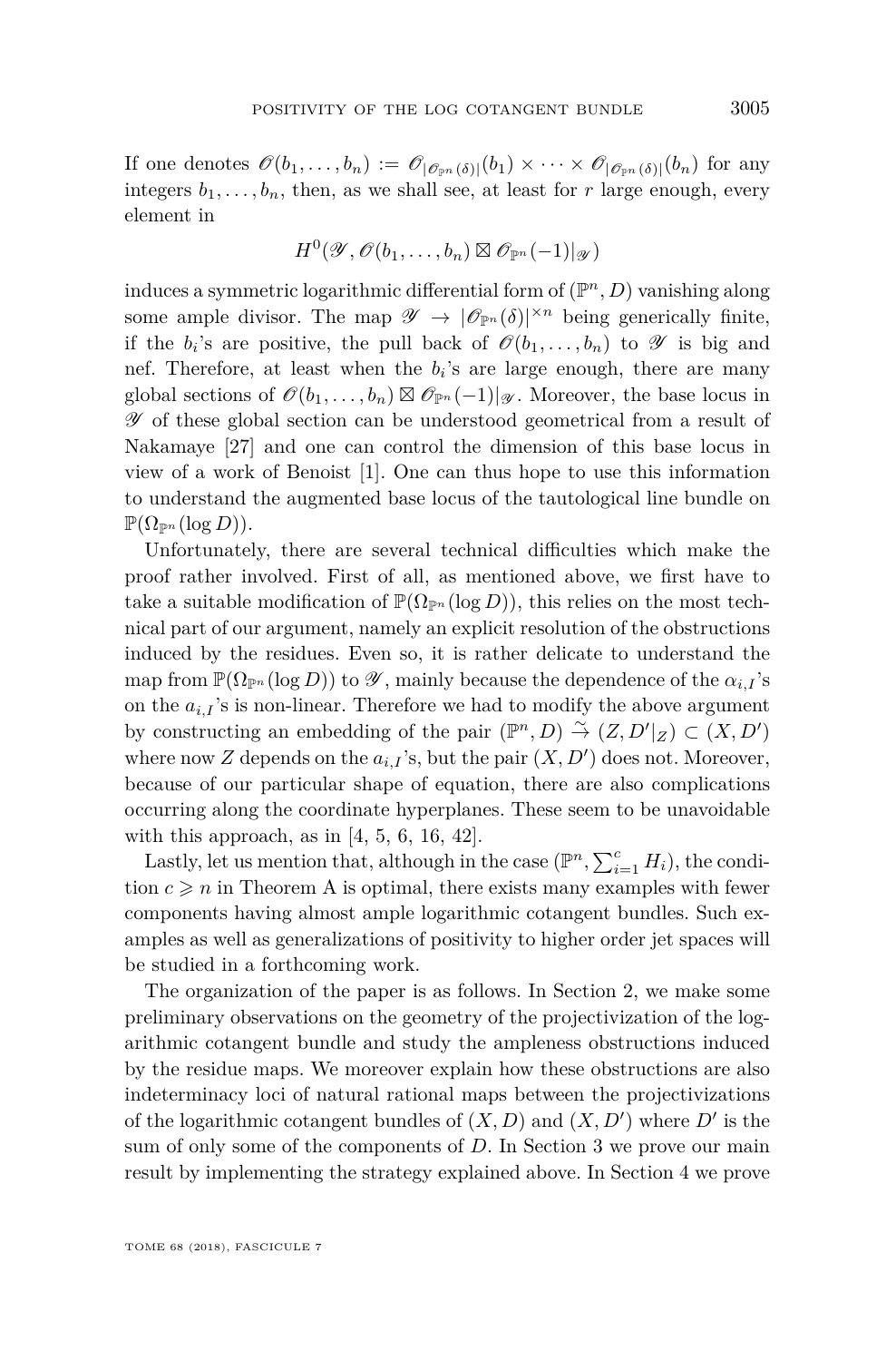If one denotes $\mathscr{O}(b_1, \dots, b_n) := \mathscr{O}_{|\mathscr{O}_{\mathbb{P}^n}(\delta)|}(b_1) \times \cdots \times \mathscr{O}_{|\mathscr{O}_{\mathbb{P}^n}(\delta)|}(b_n)$ for any integers $b_1, \dots, b_n$, then, as we shall see, at least for $r$ large enough, every element in

$$H^0(\mathscr{Y}, \mathscr{O}(b_1, \dots, b_n) \boxtimes \mathscr{O}_{\mathbb{P}^n}(-1)|_{\mathscr{Y}})$$

induces a symmetric logarithmic differential form of $(\mathbb{P}^n, D)$ vanishing along some ample divisor. The map $\mathscr{Y} \to |\mathscr{O}_{\mathbb{P}^n}(\delta)|^{\times n}$ being generically finite, if the $b_i$'s are positive, the pull back of $\mathscr{O}(b_1, \dots, b_n)$ to $\mathscr{Y}$ is big and nef. Therefore, at least when the $b_i$'s are large enough, there are many global sections of $\mathscr{O}(b_1, \dots, b_n) \boxtimes \mathscr{O}_{\mathbb{P}^n}(-1)|_{\mathscr{Y}}$. Moreover, the base locus in $\mathscr{Y}$ of these global section can be understood geometrical from a result of Nakamaye [27] and one can control the dimension of this base locus in view of a work of Benoist [1]. One can thus hope to use this information to understand the augmented base locus of the tautological line bundle on $\mathbb{P}(\Omega_{\mathbb{P}^n}(\log D))$.

Unfortunately, there are several technical difficulties which make the proof rather involved. First of all, as mentioned above, we first have to take a suitable modification of $\mathbb{P}(\Omega_{\mathbb{P}^n}(\log D))$, this relies on the most technical part of our argument, namely an explicit resolution of the obstructions induced by the residues. Even so, it is rather delicate to understand the map from $\mathbb{P}(\Omega_{\mathbb{P}^n}(\log D))$ to $\mathscr{Y}$, mainly because the dependence of the $\alpha_{i,I}$'s on the $a_{i,I}$'s is non-linear. Therefore we had to modify the above argument by constructing an embedding of the pair $(\mathbb{P}^n, D) \overset{\sim}{\to} (Z, D'|_Z) \subset (X, D')$ where now $Z$ depends on the $a_{i,I}$'s, but the pair $(X, D')$ does not. Moreover, because of our particular shape of equation, there are also complications occurring along the coordinate hyperplanes. These seem to be unavoidable with this approach, as in [4, 5, 6, 16, 42].

Lastly, let us mention that, although in the case $(\mathbb{P}^n, \sum_{i=1}^{c} H_i)$, the condition $c \geqslant n$ in Theorem A is optimal, there exists many examples with fewer components having almost ample logarithmic cotangent bundles. Such examples as well as generalizations of positivity to higher order jet spaces will be studied in a forthcoming work.

The organization of the paper is as follows. In Section 2, we make some preliminary observations on the geometry of the projectivization of the logarithmic cotangent bundle and study the ampleness obstructions induced by the residue maps. We moreover explain how these obstructions are also indeterminacy loci of natural rational maps between the projectivizations of the logarithmic cotangent bundles of $(X, D)$ and $(X, D')$ where $D'$ is the sum of only some of the components of $D$. In Section 3 we prove our main result by implementing the strategy explained above. In Section 4 we prove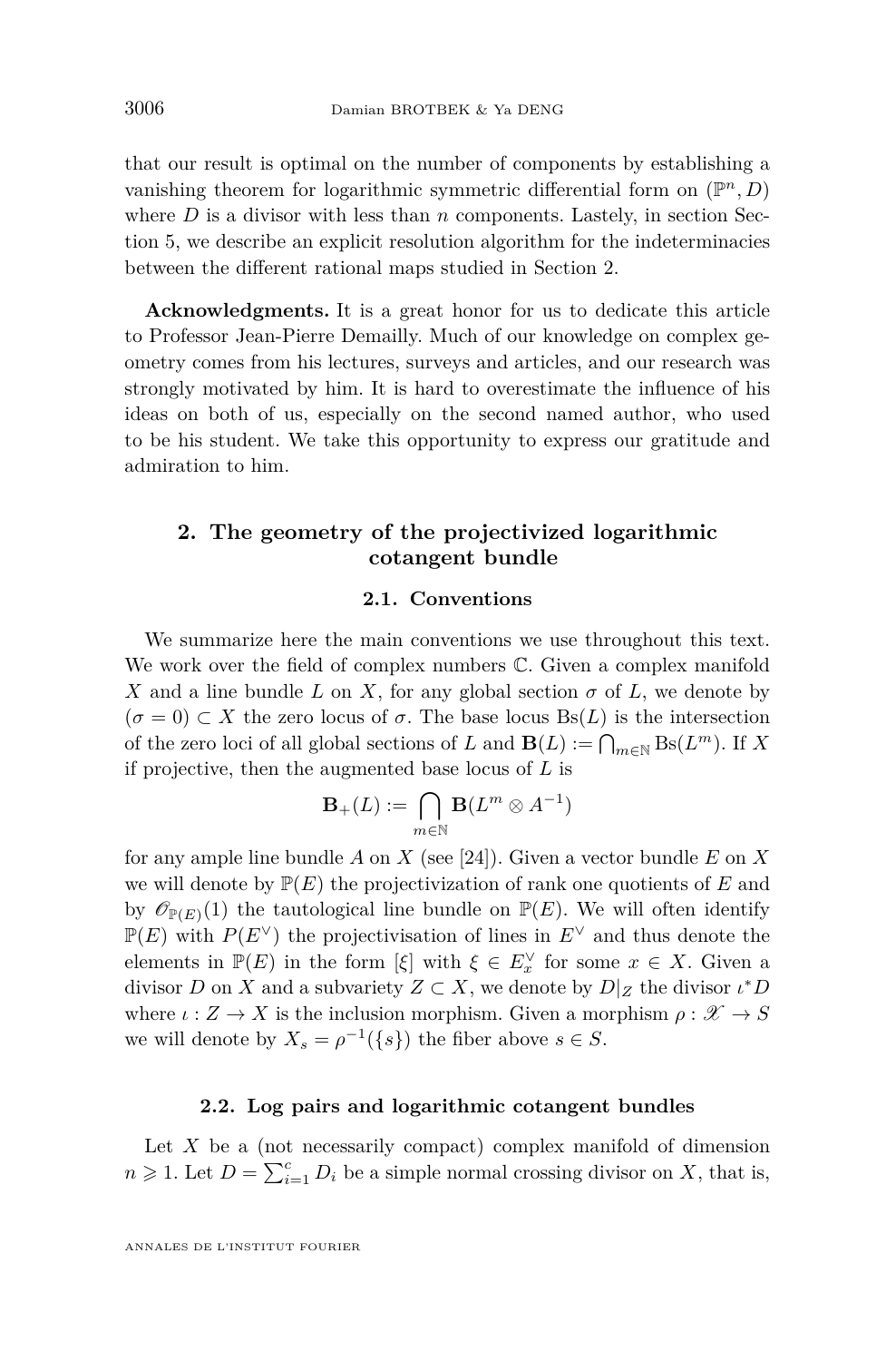that our result is optimal on the number of components by establishing a vanishing theorem for logarithmic symmetric differential form on $(\mathbb{P}^n, D)$ where $D$ is a divisor with less than $n$ components. Lastely, in section Section 5, we describe an explicit resolution algorithm for the indeterminacies between the different rational maps studied in Section 2.

**Acknowledgments.** It is a great honor for us to dedicate this article to Professor Jean-Pierre Demailly. Much of our knowledge on complex geometry comes from his lectures, surveys and articles, and our research was strongly motivated by him. It is hard to overestimate the influence of his ideas on both of us, especially on the second named author, who used to be his student. We take this opportunity to express our gratitude and admiration to him.

## 2. The geometry of the projectivized logarithmic cotangent bundle

### 2.1. Conventions

We summarize here the main conventions we use throughout this text. We work over the field of complex numbers $\mathbb{C}$. Given a complex manifold $X$ and a line bundle $L$ on $X$, for any global section $\sigma$ of $L$, we denote by $(\sigma = 0) \subset X$ the zero locus of $\sigma$. The base locus $\mathrm{Bs}(L)$ is the intersection of the zero loci of all global sections of $L$ and $\mathbf{B}(L) := \bigcap_{m \in \mathbb{N}} \mathrm{Bs}(L^m)$. If $X$ if projective, then the augmented base locus of $L$ is

$$\mathbf{B}_+(L) := \bigcap_{m \in \mathbb{N}} \mathbf{B}(L^m \otimes A^{-1})$$

for any ample line bundle $A$ on $X$ (see [24]). Given a vector bundle $E$ on $X$ we will denote by $\mathbb{P}(E)$ the projectivization of rank one quotients of $E$ and by $\mathscr{O}_{\mathbb{P}(E)}(1)$ the tautological line bundle on $\mathbb{P}(E)$. We will often identify $\mathbb{P}(E)$ with $P(E^\vee)$ the projectivisation of lines in $E^\vee$ and thus denote the elements in $\mathbb{P}(E)$ in the form $[\xi]$ with $\xi \in E_x^\vee$ for some $x \in X$. Given a divisor $D$ on $X$ and a subvariety $Z \subset X$, we denote by $D|_Z$ the divisor $\iota^* D$ where $\iota : Z \to X$ is the inclusion morphism. Given a morphism $\rho : \mathscr{X} \to S$ we will denote by $X_s = \rho^{-1}(\{s\})$ the fiber above $s \in S$.

### 2.2. Log pairs and logarithmic cotangent bundles

Let $X$ be a (not necessarily compact) complex manifold of dimension $n \geqslant 1$. Let $D = \sum_{i=1}^{c} D_i$ be a simple normal crossing divisor on $X$, that is,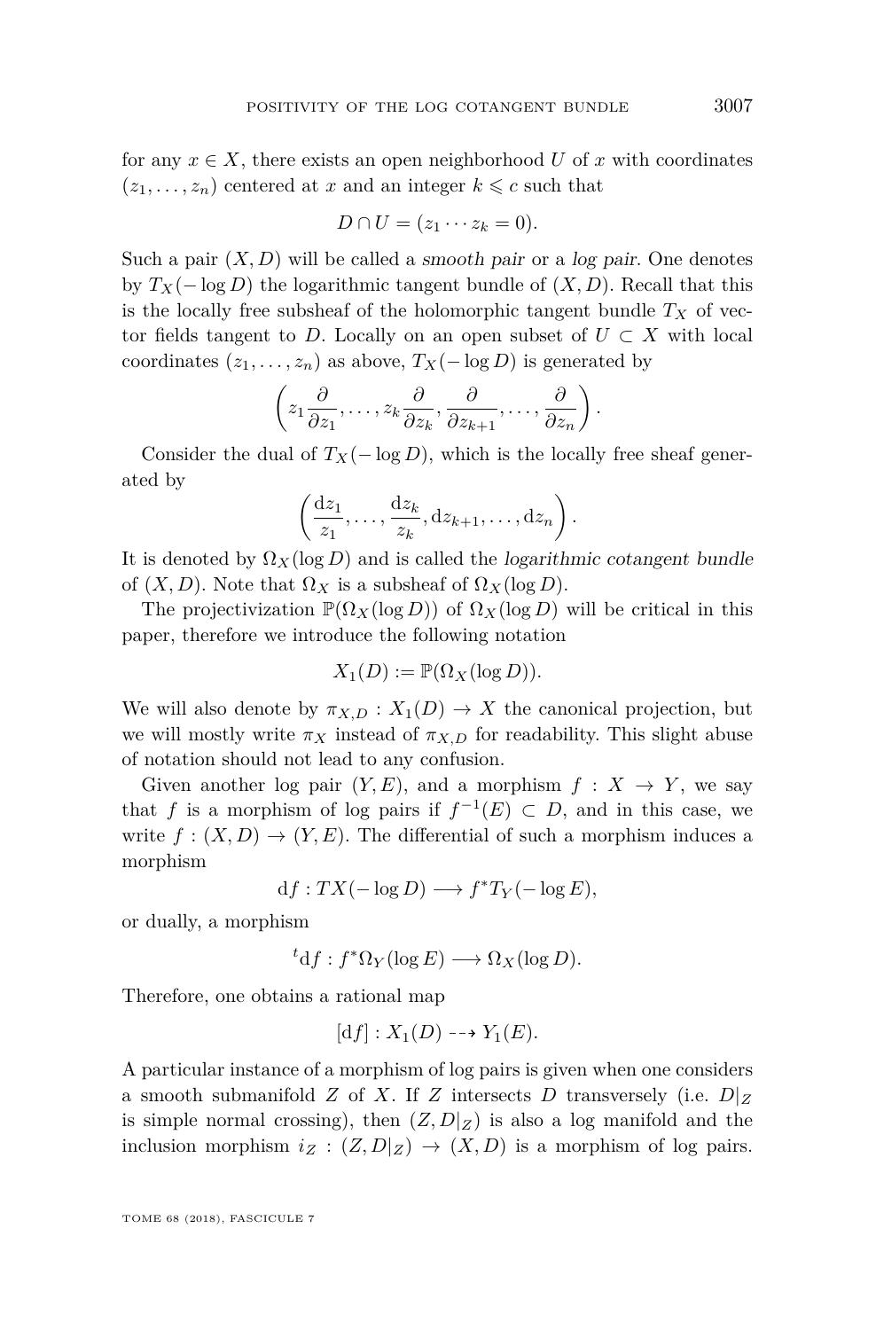for any $x \in X$, there exists an open neighborhood $U$ of $x$ with coordinates $(z_1, \ldots, z_n)$ centered at $x$ and an integer $k \leqslant c$ such that

$$D \cap U = (z_1 \cdots z_k = 0).$$

Such a pair $(X, D)$ will be called a *smooth pair* or a *log pair*. One denotes by $T_X(-\log D)$ the logarithmic tangent bundle of $(X, D)$. Recall that this is the locally free subsheaf of the holomorphic tangent bundle $T_X$ of vector fields tangent to $D$. Locally on an open subset of $U \subset X$ with local coordinates $(z_1, \ldots, z_n)$ as above, $T_X(-\log D)$ is generated by

$$\left( z_1 \frac{\partial}{\partial z_1}, \ldots, z_k \frac{\partial}{\partial z_k}, \frac{\partial}{\partial z_{k+1}}, \ldots, \frac{\partial}{\partial z_n} \right).$$

Consider the dual of $T_X(-\log D)$, which is the locally free sheaf generated by

$$\left( \frac{\mathrm{d}z_1}{z_1}, \ldots, \frac{\mathrm{d}z_k}{z_k}, \mathrm{d}z_{k+1}, \ldots, \mathrm{d}z_n \right).$$

It is denoted by $\Omega_X(\log D)$ and is called the *logarithmic cotangent bundle* of $(X, D)$. Note that $\Omega_X$ is a subsheaf of $\Omega_X(\log D)$.

The projectivization $\mathbb{P}(\Omega_X(\log D))$ of $\Omega_X(\log D)$ will be critical in this paper, therefore we introduce the following notation

$$X_1(D) := \mathbb{P}(\Omega_X(\log D)).$$

We will also denote by $\pi_{X,D} : X_1(D) \to X$ the canonical projection, but we will mostly write $\pi_X$ instead of $\pi_{X,D}$ for readability. This slight abuse of notation should not lead to any confusion.

Given another log pair $(Y, E)$, and a morphism $f : X \to Y$, we say that $f$ is a morphism of log pairs if $f^{-1}(E) \subset D$, and in this case, we write $f : (X, D) \to (Y, E)$. The differential of such a morphism induces a morphism

$$\mathrm{d}f : TX(-\log D) \longrightarrow f^* T_Y(-\log E),$$

or dually, a morphism

$${}^t\mathrm{d}f : f^*\Omega_Y(\log E) \longrightarrow \Omega_X(\log D).$$

Therefore, one obtains a rational map

$$[\mathrm{d}f] : X_1(D) \dashrightarrow Y_1(E).$$

A particular instance of a morphism of log pairs is given when one considers a smooth submanifold $Z$ of $X$. If $Z$ intersects $D$ transversely (i.e. $D|_Z$ is simple normal crossing), then $(Z, D|_Z)$ is also a log manifold and the inclusion morphism $i_Z : (Z, D|_Z) \to (X, D)$ is a morphism of log pairs.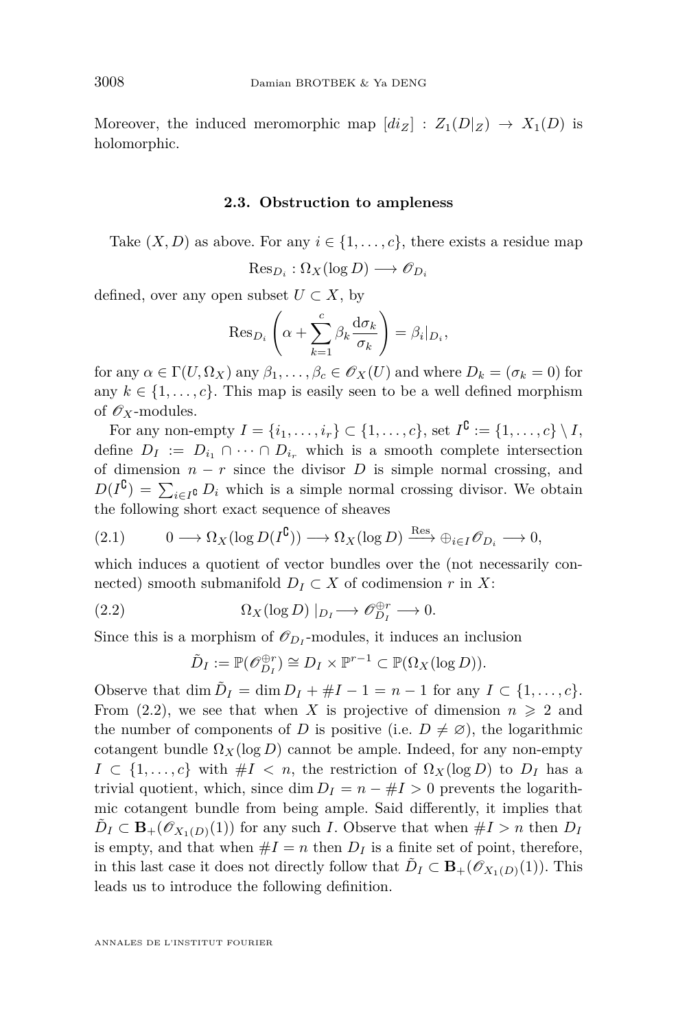Moreover, the induced meromorphic map $[di_Z] : Z_1(D|_Z) \to X_1(D)$ is holomorphic.

### 2.3. Obstruction to ampleness

Take $(X, D)$ as above. For any $i \in \{1, \ldots, c\}$, there exists a residue map

$$\mathrm{Res}_{D_i} : \Omega_X(\log D) \longrightarrow \mathscr{O}_{D_i}$$

defined, over any open subset $U \subset X$, by

$$\mathrm{Res}_{D_i}\left(\alpha + \sum_{k=1}^{c} \beta_k \frac{\mathrm{d}\sigma_k}{\sigma_k}\right) = \beta_i|_{D_i},$$

for any $\alpha \in \Gamma(U, \Omega_X)$ any $\beta_1, \ldots, \beta_c \in \mathscr{O}_X(U)$ and where $D_k = (\sigma_k = 0)$ for any $k \in \{1, \ldots, c\}$. This map is easily seen to be a well defined morphism of $\mathscr{O}_X$-modules.

For any non-empty $I = \{i_1, \ldots, i_r\} \subset \{1, \ldots, c\}$, set $I^{\complement} := \{1, \ldots, c\} \setminus I$, define $D_I := D_{i_1} \cap \cdots \cap D_{i_r}$ which is a smooth complete intersection of dimension $n - r$ since the divisor $D$ is simple normal crossing, and $D(I^{\complement}) = \sum_{i \in I^{\complement}} D_i$ which is a simple normal crossing divisor. We obtain the following short exact sequence of sheaves

$$0 \longrightarrow \Omega_X(\log D(I^{\complement})) \longrightarrow \Omega_X(\log D) \xrightarrow{\mathrm{Res}} \oplus_{i \in I} \mathscr{O}_{D_i} \longrightarrow 0, \tag{2.1}$$

which induces a quotient of vector bundles over the (not necessarily connected) smooth submanifold $D_I \subset X$ of codimension $r$ in $X$:

$$\Omega_X(\log D)\,|_{D_I} \longrightarrow \mathscr{O}_{D_I}^{\oplus r} \longrightarrow 0. \tag{2.2}$$

Since this is a morphism of $\mathscr{O}_{D_I}$-modules, it induces an inclusion

$$\tilde{D}_I := \mathbb{P}(\mathscr{O}_{D_I}^{\oplus r}) \cong D_I \times \mathbb{P}^{r-1} \subset \mathbb{P}(\Omega_X(\log D)).$$

Observe that $\dim \tilde{D}_I = \dim D_I + \# I - 1 = n - 1$ for any $I \subset \{1, \ldots, c\}$. From (2.2), we see that when $X$ is projective of dimension $n \geqslant 2$ and the number of components of $D$ is positive (i.e. $D \neq \varnothing$), the logarithmic cotangent bundle $\Omega_X(\log D)$ cannot be ample. Indeed, for any non-empty $I \subset \{1, \ldots, c\}$ with $\# I < n$, the restriction of $\Omega_X(\log D)$ to $D_I$ has a trivial quotient, which, since $\dim D_I = n - \# I > 0$ prevents the logarithmic cotangent bundle from being ample. Said differently, it implies that $\tilde{D}_I \subset \mathbf{B}_+(\mathscr{O}_{X_1(D)}(1))$ for any such $I$. Observe that when $\# I > n$ then $D_I$ is empty, and that when $\# I = n$ then $D_I$ is a finite set of point, therefore, in this last case it does not directly follow that $\tilde{D}_I \subset \mathbf{B}_+(\mathscr{O}_{X_1(D)}(1))$. This leads us to introduce the following definition.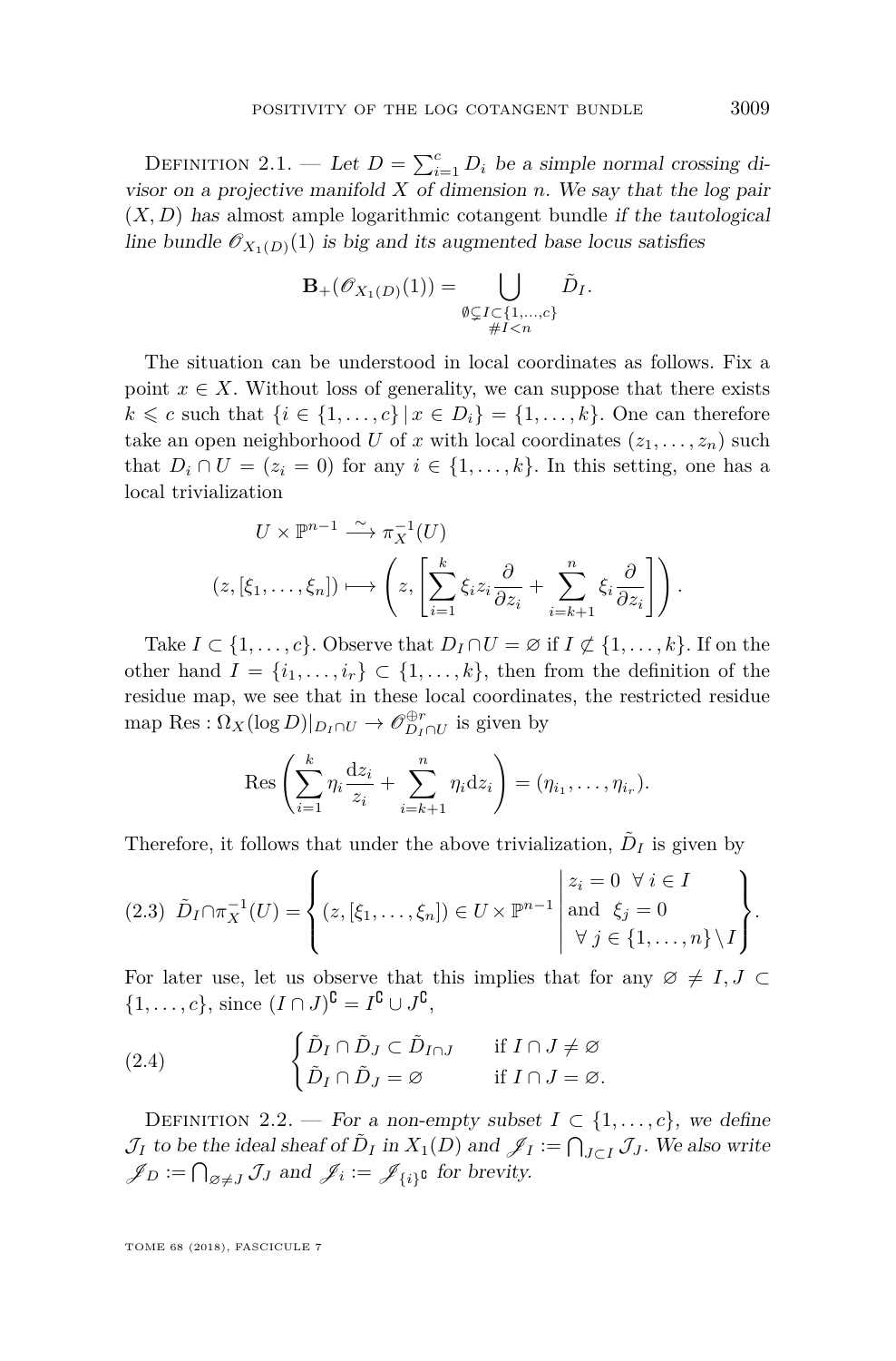Definition 2.1. — *Let $D = \sum_{i=1}^{c} D_i$ be a simple normal crossing divisor on a projective manifold $X$ of dimension $n$. We say that the log pair $(X, D)$ has* almost ample logarithmic cotangent bundle *if the tautological line bundle $\mathscr{O}_{X_1(D)}(1)$ is big and its augmented base locus satisfies*

$$\mathbf{B}_+(\mathscr{O}_{X_1(D)}(1)) = \bigcup_{\substack{\emptyset \subsetneq I \subset \{1,\dots,c\} \\ \#I < n}} \tilde{D}_I.$$

The situation can be understood in local coordinates as follows. Fix a point $x \in X$. Without loss of generality, we can suppose that there exists $k \leqslant c$ such that $\{i \in \{1, \dots, c\} \,|\, x \in D_i\} = \{1, \dots, k\}$. One can therefore take an open neighborhood $U$ of $x$ with local coordinates $(z_1, \dots, z_n)$ such that $D_i \cap U = (z_i = 0)$ for any $i \in \{1, \dots, k\}$. In this setting, one has a local trivialization

$$\begin{aligned} U \times \mathbb{P}^{n-1} &\xrightarrow{\sim} \pi_X^{-1}(U) \\ (z, [\xi_1, \dots, \xi_n]) &\longmapsto \left( z, \left[ \sum_{i=1}^{k} \xi_i z_i \frac{\partial}{\partial z_i} + \sum_{i=k+1}^{n} \xi_i \frac{\partial}{\partial z_i} \right] \right). \end{aligned}$$

Take $I \subset \{1, \dots, c\}$. Observe that $D_I \cap U = \varnothing$ if $I \not\subset \{1, \dots, k\}$. If on the other hand $I = \{i_1, \dots, i_r\} \subset \{1, \dots, k\}$, then from the definition of the residue map, we see that in these local coordinates, the restricted residue map $\mathrm{Res} : \Omega_X(\log D)|_{D_I \cap U} \to \mathscr{O}_{D_I \cap U}^{\oplus r}$ is given by

$$\mathrm{Res}\left( \sum_{i=1}^{k} \eta_i \frac{\mathrm{d}z_i}{z_i} + \sum_{i=k+1}^{n} \eta_i \mathrm{d}z_i \right) = (\eta_{i_1}, \dots, \eta_{i_r}).$$

Therefore, it follows that under the above trivialization, $\tilde{D}_I$ is given by

$$\tilde{D}_I \cap \pi_X^{-1}(U) = \left\{ (z, [\xi_1, \dots, \xi_n]) \in U \times \mathbb{P}^{n-1} \,\middle|\, \begin{array}{l} z_i = 0 \ \ \forall\, i \in I \\ \text{and} \ \ \xi_j = 0 \\ \ \ \forall\, j \in \{1, \dots, n\} \setminus I \end{array} \right\}. \tag{2.3}$$

For later use, let us observe that this implies that for any $\varnothing \neq I, J \subset \{1, \dots, c\}$, since $(I \cap J)^{\complement} = I^{\complement} \cup J^{\complement}$,

$$\begin{cases} \tilde{D}_I \cap \tilde{D}_J \subset \tilde{D}_{I \cap J} & \text{if } I \cap J \neq \varnothing \\ \tilde{D}_I \cap \tilde{D}_J = \varnothing & \text{if } I \cap J = \varnothing. \end{cases} \tag{2.4}$$

Definition 2.2. — *For a non-empty subset $I \subset \{1, \dots, c\}$, we define $\mathcal{J}_I$ to be the ideal sheaf of $\tilde{D}_I$ in $X_1(D)$ and $\mathscr{J}_I := \bigcap_{J \subset I} \mathcal{J}_J$. We also write $\mathscr{J}_D := \bigcap_{\varnothing \neq J} \mathcal{J}_J$ and $\mathscr{J}_i := \mathscr{J}_{\{i\}^{\complement}}$ for brevity.*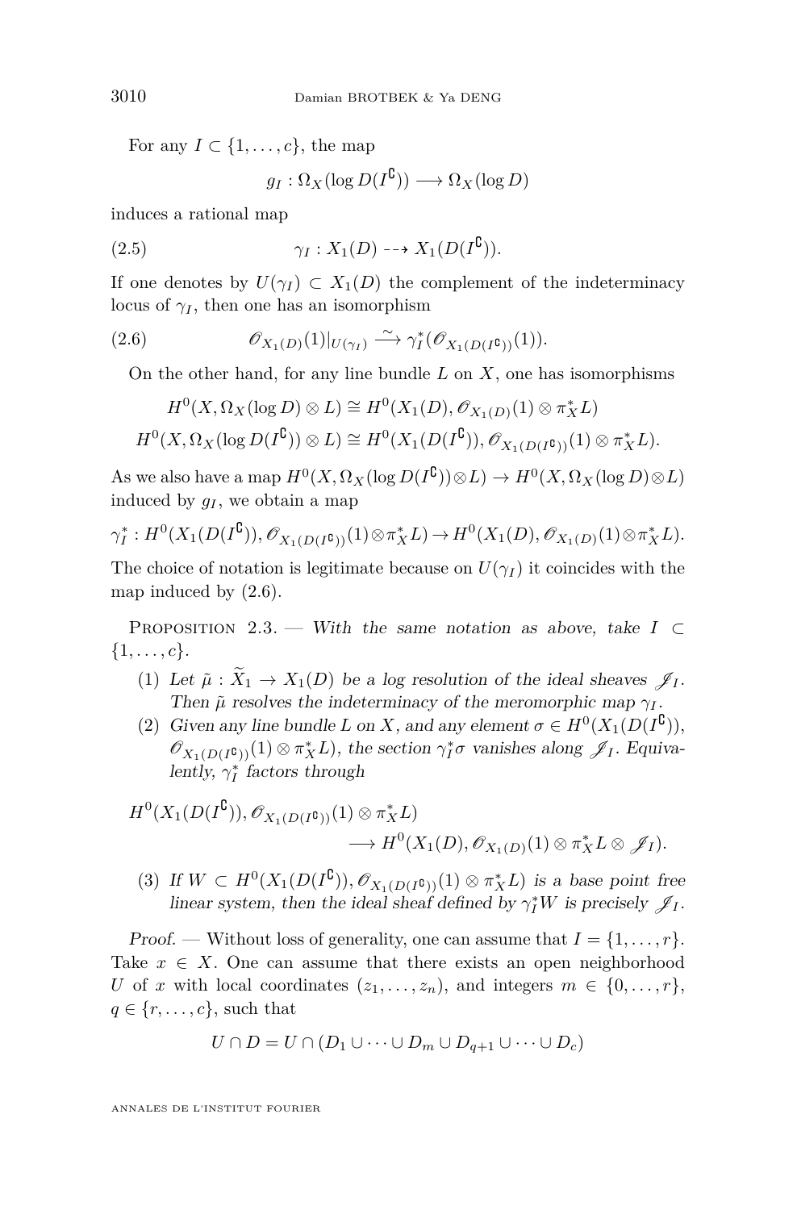For any $I \subset \{1, \ldots, c\}$, the map

$$g_I : \Omega_X(\log D(I^{\complement})) \longrightarrow \Omega_X(\log D)$$

induces a rational map

$$\gamma_I : X_1(D) \dashrightarrow X_1(D(I^{\complement})). \tag{2.5}$$

If one denotes by $U(\gamma_I) \subset X_1(D)$ the complement of the indeterminacy locus of $\gamma_I$, then one has an isomorphism

$$\mathscr{O}_{X_1(D)}(1)|_{U(\gamma_I)} \xrightarrow{\sim} \gamma_I^*(\mathscr{O}_{X_1(D(I^{\complement}))}(1)). \tag{2.6}$$

On the other hand, for any line bundle $L$ on $X$, one has isomorphisms

$$H^0(X, \Omega_X(\log D) \otimes L) \cong H^0(X_1(D), \mathscr{O}_{X_1(D)}(1) \otimes \pi_X^* L)$$
$$H^0(X, \Omega_X(\log D(I^{\complement})) \otimes L) \cong H^0(X_1(D(I^{\complement})), \mathscr{O}_{X_1(D(I^{\complement}))}(1) \otimes \pi_X^* L).$$

As we also have a map $H^0(X, \Omega_X(\log D(I^{\complement})) \otimes L) \to H^0(X, \Omega_X(\log D) \otimes L)$ induced by $g_I$, we obtain a map

$$\gamma_I^* : H^0(X_1(D(I^{\complement})), \mathscr{O}_{X_1(D(I^{\complement}))}(1) \otimes \pi_X^* L) \to H^0(X_1(D), \mathscr{O}_{X_1(D)}(1) \otimes \pi_X^* L).$$

The choice of notation is legitimate because on $U(\gamma_I)$ it coincides with the map induced by (2.6).

Proposition 2.3. — *With the same notation as above, take $I \subset \{1, \ldots, c\}$.*

1. *Let $\tilde{\mu} : \widetilde{X}_1 \to X_1(D)$ be a log resolution of the ideal sheaves $\mathscr{J}_I$. Then $\tilde{\mu}$ resolves the indeterminacy of the meromorphic map $\gamma_I$.*
2. *Given any line bundle $L$ on $X$, and any element $\sigma \in H^0(X_1(D(I^{\complement})), \mathscr{O}_{X_1(D(I^{\complement}))}(1) \otimes \pi_X^* L)$, the section $\gamma_I^* \sigma$ vanishes along $\mathscr{J}_I$. Equivalently, $\gamma_I^*$ factors through*

$$H^0(X_1(D(I^{\complement})), \mathscr{O}_{X_1(D(I^{\complement}))}(1) \otimes \pi_X^* L) \longrightarrow H^0(X_1(D), \mathscr{O}_{X_1(D)}(1) \otimes \pi_X^* L \otimes \mathscr{J}_I).$$

3. *If $W \subset H^0(X_1(D(I^{\complement})), \mathscr{O}_{X_1(D(I^{\complement}))}(1) \otimes \pi_X^* L)$ is a base point free linear system, then the ideal sheaf defined by $\gamma_I^* W$ is precisely $\mathscr{J}_I$.*

*Proof.* — Without loss of generality, one can assume that $I = \{1, \ldots, r\}$. Take $x \in X$. One can assume that there exists an open neighborhood $U$ of $x$ with local coordinates $(z_1, \ldots, z_n)$, and integers $m \in \{0, \ldots, r\}$, $q \in \{r, \ldots, c\}$, such that

$$U \cap D = U \cap (D_1 \cup \cdots \cup D_m \cup D_{q+1} \cup \cdots \cup D_c)$$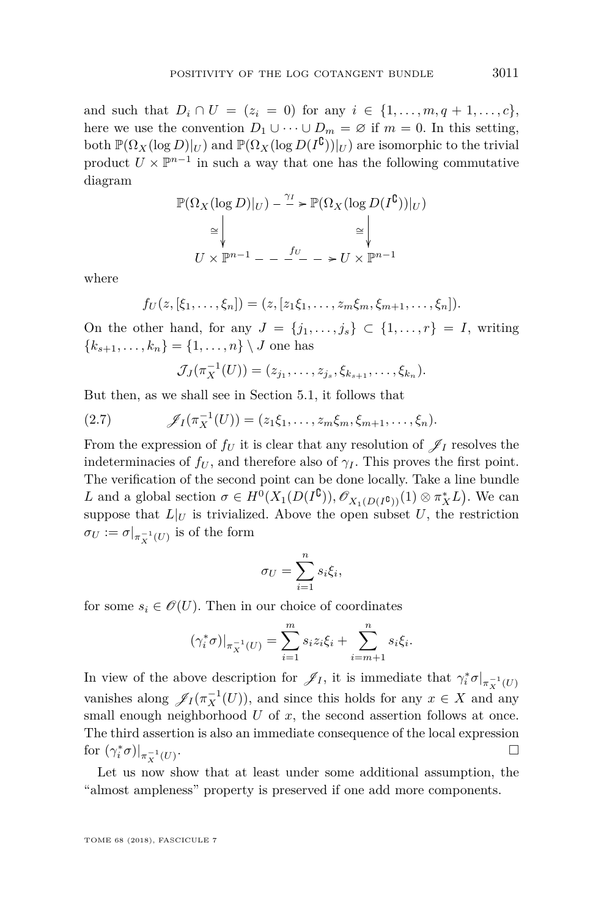and such that $D_i \cap U = (z_i = 0)$ for any $i \in \{1, \dots, m, q+1, \dots, c\}$, here we use the convention $D_1 \cup \cdots \cup D_m = \varnothing$ if $m = 0$. In this setting, both $\mathbb{P}(\Omega_X(\log D)|_U)$ and $\mathbb{P}(\Omega_X(\log D(I^{\complement}))|_U)$ are isomorphic to the trivial product $U \times \mathbb{P}^{n-1}$ in such a way that one has the following commutative diagram

$$
\begin{array}{ccc}
\mathbb{P}(\Omega_X(\log D)|_U) & \overset{\gamma_I}{\dashrightarrow} & \mathbb{P}(\Omega_X(\log D(I^{\complement}))|_U) \\
\cong \downarrow & & \downarrow \cong \\
U \times \mathbb{P}^{n-1} & \overset{f_U}{\dashrightarrow} & U \times \mathbb{P}^{n-1}
\end{array}
$$

where

$$f_U(z, [\xi_1, \dots, \xi_n]) = (z, [z_1\xi_1, \dots, z_m\xi_m, \xi_{m+1}, \dots, \xi_n]).$$

On the other hand, for any $J = \{j_1, \dots, j_s\} \subset \{1, \dots, r\} = I$, writing $\{k_{s+1}, \dots, k_n\} = \{1, \dots, n\} \setminus J$ one has

$$\mathcal{J}_J(\pi_X^{-1}(U)) = (z_{j_1}, \dots, z_{j_s}, \xi_{k_{s+1}}, \dots, \xi_{k_n}).$$

But then, as we shall see in Section 5.1, it follows that

$$\mathscr{J}_I(\pi_X^{-1}(U)) = (z_1\xi_1, \dots, z_m\xi_m, \xi_{m+1}, \dots, \xi_n). \tag{2.7}$$

From the expression of $f_U$ it is clear that any resolution of $\mathscr{J}_I$ resolves the indeterminacies of $f_U$, and therefore also of $\gamma_I$. This proves the first point. The verification of the second point can be done locally. Take a line bundle $L$ and a global section $\sigma \in H^0\big(X_1(D(I^{\complement})), \mathscr{O}_{X_1(D(I^{\complement}))}(1) \otimes \pi_X^* L\big)$. We can suppose that $L|_U$ is trivialized. Above the open subset $U$, the restriction $\sigma_U := \sigma|_{\pi_X^{-1}(U)}$ is of the form

$$\sigma_U = \sum_{i=1}^{n} s_i \xi_i,$$

for some $s_i \in \mathscr{O}(U)$. Then in our choice of coordinates

$$(\gamma_i^* \sigma)|_{\pi_X^{-1}(U)} = \sum_{i=1}^{m} s_i z_i \xi_i + \sum_{i=m+1}^{n} s_i \xi_i.$$

In view of the above description for $\mathscr{J}_I$, it is immediate that $\gamma_i^*\sigma|_{\pi_X^{-1}(U)}$ vanishes along $\mathscr{J}_I(\pi_X^{-1}(U))$, and since this holds for any $x \in X$ and any small enough neighborhood $U$ of $x$, the second assertion follows at once. The third assertion is also an immediate consequence of the local expression for $(\gamma_i^*\sigma)|_{\pi_X^{-1}(U)}$. $\square$

Let us now show that at least under some additional assumption, the "almost ampleness" property is preserved if one add more components.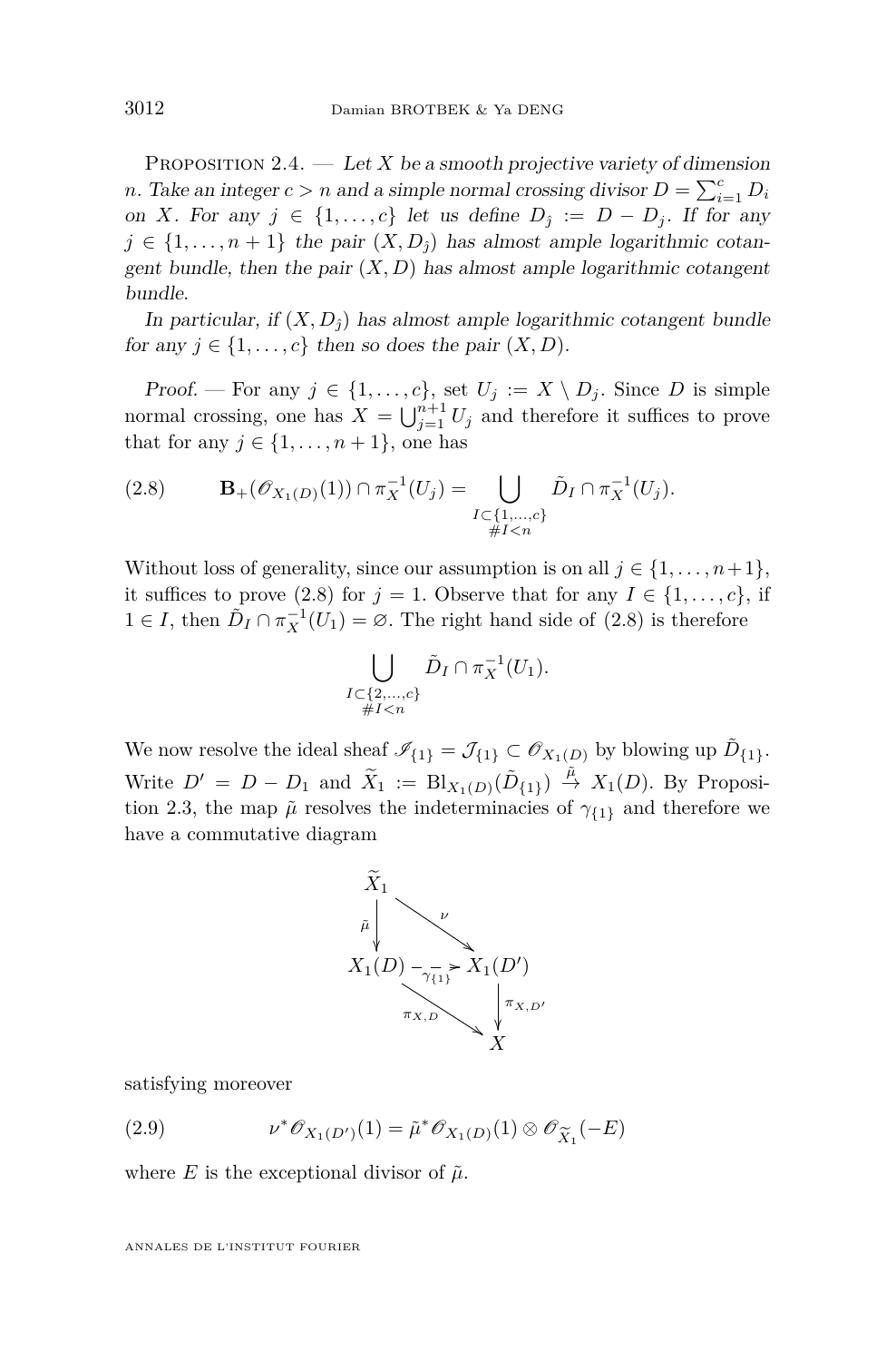Proposition 2.4. — *Let $X$ be a smooth projective variety of dimension $n$. Take an integer $c > n$ and a simple normal crossing divisor $D = \sum_{i=1}^{c} D_i$ on $X$. For any $j \in \{1, \ldots, c\}$ let us define $D_{\hat{j}} := D - D_j$. If for any $j \in \{1, \ldots, n+1\}$ the pair $(X, D_{\hat{j}})$ has almost ample logarithmic cotangent bundle, then the pair $(X, D)$ has almost ample logarithmic cotangent bundle.*

*In particular, if $(X, D_{\hat{j}})$ has almost ample logarithmic cotangent bundle for any $j \in \{1, \ldots, c\}$ then so does the pair $(X, D)$.*

*Proof.* — For any $j \in \{1, \ldots, c\}$, set $U_j := X \setminus D_j$. Since $D$ is simple normal crossing, one has $X = \bigcup_{j=1}^{n+1} U_j$ and therefore it suffices to prove that for any $j \in \{1, \ldots, n+1\}$, one has

$$\mathbf{B}_+(\mathscr{O}_{X_1(D)}(1)) \cap \pi_X^{-1}(U_j) = \bigcup_{\substack{I \subset \{1,\ldots,c\} \\ \#I < n}} \tilde{D}_I \cap \pi_X^{-1}(U_j). \tag{2.8}$$

Without loss of generality, since our assumption is on all $j \in \{1, \ldots, n+1\}$, it suffices to prove (2.8) for $j = 1$. Observe that for any $I \in \{1, \ldots, c\}$, if $1 \in I$, then $\tilde{D}_I \cap \pi_X^{-1}(U_1) = \varnothing$. The right hand side of (2.8) is therefore

$$\bigcup_{\substack{I \subset \{2,\ldots,c\} \\ \#I < n}} \tilde{D}_I \cap \pi_X^{-1}(U_1).$$

We now resolve the ideal sheaf $\mathscr{I}_{\{1\}} = \mathcal{J}_{\{1\}} \subset \mathscr{O}_{X_1(D)}$ by blowing up $\tilde{D}_{\{1\}}$. Write $D' = D - D_1$ and $\widetilde{X}_1 := \mathrm{Bl}_{X_1(D)}(\tilde{D}_{\{1\}}) \xrightarrow{\tilde{\mu}} X_1(D)$. By Proposition 2.3, the map $\tilde{\mu}$ resolves the indeterminacies of $\gamma_{\{1\}}$ and therefore we have a commutative diagram

$$\begin{array}{ccc}
\widetilde{X}_1 & & \\
\tilde{\mu} \downarrow & \searrow^{\nu} & \\
X_1(D) & \overset{\gamma_{\{1\}}}{\dashrightarrow} & X_1(D') \\
& \searrow_{\pi_{X,D}} & \downarrow \pi_{X,D'} \\
& & X
\end{array}$$

satisfying moreover

$$\nu^* \mathscr{O}_{X_1(D')}(1) = \tilde{\mu}^* \mathscr{O}_{X_1(D)}(1) \otimes \mathscr{O}_{\widetilde{X}_1}(-E) \tag{2.9}$$

where $E$ is the exceptional divisor of $\tilde{\mu}$.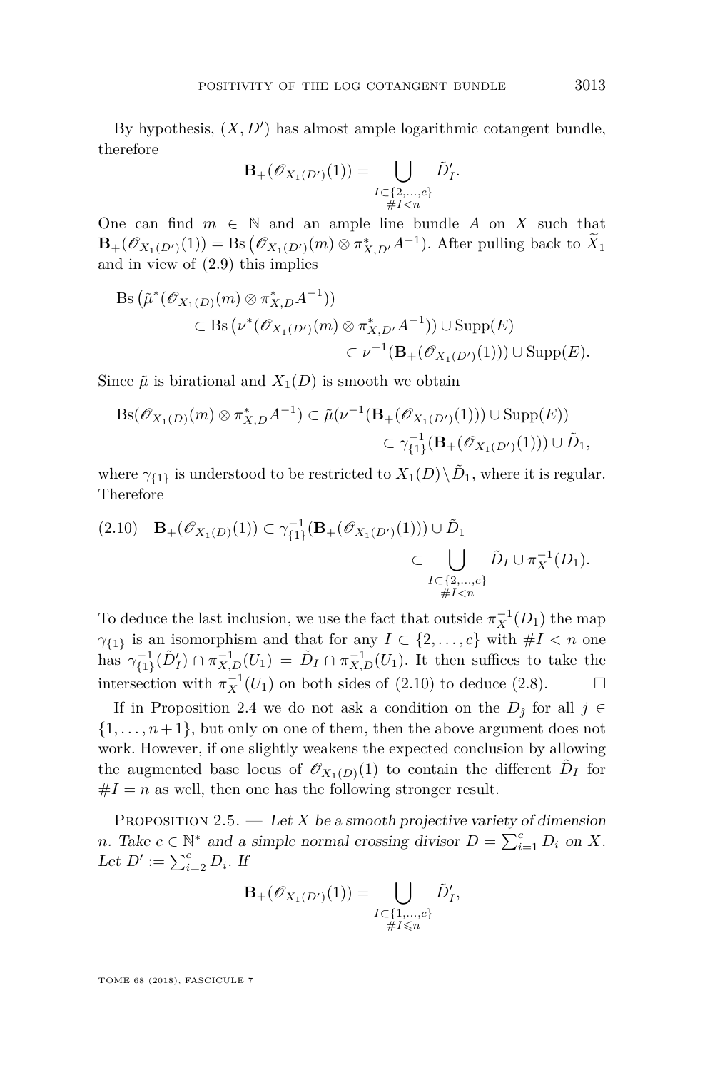By hypothesis, $(X, D')$ has almost ample logarithmic cotangent bundle, therefore

$$\mathbf{B}_+(\mathscr{O}_{X_1(D')}(1)) = \bigcup_{\substack{I\subset\{2,\dots,c\}\\ \#I<n}} \tilde{D}'_I.$$

One can find $m \in \mathbb{N}$ and an ample line bundle $A$ on $X$ such that $\mathbf{B}_+(\mathscr{O}_{X_1(D')}(1)) = \mathrm{Bs}\left(\mathscr{O}_{X_1(D')}(m)\otimes \pi^*_{X,D'}A^{-1}\right)$. After pulling back to $\widetilde{X}_1$ and in view of (2.9) this implies

$$\begin{aligned}\mathrm{Bs}\left(\tilde{\mu}^*(\mathscr{O}_{X_1(D)}(m)\otimes \pi^*_{X,D}A^{-1})\right) &\subset \mathrm{Bs}\left(\nu^*(\mathscr{O}_{X_1(D')}(m)\otimes \pi^*_{X,D'}A^{-1})\right)\cup \mathrm{Supp}(E)\\ &\subset \nu^{-1}(\mathbf{B}_+(\mathscr{O}_{X_1(D')}(1)))\cup \mathrm{Supp}(E).\end{aligned}$$

Since $\tilde{\mu}$ is birational and $X_1(D)$ is smooth we obtain

$$\begin{aligned}\mathrm{Bs}(\mathscr{O}_{X_1(D)}(m)\otimes \pi^*_{X,D}A^{-1}) &\subset \tilde{\mu}(\nu^{-1}(\mathbf{B}_+(\mathscr{O}_{X_1(D')}(1)))\cup \mathrm{Supp}(E))\\ &\subset \gamma^{-1}_{\{1\}}(\mathbf{B}_+(\mathscr{O}_{X_1(D')}(1)))\cup \tilde{D}_1,\end{aligned}$$

where $\gamma_{\{1\}}$ is understood to be restricted to $X_1(D)\setminus \tilde{D}_1$, where it is regular. Therefore

$$\begin{aligned}\mathbf{B}_+(\mathscr{O}_{X_1(D)}(1)) &\subset \gamma^{-1}_{\{1\}}(\mathbf{B}_+(\mathscr{O}_{X_1(D')}(1)))\cup \tilde{D}_1\\ &\subset \bigcup_{\substack{I\subset\{2,\dots,c\}\\ \#I<n}} \tilde{D}_I \cup \pi_X^{-1}(D_1).\end{aligned}\tag{2.10}$$

To deduce the last inclusion, we use the fact that outside $\pi_X^{-1}(D_1)$ the map $\gamma_{\{1\}}$ is an isomorphism and that for any $I\subset\{2,\dots,c\}$ with $\#I<n$ one has $\gamma^{-1}_{\{1\}}(\tilde{D}'_I)\cap \pi^{-1}_{X,D}(U_1) = \tilde{D}_I \cap \pi^{-1}_{X,D}(U_1)$. It then suffices to take the intersection with $\pi_X^{-1}(U_1)$ on both sides of (2.10) to deduce (2.8). □

If in Proposition 2.4 we do not ask a condition on the $D_{\hat{\jmath}}$ for all $j\in\{1,\dots,n+1\}$, but only on one of them, then the above argument does not work. However, if one slightly weakens the expected conclusion by allowing the augmented base locus of $\mathscr{O}_{X_1(D)}(1)$ to contain the different $\tilde{D}_I$ for $\#I = n$ as well, then one has the following stronger result.

Proposition 2.5. — *Let $X$ be a smooth projective variety of dimension $n$. Take $c\in\mathbb{N}^*$ and a simple normal crossing divisor $D=\sum_{i=1}^c D_i$ on $X$. Let $D' := \sum_{i=2}^c D_i$. If*

$$\mathbf{B}_+(\mathscr{O}_{X_1(D')}(1)) = \bigcup_{\substack{I\subset\{1,\dots,c\}\\ \#I\leqslant n}} \tilde{D}'_I,$$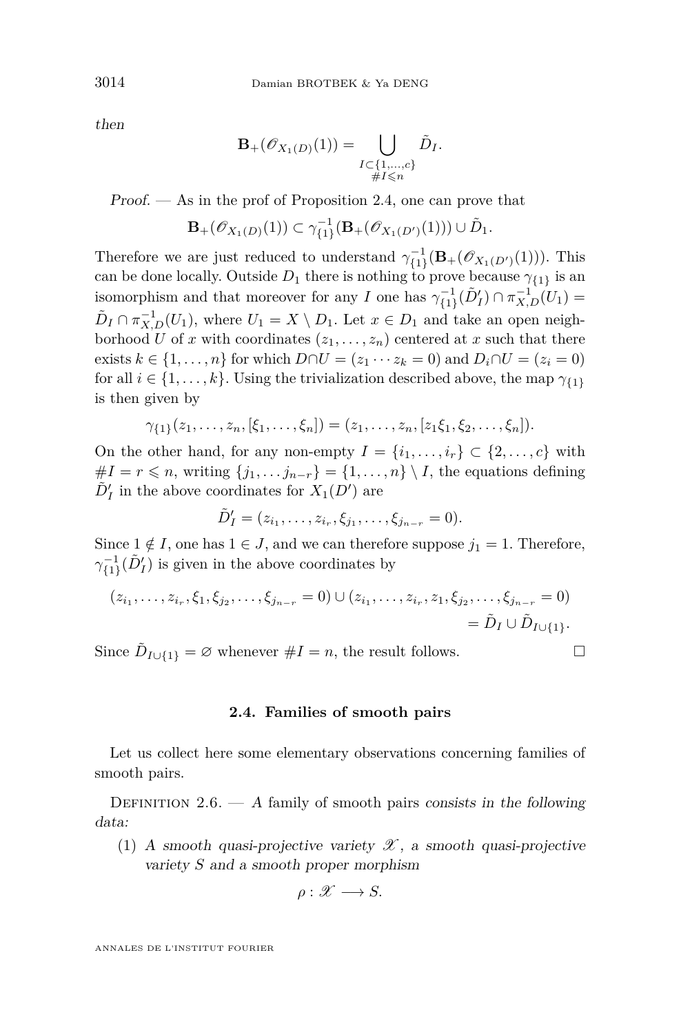then

$$\mathbf{B}_+(\mathscr{O}_{X_1(D)}(1)) = \bigcup_{\substack{I\subset\{1,\dots,c\}\\ \#I\leqslant n}} \tilde{D}_I.$$

*Proof.* — As in the prof of Proposition 2.4, one can prove that

$$\mathbf{B}_+(\mathscr{O}_{X_1(D)}(1)) \subset \gamma_{\{1\}}^{-1}(\mathbf{B}_+(\mathscr{O}_{X_1(D')}(1))) \cup \tilde{D}_1.$$

Therefore we are just reduced to understand $\gamma_{\{1\}}^{-1}(\mathbf{B}_+(\mathscr{O}_{X_1(D')}(1)))$. This can be done locally. Outside $D_1$ there is nothing to prove because $\gamma_{\{1\}}$ is an isomorphism and that moreover for any $I$ one has $\gamma_{\{1\}}^{-1}(\tilde{D}'_I) \cap \pi_{X,D}^{-1}(U_1) = \tilde{D}_I \cap \pi_{X,D}^{-1}(U_1)$, where $U_1 = X \setminus D_1$. Let $x \in D_1$ and take an open neighborhood $U$ of $x$ with coordinates $(z_1, \dots, z_n)$ centered at $x$ such that there exists $k \in \{1, \dots, n\}$ for which $D \cap U = (z_1 \cdots z_k = 0)$ and $D_i \cap U = (z_i = 0)$ for all $i \in \{1, \dots, k\}$. Using the trivialization described above, the map $\gamma_{\{1\}}$ is then given by

$$\gamma_{\{1\}}(z_1, \dots, z_n, [\xi_1, \dots, \xi_n]) = (z_1, \dots, z_n, [z_1\xi_1, \xi_2, \dots, \xi_n]).$$

On the other hand, for any non-empty $I = \{i_1, \dots, i_r\} \subset \{2, \dots, c\}$ with $\#I = r \leqslant n$, writing $\{j_1, \dots j_{n-r}\} = \{1, \dots, n\} \setminus I$, the equations defining $\tilde{D}'_I$ in the above coordinates for $X_1(D')$ are

$$\tilde{D}'_I = (z_{i_1}, \dots, z_{i_r}, \xi_{j_1}, \dots, \xi_{j_{n-r}} = 0).$$

Since $1 \notin I$, one has $1 \in J$, and we can therefore suppose $j_1 = 1$. Therefore, $\gamma_{\{1\}}^{-1}(\tilde{D}'_I)$ is given in the above coordinates by

$$(z_{i_1}, \dots, z_{i_r}, \xi_1, \xi_{j_2}, \dots, \xi_{j_{n-r}} = 0) \cup (z_{i_1}, \dots, z_{i_r}, z_1, \xi_{j_2}, \dots, \xi_{j_{n-r}} = 0) = \tilde{D}_I \cup \tilde{D}_{I\cup\{1\}}.$$

Since $\tilde{D}_{I\cup\{1\}} = \varnothing$ whenever $\#I = n$, the result follows. □

### 2.4. Families of smooth pairs

Let us collect here some elementary observations concerning families of smooth pairs.

Definition 2.6. — *A* family of smooth pairs *consists in the following data:*

(1) *A smooth quasi-projective variety $\mathscr{X}$, a smooth quasi-projective variety $S$ and a smooth proper morphism*

$$\rho : \mathscr{X} \longrightarrow S.$$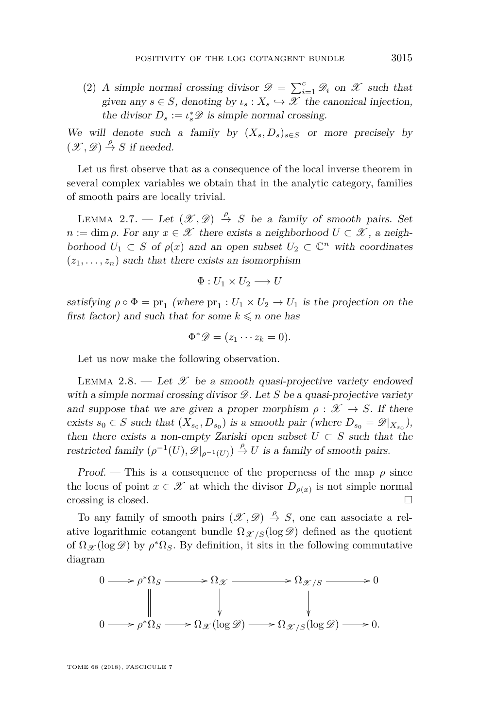(2) *A simple normal crossing divisor* $\mathscr{D} = \sum_{i=1}^{c} \mathscr{D}_i$ *on* $\mathscr{X}$ *such that given any* $s \in S$*, denoting by* $\iota_s : X_s \hookrightarrow \mathscr{X}$ *the canonical injection, the divisor* $D_s := \iota_s^* \mathscr{D}$ *is simple normal crossing.*

*We will denote such a family by* $(X_s, D_s)_{s\in S}$ *or more precisely by* $(\mathscr{X}, \mathscr{D}) \overset{\rho}{\to} S$ *if needed.*

Let us first observe that as a consequence of the local inverse theorem in several complex variables we obtain that in the analytic category, families of smooth pairs are locally trivial.

Lemma 2.7. — *Let* $(\mathscr{X}, \mathscr{D}) \overset{\rho}{\to} S$ *be a family of smooth pairs. Set* $n := \dim \rho$*. For any* $x \in \mathscr{X}$ *there exists a neighborhood* $U \subset \mathscr{X}$*, a neighborhood* $U_1 \subset S$ *of* $\rho(x)$ *and an open subset* $U_2 \subset \mathbb{C}^n$ *with coordinates* $(z_1, \ldots, z_n)$ *such that there exists an isomorphism*

$$\Phi : U_1 \times U_2 \longrightarrow U$$

*satisfying* $\rho \circ \Phi = \mathrm{pr}_1$ *(where* $\mathrm{pr}_1 : U_1 \times U_2 \to U_1$ *is the projection on the first factor) and such that for some* $k \leqslant n$ *one has*

$$\Phi^* \mathscr{D} = (z_1 \cdots z_k = 0).$$

Let us now make the following observation.

Lemma 2.8. — *Let* $\mathscr{X}$ *be a smooth quasi-projective variety endowed with a simple normal crossing divisor* $\mathscr{D}$*. Let* $S$ *be a quasi-projective variety and suppose that we are given a proper morphism* $\rho : \mathscr{X} \to S$*. If there exists* $s_0 \in S$ *such that* $(X_{s_0}, D_{s_0})$ *is a smooth pair (where* $D_{s_0} = \mathscr{D}|_{X_{s_0}}$*), then there exists a non-empty Zariski open subset* $U \subset S$ *such that the restricted family* $(\rho^{-1}(U), \mathscr{D}|_{\rho^{-1}(U)}) \overset{\rho}{\to} U$ *is a family of smooth pairs.*

*Proof.* — This is a consequence of the properness of the map $\rho$ since the locus of point $x \in \mathscr{X}$ at which the divisor $D_{\rho(x)}$ is not simple normal crossing is closed. □

To any family of smooth pairs $(\mathscr{X}, \mathscr{D}) \overset{\rho}{\to} S$, one can associate a relative logarithmic cotangent bundle $\Omega_{\mathscr{X}/S}(\log \mathscr{D})$ defined as the quotient of $\Omega_{\mathscr{X}}(\log \mathscr{D})$ by $\rho^* \Omega_S$. By definition, it sits in the following commutative diagram

$$\begin{array}{ccccccccc}
0 & \longrightarrow & \rho^*\Omega_S & \longrightarrow & \Omega_{\mathscr{X}} & \longrightarrow & \Omega_{\mathscr{X}/S} & \longrightarrow & 0 \\
 & & \| & & \downarrow & & \downarrow & & \\
0 & \longrightarrow & \rho^*\Omega_S & \longrightarrow & \Omega_{\mathscr{X}}(\log \mathscr{D}) & \longrightarrow & \Omega_{\mathscr{X}/S}(\log \mathscr{D}) & \longrightarrow & 0.
\end{array}$$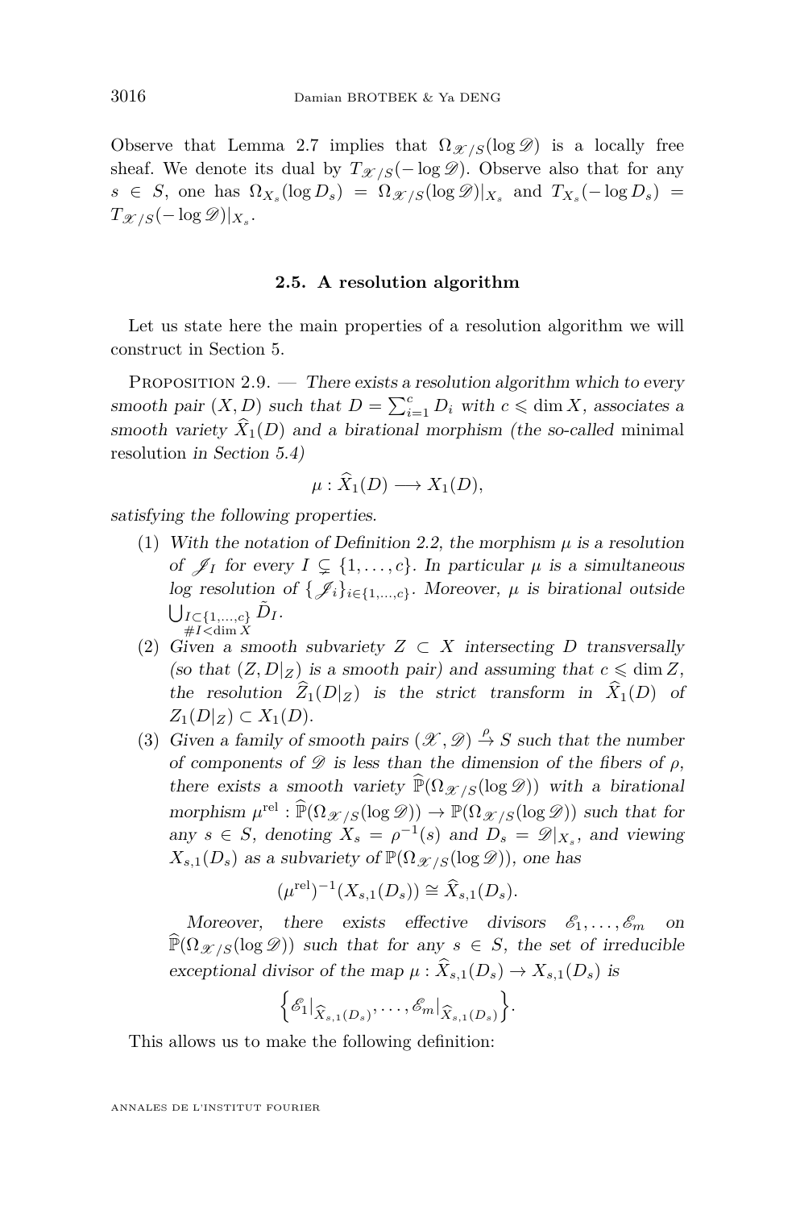Observe that Lemma 2.7 implies that $\Omega_{\mathscr{X}/S}(\log \mathscr{D})$ is a locally free sheaf. We denote its dual by $T_{\mathscr{X}/S}(-\log \mathscr{D})$. Observe also that for any $s \in S$, one has $\Omega_{X_s}(\log D_s) = \Omega_{\mathscr{X}/S}(\log \mathscr{D})|_{X_s}$ and $T_{X_s}(-\log D_s) = T_{\mathscr{X}/S}(-\log \mathscr{D})|_{X_s}$.

### 2.5. A resolution algorithm

Let us state here the main properties of a resolution algorithm we will construct in Section 5.

Proposition 2.9. — *There exists a resolution algorithm which to every smooth pair $(X, D)$ such that $D = \sum_{i=1}^{c} D_i$ with $c \leqslant \dim X$, associates a smooth variety $\widehat{X}_1(D)$ and a birational morphism (the so-called* minimal resolution *in Section 5.4)*

$$\mu : \widehat{X}_1(D) \longrightarrow X_1(D),$$

*satisfying the following properties.*

1. *With the notation of Definition 2.2, the morphism $\mu$ is a resolution of $\mathscr{J}_I$ for every $I \subsetneq \{1, \ldots, c\}$. In particular $\mu$ is a simultaneous log resolution of $\{\mathscr{J}_i\}_{i \in \{1,\ldots,c\}}$. Moreover, $\mu$ is birational outside $\bigcup_{\substack{I \subset \{1,\ldots,c\} \\ \# I < \dim X}} \tilde{D}_I$.*
2. *Given a smooth subvariety $Z \subset X$ intersecting $D$ transversally (so that $(Z, D|_Z)$ is a smooth pair) and assuming that $c \leqslant \dim Z$, the resolution $\widehat{Z}_1(D|_Z)$ is the strict transform in $\widehat{X}_1(D)$ of $Z_1(D|_Z) \subset X_1(D)$.*
3. *Given a family of smooth pairs $(\mathscr{X}, \mathscr{D}) \xrightarrow{\rho} S$ such that the number of components of $\mathscr{D}$ is less than the dimension of the fibers of $\rho$, there exists a smooth variety $\widehat{\mathbb{P}}(\Omega_{\mathscr{X}/S}(\log \mathscr{D}))$ with a birational morphism $\mu^{\mathrm{rel}} : \widehat{\mathbb{P}}(\Omega_{\mathscr{X}/S}(\log \mathscr{D})) \to \mathbb{P}(\Omega_{\mathscr{X}/S}(\log \mathscr{D}))$ such that for any $s \in S$, denoting $X_s = \rho^{-1}(s)$ and $D_s = \mathscr{D}|_{X_s}$, and viewing $X_{s,1}(D_s)$ as a subvariety of $\mathbb{P}(\Omega_{\mathscr{X}/S}(\log \mathscr{D}))$, one has*

   $$(\mu^{\mathrm{rel}})^{-1}(X_{s,1}(D_s)) \cong \widehat{X}_{s,1}(D_s).$$

   *Moreover, there exists effective divisors $\mathscr{E}_1, \ldots, \mathscr{E}_m$ on $\widehat{\mathbb{P}}(\Omega_{\mathscr{X}/S}(\log \mathscr{D}))$ such that for any $s \in S$, the set of irreducible exceptional divisor of the map $\mu : \widehat{X}_{s,1}(D_s) \to X_{s,1}(D_s)$ is*

   $$\Big\{ \mathscr{E}_1|_{\widehat{X}_{s,1}(D_s)}, \ldots, \mathscr{E}_m|_{\widehat{X}_{s,1}(D_s)} \Big\}.$$

This allows us to make the following definition: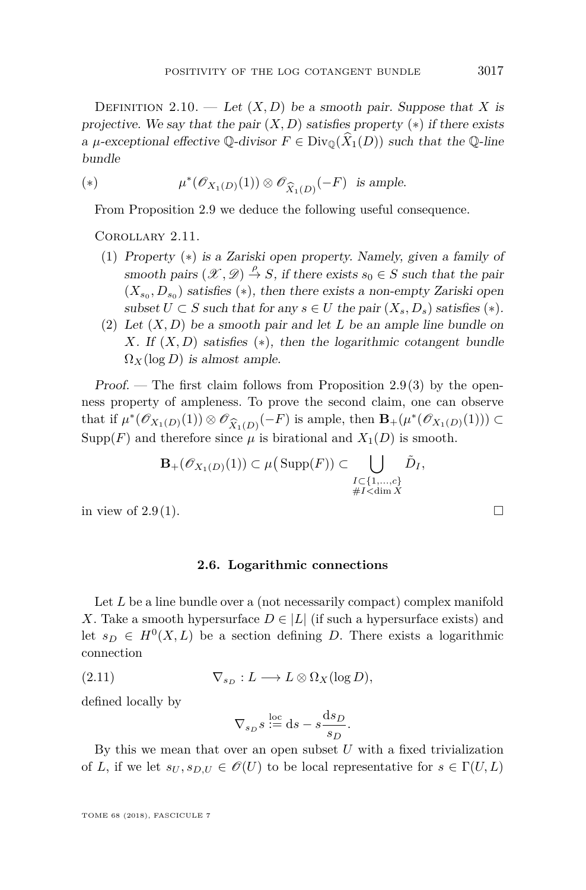Definition 2.10. — *Let $(X, D)$ be a smooth pair. Suppose that $X$ is projective. We say that the pair $(X, D)$ satisfies property $(*)$ if there exists a $\mu$-exceptional effective $\mathbb{Q}$-divisor $F \in \mathrm{Div}_{\mathbb{Q}}(\widehat{X}_1(D))$ such that the $\mathbb{Q}$-line bundle*

$$(*) \qquad \mu^*(\mathscr{O}_{X_1(D)}(1)) \otimes \mathscr{O}_{\widehat{X}_1(D)}(-F) \quad \text{is ample.}$$

From Proposition 2.9 we deduce the following useful consequence.

Corollary 2.11.

1. *Property $(*)$ is a Zariski open property. Namely, given a family of smooth pairs $(\mathscr{X}, \mathscr{D}) \xrightarrow{\rho} S$, if there exists $s_0 \in S$ such that the pair $(X_{s_0}, D_{s_0})$ satisfies $(*)$, then there exists a non-empty Zariski open subset $U \subset S$ such that for any $s \in U$ the pair $(X_s, D_s)$ satisfies $(*)$.*
2. *Let $(X, D)$ be a smooth pair and let $L$ be an ample line bundle on $X$. If $(X, D)$ satisfies $(*)$, then the logarithmic cotangent bundle $\Omega_X(\log D)$ is almost ample.*

*Proof.* — The first claim follows from Proposition 2.9 (3) by the openness property of ampleness. To prove the second claim, one can observe that if $\mu^*(\mathscr{O}_{X_1(D)}(1)) \otimes \mathscr{O}_{\widehat{X}_1(D)}(-F)$ is ample, then $\mathbf{B}_+(\mu^*(\mathscr{O}_{X_1(D)}(1))) \subset \mathrm{Supp}(F)$ and therefore since $\mu$ is birational and $X_1(D)$ is smooth.

$$\mathbf{B}_+(\mathscr{O}_{X_1(D)}(1)) \subset \mu\big(\mathrm{Supp}(F)\big) \subset \bigcup_{\substack{I \subset \{1,\ldots,c\} \\ \# I < \dim X}} \tilde{D}_I,$$

in view of 2.9 (1). $\square$

### 2.6. Logarithmic connections

Let $L$ be a line bundle over a (not necessarily compact) complex manifold $X$. Take a smooth hypersurface $D \in |L|$ (if such a hypersurface exists) and let $s_D \in H^0(X, L)$ be a section defining $D$. There exists a logarithmic connection

$$(2.11) \qquad \nabla_{s_D} : L \longrightarrow L \otimes \Omega_X(\log D),$$

defined locally by

$$\nabla_{s_D} s \overset{\text{loc}}{:=} \mathrm{d}s - s \frac{\mathrm{d}s_D}{s_D}.$$

By this we mean that over an open subset $U$ with a fixed trivialization of $L$, if we let $s_U, s_{D,U} \in \mathscr{O}(U)$ to be local representative for $s \in \Gamma(U, L)$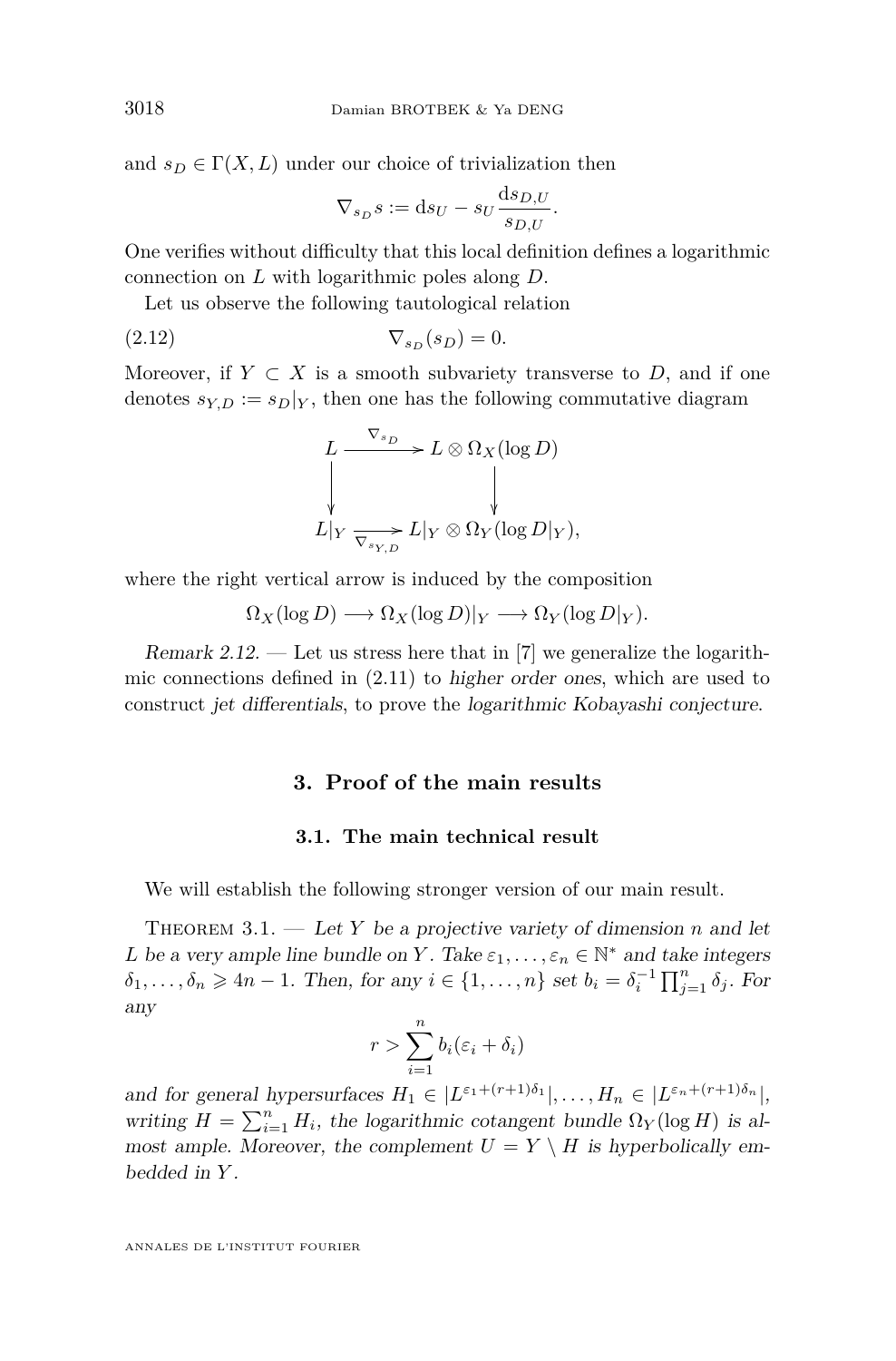and $s_D \in \Gamma(X, L)$ under our choice of trivialization then

$$\nabla_{s_D} s := \mathrm{d}s_U - s_U \frac{\mathrm{d}s_{D,U}}{s_{D,U}}.$$

One verifies without difficulty that this local definition defines a logarithmic connection on $L$ with logarithmic poles along $D$.

Let us observe the following tautological relation

$$\nabla_{s_D}(s_D) = 0. \tag{2.12}$$

Moreover, if $Y \subset X$ is a smooth subvariety transverse to $D$, and if one denotes $s_{Y,D} := s_D|_Y$, then one has the following commutative diagram

$$\begin{array}{ccc} L & \xrightarrow{\nabla_{s_D}} & L \otimes \Omega_X(\log D) \\ \downarrow & & \downarrow \\ L|_Y & \xrightarrow[\nabla_{s_{Y,D}}]{} & L|_Y \otimes \Omega_Y(\log D|_Y), \end{array}$$

where the right vertical arrow is induced by the composition

$$\Omega_X(\log D) \longrightarrow \Omega_X(\log D)|_Y \longrightarrow \Omega_Y(\log D|_Y).$$

*Remark 2.12.* — Let us stress here that in [7] we generalize the logarithmic connections defined in (2.11) to *higher order ones*, which are used to construct *jet differentials*, to prove the *logarithmic Kobayashi conjecture*.

## 3. Proof of the main results

### 3.1. The main technical result

We will establish the following stronger version of our main result.

THEOREM 3.1. — *Let $Y$ be a projective variety of dimension $n$ and let $L$ be a very ample line bundle on $Y$. Take $\varepsilon_1, \dots, \varepsilon_n \in \mathbb{N}^*$ and take integers $\delta_1, \dots, \delta_n \geqslant 4n-1$. Then, for any $i \in \{1, \dots, n\}$ set $b_i = \delta_i^{-1} \prod_{j=1}^n \delta_j$. For any*

$$r > \sum_{i=1}^n b_i(\varepsilon_i + \delta_i)$$

*and for general hypersurfaces $H_1 \in |L^{\varepsilon_1+(r+1)\delta_1}|, \dots, H_n \in |L^{\varepsilon_n+(r+1)\delta_n}|$, writing $H = \sum_{i=1}^n H_i$, the logarithmic cotangent bundle $\Omega_Y(\log H)$ is almost ample. Moreover, the complement $U = Y \setminus H$ is hyperbolically embedded in $Y$.*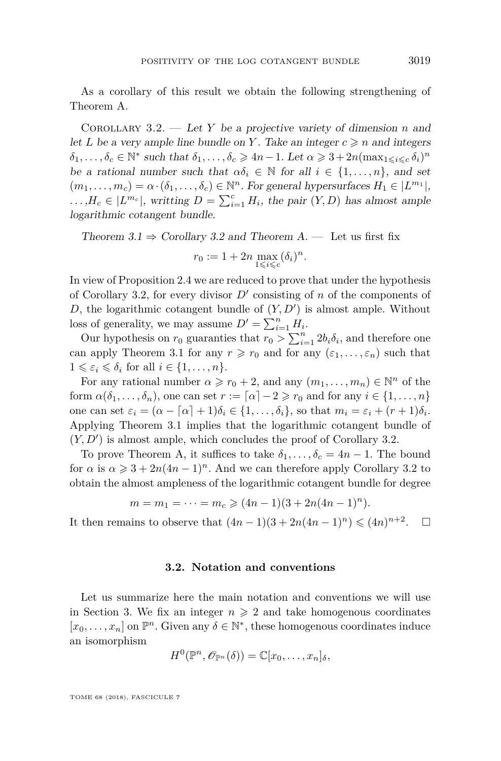As a corollary of this result we obtain the following strengthening of Theorem A.

Corollary 3.2. — *Let $Y$ be a projective variety of dimension $n$ and let $L$ be a very ample line bundle on $Y$. Take an integer $c \geqslant n$ and integers $\delta_1, \dots, \delta_c \in \mathbb{N}^*$ such that $\delta_1, \dots, \delta_c \geqslant 4n-1$. Let $\alpha \geqslant 3 + 2n(\max_{1 \leqslant i \leqslant c} \delta_i)^n$ be a rational number such that $\alpha\delta_i \in \mathbb{N}$ for all $i \in \{1, \dots, n\}$, and set $(m_1, \dots, m_c) = \alpha \cdot (\delta_1, \dots, \delta_c) \in \mathbb{N}^n$. For general hypersurfaces $H_1 \in |L^{m_1}|$, $\dots, H_c \in |L^{m_c}|$, writting $D = \sum_{i=1}^{c} H_i$, the pair $(Y, D)$ has almost ample logarithmic cotangent bundle.*

*Theorem 3.1 ⇒ Corollary 3.2 and Theorem A.* — Let us first fix

$$r_0 := 1 + 2n \max_{1 \leqslant i \leqslant c} (\delta_i)^n.$$

In view of Proposition 2.4 we are reduced to prove that under the hypothesis of Corollary 3.2, for every divisor $D'$ consisting of $n$ of the components of $D$, the logarithmic cotangent bundle of $(Y, D')$ is almost ample. Without loss of generality, we may assume $D' = \sum_{i=1}^{n} H_i$.

Our hypothesis on $r_0$ guaranties that $r_0 > \sum_{i=1}^{n} 2b_i\delta_i$, and therefore one can apply Theorem 3.1 for any $r \geqslant r_0$ and for any $(\varepsilon_1, \dots, \varepsilon_n)$ such that $1 \leqslant \varepsilon_i \leqslant \delta_i$ for all $i \in \{1, \dots, n\}$.

For any rational number $\alpha \geqslant r_0 + 2$, and any $(m_1, \dots, m_n) \in \mathbb{N}^n$ of the form $\alpha(\delta_1, \dots, \delta_n)$, one can set $r := \lceil \alpha \rceil - 2 \geqslant r_0$ and for any $i \in \{1, \dots, n\}$ one can set $\varepsilon_i = (\alpha - \lceil \alpha \rceil + 1)\delta_i \in \{1, \dots, \delta_i\}$, so that $m_i = \varepsilon_i + (r+1)\delta_i$. Applying Theorem 3.1 implies that the logarithmic cotangent bundle of $(Y, D')$ is almost ample, which concludes the proof of Corollary 3.2.

To prove Theorem A, it suffices to take $\delta_1, \dots, \delta_c = 4n - 1$. The bound for $\alpha$ is $\alpha \geqslant 3 + 2n(4n-1)^n$. And we can therefore apply Corollary 3.2 to obtain the almost ampleness of the logarithmic cotangent bundle for degree

$$m = m_1 = \dots = m_c \geqslant (4n-1)(3 + 2n(4n-1)^n).$$

It then remains to observe that $(4n-1)(3 + 2n(4n-1)^n) \leqslant (4n)^{n+2}$. □

### 3.2. Notation and conventions

Let us summarize here the main notation and conventions we will use in Section 3. We fix an integer $n \geqslant 2$ and take homogenous coordinates $[x_0, \dots, x_n]$ on $\mathbb{P}^n$. Given any $\delta \in \mathbb{N}^*$, these homogenous coordinates induce an isomorphism

$$H^0(\mathbb{P}^n, \mathscr{O}_{\mathbb{P}^n}(\delta)) = \mathbb{C}[x_0, \dots, x_n]_\delta,$$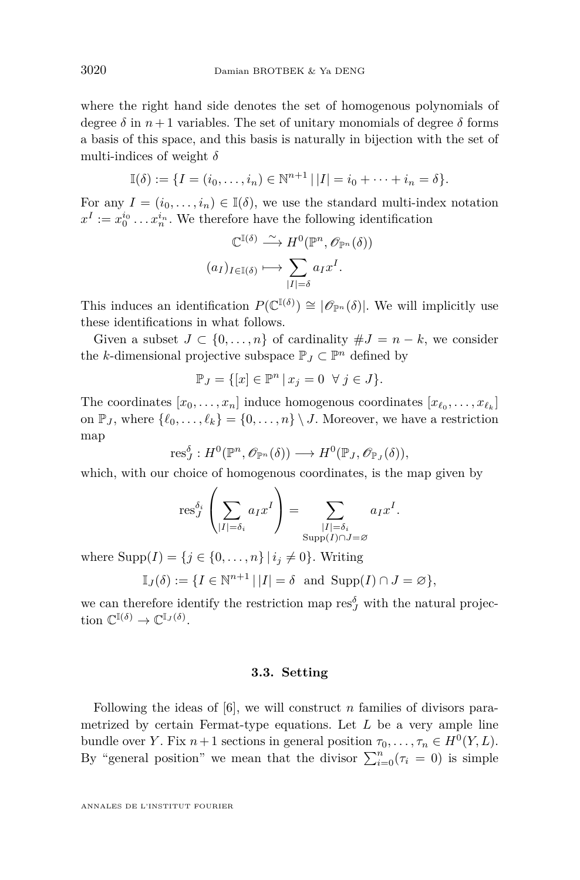where the right hand side denotes the set of homogenous polynomials of degree $\delta$ in $n+1$ variables. The set of unitary monomials of degree $\delta$ forms a basis of this space, and this basis is naturally in bijection with the set of multi-indices of weight $\delta$

$$\mathbb{I}(\delta) := \{I = (i_0, \ldots, i_n) \in \mathbb{N}^{n+1} \,|\, |I| = i_0 + \cdots + i_n = \delta\}.$$

For any $I = (i_0, \ldots, i_n) \in \mathbb{I}(\delta)$, we use the standard multi-index notation $x^I := x_0^{i_0} \ldots x_n^{i_n}$. We therefore have the following identification

$$\begin{aligned} \mathbb{C}^{\mathbb{I}(\delta)} &\xrightarrow{\sim} H^0(\mathbb{P}^n, \mathscr{O}_{\mathbb{P}^n}(\delta)) \\ (a_I)_{I \in \mathbb{I}(\delta)} &\longmapsto \sum_{|I|=\delta} a_I x^I. \end{aligned}$$

This induces an identification $P(\mathbb{C}^{\mathbb{I}(\delta)}) \cong |\mathscr{O}_{\mathbb{P}^n}(\delta)|$. We will implicitly use these identifications in what follows.

Given a subset $J \subset \{0, \ldots, n\}$ of cardinality $\# J = n-k$, we consider the $k$-dimensional projective subspace $\mathbb{P}_J \subset \mathbb{P}^n$ defined by

$$\mathbb{P}_J = \{[x] \in \mathbb{P}^n \,|\, x_j = 0 \;\; \forall\, j \in J\}.$$

The coordinates $[x_0, \ldots, x_n]$ induce homogenous coordinates $[x_{\ell_0}, \ldots, x_{\ell_k}]$ on $\mathbb{P}_J$, where $\{\ell_0, \ldots, \ell_k\} = \{0, \ldots, n\} \setminus J$. Moreover, we have a restriction map

$$\mathrm{res}_J^\delta : H^0(\mathbb{P}^n, \mathscr{O}_{\mathbb{P}^n}(\delta)) \longrightarrow H^0(\mathbb{P}_J, \mathscr{O}_{\mathbb{P}_J}(\delta)),$$

which, with our choice of homogenous coordinates, is the map given by

$$\mathrm{res}_J^{\delta_i}\left(\sum_{|I|=\delta_i} a_I x^I\right) = \sum_{\substack{|I|=\delta_i \\ \mathrm{Supp}(I) \cap J = \varnothing}} a_I x^I.$$

where $\mathrm{Supp}(I) = \{j \in \{0, \ldots, n\} \,|\, i_j \neq 0\}$. Writing

$$\mathbb{I}_J(\delta) := \{I \in \mathbb{N}^{n+1} \,|\, |I| = \delta \;\text{ and }\; \mathrm{Supp}(I) \cap J = \varnothing\},$$

we can therefore identify the restriction map $\mathrm{res}_J^\delta$ with the natural projection $\mathbb{C}^{\mathbb{I}(\delta)} \to \mathbb{C}^{\mathbb{I}_J(\delta)}$.

### 3.3. Setting

Following the ideas of [6], we will construct $n$ families of divisors parametrized by certain Fermat-type equations. Let $L$ be a very ample line bundle over $Y$. Fix $n+1$ sections in general position $\tau_0, \ldots, \tau_n \in H^0(Y, L)$. By "general position" we mean that the divisor $\sum_{i=0}^n (\tau_i = 0)$ is simple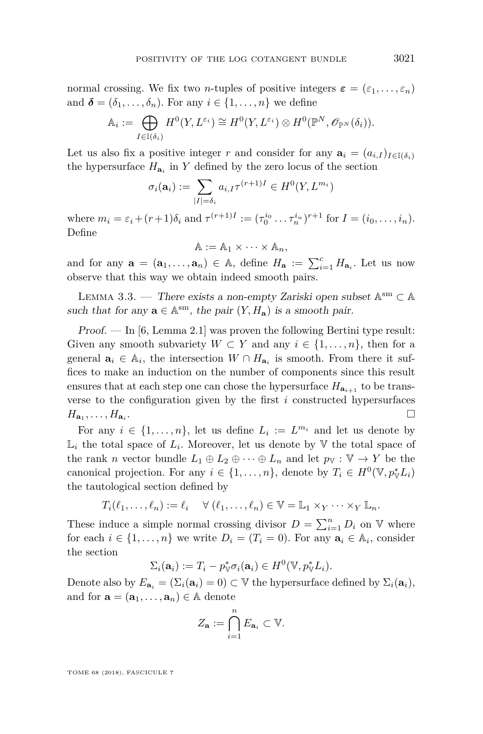normal crossing. We fix two $n$-tuples of positive integers $\boldsymbol{\varepsilon} = (\varepsilon_1, \dots, \varepsilon_n)$ and $\boldsymbol{\delta} = (\delta_1, \dots, \delta_n)$. For any $i \in \{1, \dots, n\}$ we define

$$\mathbb{A}_i := \bigoplus_{I \in \mathbb{I}(\delta_i)} H^0(Y, L^{\varepsilon_i}) \cong H^0(Y, L^{\varepsilon_i}) \otimes H^0(\mathbb{P}^N, \mathscr{O}_{\mathbb{P}^N}(\delta_i)).$$

Let us also fix a positive integer $r$ and consider for any $\mathbf{a}_i = (a_{i,I})_{I \in \mathbb{I}(\delta_i)}$ the hypersurface $H_{\mathbf{a}_i}$ in $Y$ defined by the zero locus of the section

$$\sigma_i(\mathbf{a}_i) := \sum_{|I| = \delta_i} a_{i,I} \tau^{(r+1)I} \in H^0(Y, L^{m_i})$$

where $m_i = \varepsilon_i + (r+1)\delta_i$ and $\tau^{(r+1)I} := (\tau_0^{i_0} \dots \tau_n^{i_n})^{r+1}$ for $I = (i_0, \dots, i_n)$. Define

$$\mathbb{A} := \mathbb{A}_1 \times \dots \times \mathbb{A}_n,$$

and for any $\mathbf{a} = (\mathbf{a}_1, \dots, \mathbf{a}_n) \in \mathbb{A}$, define $H_{\mathbf{a}} := \sum_{i=1}^{c} H_{\mathbf{a}_i}$. Let us now observe that this way we obtain indeed smooth pairs.

Lemma 3.3. — *There exists a non-empty Zariski open subset $\mathbb{A}^{\mathrm{sm}} \subset \mathbb{A}$ such that for any $\mathbf{a} \in \mathbb{A}^{\mathrm{sm}}$, the pair $(Y, H_{\mathbf{a}})$ is a smooth pair.*

*Proof.* — In [6, Lemma 2.1] was proven the following Bertini type result: Given any smooth subvariety $W \subset Y$ and any $i \in \{1, \dots, n\}$, then for a general $\mathbf{a}_i \in \mathbb{A}_i$, the intersection $W \cap H_{\mathbf{a}_i}$ is smooth. From there it suffices to make an induction on the number of components since this result ensures that at each step one can chose the hypersurface $H_{\mathbf{a}_{i+1}}$ to be transverse to the configuration given by the first $i$ constructed hypersurfaces $H_{\mathbf{a}_1}, \dots, H_{\mathbf{a}_i}$. □

For any $i \in \{1, \dots, n\}$, let us define $L_i := L^{m_i}$ and let us denote by $\mathbb{L}_i$ the total space of $L_i$. Moreover, let us denote by $\mathbb{V}$ the total space of the rank $n$ vector bundle $L_1 \oplus L_2 \oplus \dots \oplus L_n$ and let $p_{\mathbb{V}} : \mathbb{V} \to Y$ be the canonical projection. For any $i \in \{1, \dots, n\}$, denote by $T_i \in H^0(\mathbb{V}, p_{\mathbb{V}}^* L_i)$ the tautological section defined by

$$T_i(\ell_1, \dots, \ell_n) := \ell_i \quad \forall\, (\ell_1, \dots, \ell_n) \in \mathbb{V} = \mathbb{L}_1 \times_Y \dots \times_Y \mathbb{L}_n.$$

These induce a simple normal crossing divisor $D = \sum_{i=1}^{n} D_i$ on $\mathbb{V}$ where for each $i \in \{1, \dots, n\}$ we write $D_i = (T_i = 0)$. For any $\mathbf{a}_i \in \mathbb{A}_i$, consider the section

$$\Sigma_i(\mathbf{a}_i) := T_i - p_{\mathbb{V}}^* \sigma_i(\mathbf{a}_i) \in H^0(\mathbb{V}, p_{\mathbb{V}}^* L_i).$$

Denote also by $E_{\mathbf{a}_i} = (\Sigma_i(\mathbf{a}_i) = 0) \subset \mathbb{V}$ the hypersurface defined by $\Sigma_i(\mathbf{a}_i)$, and for $\mathbf{a} = (\mathbf{a}_1, \dots, \mathbf{a}_n) \in \mathbb{A}$ denote

$$Z_{\mathbf{a}} := \bigcap_{i=1}^{n} E_{\mathbf{a}_i} \subset \mathbb{V}.$$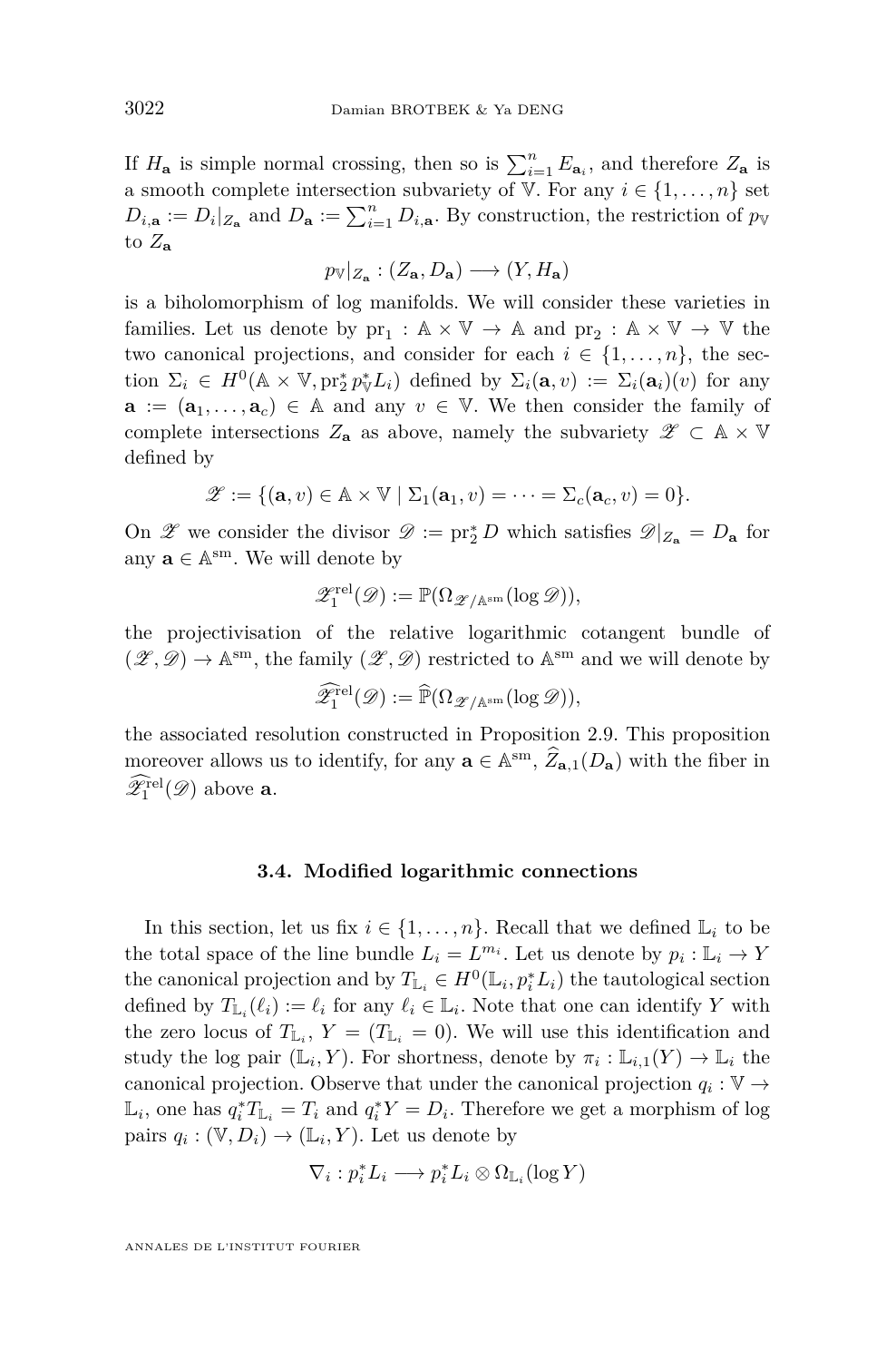If $H_{\mathbf{a}}$ is simple normal crossing, then so is $\sum_{i=1}^{n} E_{\mathbf{a}_i}$, and therefore $Z_{\mathbf{a}}$ is a smooth complete intersection subvariety of $\mathbb{V}$. For any $i \in \{1, \dots, n\}$ set $D_{i,\mathbf{a}} := D_i|_{Z_{\mathbf{a}}}$ and $D_{\mathbf{a}} := \sum_{i=1}^{n} D_{i,\mathbf{a}}$. By construction, the restriction of $p_{\mathbb{V}}$ to $Z_{\mathbf{a}}$

$$p_{\mathbb{V}}|_{Z_{\mathbf{a}}} : (Z_{\mathbf{a}}, D_{\mathbf{a}}) \longrightarrow (Y, H_{\mathbf{a}})$$

is a biholomorphism of log manifolds. We will consider these varieties in families. Let us denote by $\mathrm{pr}_1 : \mathbb{A} \times \mathbb{V} \to \mathbb{A}$ and $\mathrm{pr}_2 : \mathbb{A} \times \mathbb{V} \to \mathbb{V}$ the two canonical projections, and consider for each $i \in \{1, \dots, n\}$, the section $\Sigma_i \in H^0(\mathbb{A} \times \mathbb{V}, \mathrm{pr}_2^* p_{\mathbb{V}}^* L_i)$ defined by $\Sigma_i(\mathbf{a}, v) := \Sigma_i(\mathbf{a}_i)(v)$ for any $\mathbf{a} := (\mathbf{a}_1, \dots, \mathbf{a}_c) \in \mathbb{A}$ and any $v \in \mathbb{V}$. We then consider the family of complete intersections $Z_{\mathbf{a}}$ as above, namely the subvariety $\mathscr{Z} \subset \mathbb{A} \times \mathbb{V}$ defined by

$$\mathscr{Z} := \{(\mathbf{a}, v) \in \mathbb{A} \times \mathbb{V} \mid \Sigma_1(\mathbf{a}_1, v) = \cdots = \Sigma_c(\mathbf{a}_c, v) = 0\}.$$

On $\mathscr{Z}$ we consider the divisor $\mathscr{D} := \mathrm{pr}_2^* D$ which satisfies $\mathscr{D}|_{Z_{\mathbf{a}}} = D_{\mathbf{a}}$ for any $\mathbf{a} \in \mathbb{A}^{\mathrm{sm}}$. We will denote by

$$\mathscr{Z}_1^{\mathrm{rel}}(\mathscr{D}) := \mathbb{P}(\Omega_{\mathscr{Z}/\mathbb{A}^{\mathrm{sm}}}(\log \mathscr{D})),$$

the projectivisation of the relative logarithmic cotangent bundle of $(\mathscr{Z}, \mathscr{D}) \to \mathbb{A}^{\mathrm{sm}}$, the family $(\mathscr{Z}, \mathscr{D})$ restricted to $\mathbb{A}^{\mathrm{sm}}$ and we will denote by

$$\widehat{\mathscr{Z}}_1^{\mathrm{rel}}(\mathscr{D}) := \widehat{\mathbb{P}}(\Omega_{\mathscr{Z}/\mathbb{A}^{\mathrm{sm}}}(\log \mathscr{D})),$$

the associated resolution constructed in Proposition 2.9. This proposition moreover allows us to identify, for any $\mathbf{a} \in \mathbb{A}^{\mathrm{sm}}$, $\widehat{Z}_{\mathbf{a},1}(D_{\mathbf{a}})$ with the fiber in $\widehat{\mathscr{Z}}_1^{\mathrm{rel}}(\mathscr{D})$ above $\mathbf{a}$.

### 3.4. Modified logarithmic connections

In this section, let us fix $i \in \{1, \dots, n\}$. Recall that we defined $\mathbb{L}_i$ to be the total space of the line bundle $L_i = L^{m_i}$. Let us denote by $p_i : \mathbb{L}_i \to Y$ the canonical projection and by $T_{\mathbb{L}_i} \in H^0(\mathbb{L}_i, p_i^* L_i)$ the tautological section defined by $T_{\mathbb{L}_i}(\ell_i) := \ell_i$ for any $\ell_i \in \mathbb{L}_i$. Note that one can identify $Y$ with the zero locus of $T_{\mathbb{L}_i}$, $Y = (T_{\mathbb{L}_i} = 0)$. We will use this identification and study the log pair $(\mathbb{L}_i, Y)$. For shortness, denote by $\pi_i : \mathbb{L}_{i,1}(Y) \to \mathbb{L}_i$ the canonical projection. Observe that under the canonical projection $q_i : \mathbb{V} \to \mathbb{L}_i$, one has $q_i^* T_{\mathbb{L}_i} = T_i$ and $q_i^* Y = D_i$. Therefore we get a morphism of log pairs $q_i : (\mathbb{V}, D_i) \to (\mathbb{L}_i, Y)$. Let us denote by

$$\nabla_i : p_i^* L_i \longrightarrow p_i^* L_i \otimes \Omega_{\mathbb{L}_i}(\log Y)$$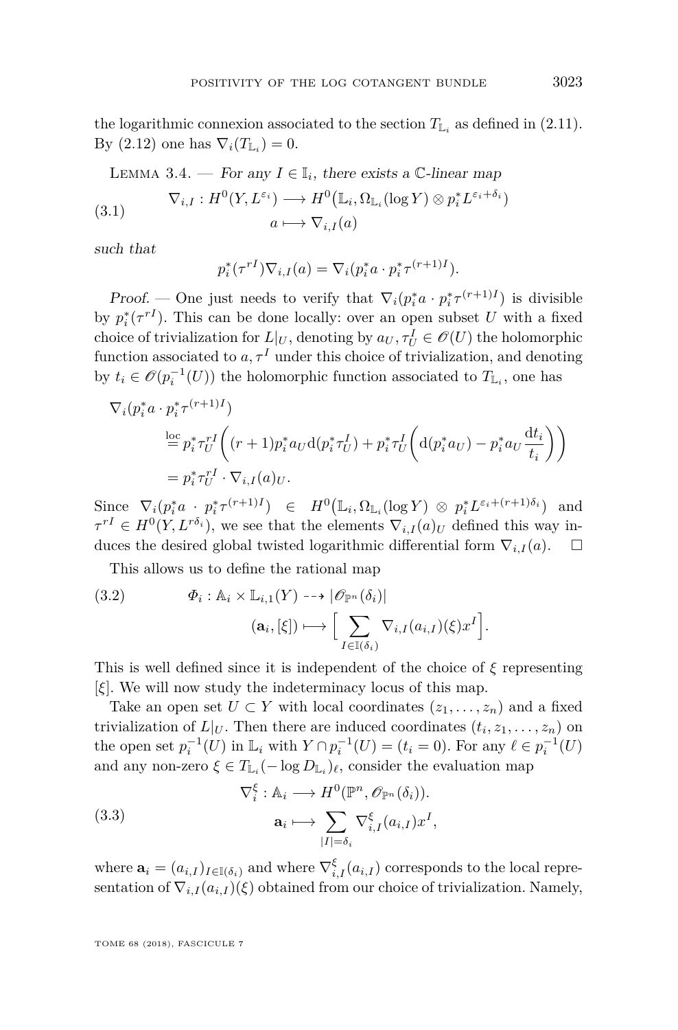the logarithmic connexion associated to the section $T_{\mathbb{L}_i}$ as defined in (2.11). By (2.12) one has $\nabla_i(T_{\mathbb{L}_i}) = 0$.

Lemma 3.4. — *For any $I \in \mathbb{I}_i$, there exists a $\mathbb{C}$-linear map*

$$\nabla_{i,I} : H^0(Y, L^{\varepsilon_i}) \longrightarrow H^0\big(\mathbb{L}_i, \Omega_{\mathbb{L}_i}(\log Y) \otimes p_i^* L^{\varepsilon_i+\delta_i}\big) \tag{3.1}$$
$$a \longmapsto \nabla_{i,I}(a)$$

*such that*

$$p_i^*(\tau^{rI})\nabla_{i,I}(a) = \nabla_i(p_i^* a \cdot p_i^* \tau^{(r+1)I}).$$

*Proof.* — One just needs to verify that $\nabla_i(p_i^* a \cdot p_i^* \tau^{(r+1)I})$ is divisible by $p_i^*(\tau^{rI})$. This can be done locally: over an open subset $U$ with a fixed choice of trivialization for $L|_U$, denoting by $a_U, \tau_U^I \in \mathscr{O}(U)$ the holomorphic function associated to $a, \tau^I$ under this choice of trivialization, and denoting by $t_i \in \mathscr{O}(p_i^{-1}(U))$ the holomorphic function associated to $T_{\mathbb{L}_i}$, one has

$$\begin{aligned}
\nabla_i(p_i^* a \cdot p_i^* \tau^{(r+1)I}) \\
&\overset{\text{loc}}{=} p_i^* \tau_U^{rI} \left( (r+1) p_i^* a_U \mathrm{d}(p_i^* \tau_U^I) + p_i^* \tau_U^I \left( \mathrm{d}(p_i^* a_U) - p_i^* a_U \frac{\mathrm{d}t_i}{t_i} \right) \right) \\
&= p_i^* \tau_U^{rI} \cdot \nabla_{i,I}(a)_U.
\end{aligned}$$

Since $\nabla_i(p_i^* a \cdot p_i^* \tau^{(r+1)I}) \in H^0\big(\mathbb{L}_i, \Omega_{\mathbb{L}_i}(\log Y) \otimes p_i^* L^{\varepsilon_i + (r+1)\delta_i}\big)$ and $\tau^{rI} \in H^0(Y, L^{r\delta_i})$, we see that the elements $\nabla_{i,I}(a)_U$ defined this way induces the desired global twisted logarithmic differential form $\nabla_{i,I}(a)$. $\square$

This allows us to define the rational map

$$\Phi_i : \mathbb{A}_i \times \mathbb{L}_{i,1}(Y) \dashrightarrow |\mathscr{O}_{\mathbb{P}^n}(\delta_i)| \tag{3.2}$$
$$(\mathbf{a}_i, [\xi]) \longmapsto \Big[ \sum_{I \in \mathbb{I}(\delta_i)} \nabla_{i,I}(a_{i,I})(\xi) x^I \Big].$$

This is well defined since it is independent of the choice of $\xi$ representing $[\xi]$. We will now study the indeterminacy locus of this map.

Take an open set $U \subset Y$ with local coordinates $(z_1, \ldots, z_n)$ and a fixed trivialization of $L|_U$. Then there are induced coordinates $(t_i, z_1, \ldots, z_n)$ on the open set $p_i^{-1}(U)$ in $\mathbb{L}_i$ with $Y \cap p_i^{-1}(U) = (t_i = 0)$. For any $\ell \in p_i^{-1}(U)$ and any non-zero $\xi \in T_{\mathbb{L}_i}(-\log D_{\mathbb{L}_i})_\ell$, consider the evaluation map

$$\nabla_i^\xi : \mathbb{A}_i \longrightarrow H^0(\mathbb{P}^n, \mathscr{O}_{\mathbb{P}^n}(\delta_i)). \tag{3.3}$$
$$\mathbf{a}_i \longmapsto \sum_{|I| = \delta_i} \nabla_{i,I}^\xi(a_{i,I}) x^I,$$

where $\mathbf{a}_i = (a_{i,I})_{I \in \mathbb{I}(\delta_i)}$ and where $\nabla_{i,I}^\xi(a_{i,I})$ corresponds to the local representation of $\nabla_{i,I}(a_{i,I})(\xi)$ obtained from our choice of trivialization. Namely,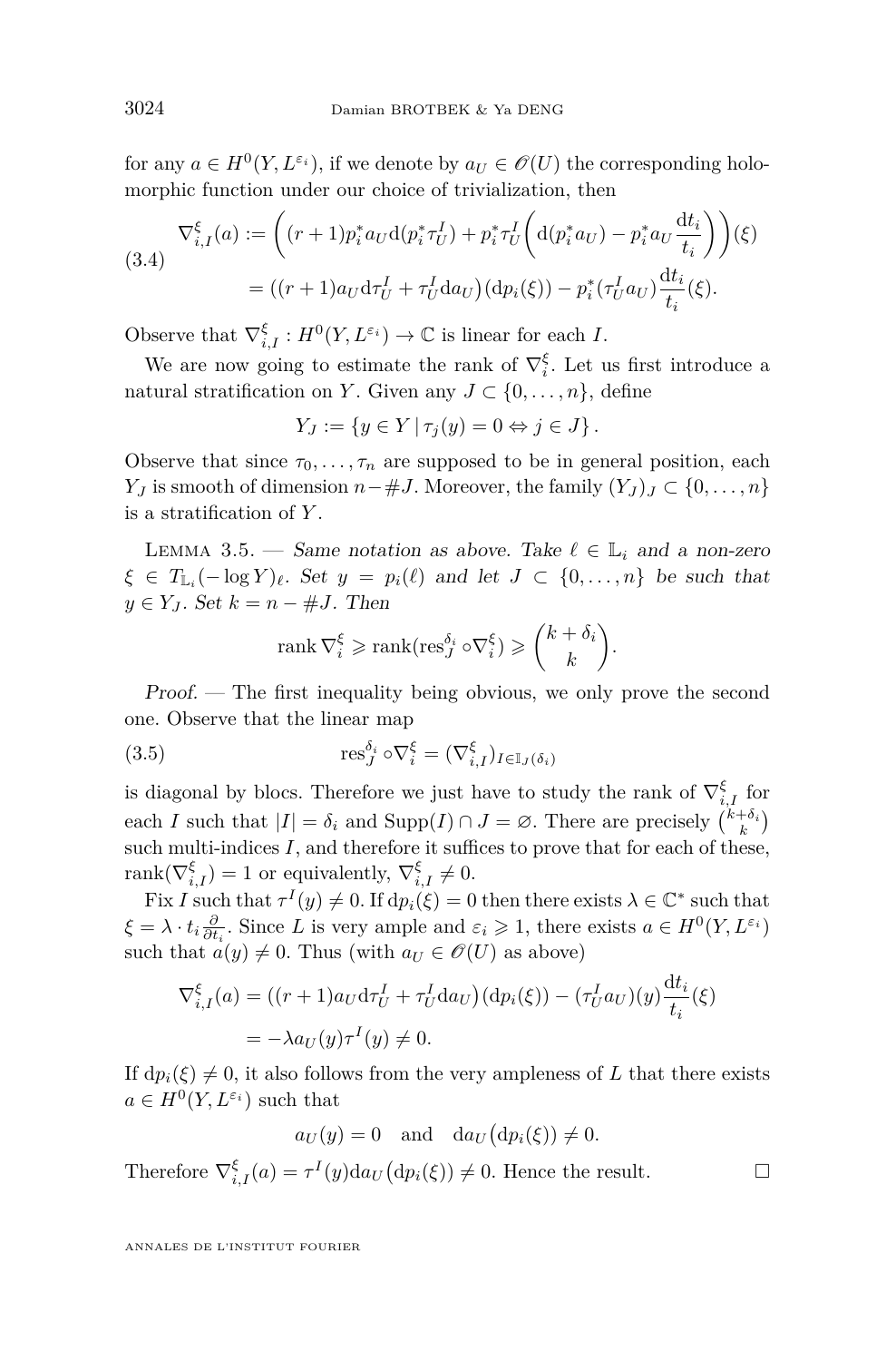for any $a \in H^0(Y, L^{\varepsilon_i})$, if we denote by $a_U \in \mathscr{O}(U)$ the corresponding holomorphic function under our choice of trivialization, then

$$\begin{aligned}
\nabla^{\xi}_{i,I}(a) &:= \left( (r+1) p_i^* a_U \mathrm{d}(p_i^* \tau_U^I) + p_i^* \tau_U^I \left( \mathrm{d}(p_i^* a_U) - p_i^* a_U \frac{\mathrm{d}t_i}{t_i} \right) \right)(\xi) \\
&= \left( (r+1) a_U \mathrm{d}\tau_U^I + \tau_U^I \mathrm{d}a_U \right)(\mathrm{d}p_i(\xi)) - p_i^*(\tau_U^I a_U) \frac{\mathrm{d}t_i}{t_i}(\xi).
\end{aligned} \tag{3.4}$$

Observe that $\nabla^{\xi}_{i,I} : H^0(Y, L^{\varepsilon_i}) \to \mathbb{C}$ is linear for each $I$.

We are now going to estimate the rank of $\nabla^{\xi}_i$. Let us first introduce a natural stratification on $Y$. Given any $J \subset \{0, \dots, n\}$, define

$$Y_J := \{ y \in Y \mid \tau_j(y) = 0 \Leftrightarrow j \in J \}.$$

Observe that since $\tau_0, \dots, \tau_n$ are supposed to be in general position, each $Y_J$ is smooth of dimension $n - \#J$. Moreover, the family $(Y_J)_J \subset \{0, \dots, n\}$ is a stratification of $Y$.

**Lemma 3.5.** — *Same notation as above. Take $\ell \in \mathbb{L}_i$ and a non-zero $\xi \in T_{\mathbb{L}_i}(-\log Y)_\ell$. Set $y = p_i(\ell)$ and let $J \subset \{0, \dots, n\}$ be such that $y \in Y_J$. Set $k = n - \#J$. Then*

$$\operatorname{rank} \nabla^{\xi}_i \geqslant \operatorname{rank}(\operatorname{res}^{\delta_i}_J \circ \nabla^{\xi}_i) \geqslant \binom{k + \delta_i}{k}.$$

*Proof.* — The first inequality being obvious, we only prove the second one. Observe that the linear map

$$\operatorname{res}^{\delta_i}_J \circ \nabla^{\xi}_i = (\nabla^{\xi}_{i,I})_{I \in \mathbb{I}_J(\delta_i)} \tag{3.5}$$

is diagonal by blocs. Therefore we just have to study the rank of $\nabla^{\xi}_{i,I}$ for each $I$ such that $|I| = \delta_i$ and $\operatorname{Supp}(I) \cap J = \varnothing$. There are precisely $\binom{k+\delta_i}{k}$ such multi-indices $I$, and therefore it suffices to prove that for each of these, $\operatorname{rank}(\nabla^{\xi}_{i,I}) = 1$ or equivalently, $\nabla^{\xi}_{i,I} \neq 0$.

Fix $I$ such that $\tau^I(y) \neq 0$. If $\mathrm{d}p_i(\xi) = 0$ then there exists $\lambda \in \mathbb{C}^*$ such that $\xi = \lambda \cdot t_i \frac{\partial}{\partial t_i}$. Since $L$ is very ample and $\varepsilon_i \geqslant 1$, there exists $a \in H^0(Y, L^{\varepsilon_i})$ such that $a(y) \neq 0$. Thus (with $a_U \in \mathscr{O}(U)$ as above)

$$\begin{aligned}
\nabla^{\xi}_{i,I}(a) &= \left( (r+1) a_U \mathrm{d}\tau_U^I + \tau_U^I \mathrm{d}a_U \right)(\mathrm{d}p_i(\xi)) - (\tau_U^I a_U)(y) \frac{\mathrm{d}t_i}{t_i}(\xi) \\
&= -\lambda a_U(y) \tau^I(y) \neq 0.
\end{aligned}$$

If $\mathrm{d}p_i(\xi) \neq 0$, it also follows from the very ampleness of $L$ that there exists $a \in H^0(Y, L^{\varepsilon_i})$ such that

$$a_U(y) = 0 \quad \text{and} \quad \mathrm{d}a_U\big(\mathrm{d}p_i(\xi)\big) \neq 0.$$

Therefore $\nabla^{\xi}_{i,I}(a) = \tau^I(y) \mathrm{d}a_U\big(\mathrm{d}p_i(\xi)\big) \neq 0$. Hence the result. $\square$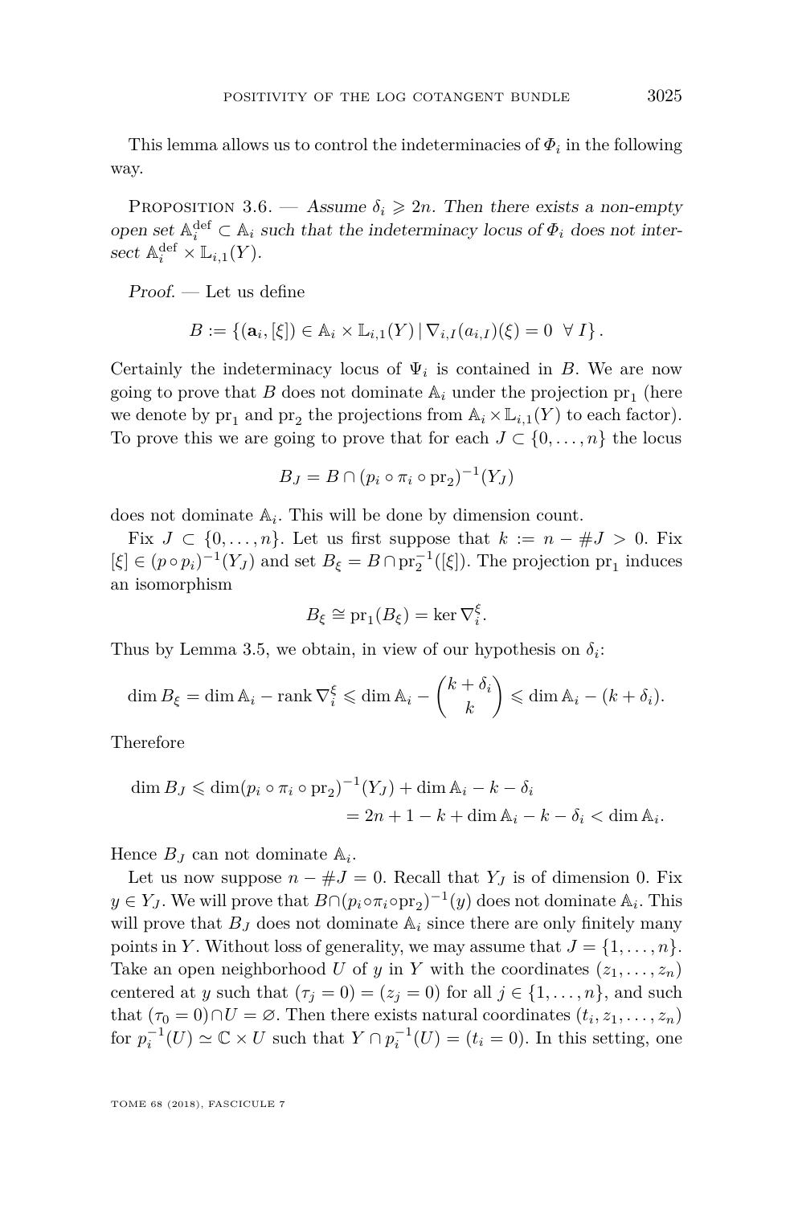This lemma allows us to control the indeterminacies of $\Phi_i$ in the following way.

Proposition 3.6. — *Assume $\delta_i \geqslant 2n$. Then there exists a non-empty open set $\mathbb{A}_i^{\mathrm{def}} \subset \mathbb{A}_i$ such that the indeterminacy locus of $\Phi_i$ does not intersect $\mathbb{A}_i^{\mathrm{def}} \times \mathbb{L}_{i,1}(Y)$.*

*Proof.* — Let us define

$$B := \{(\mathbf{a}_i, [\xi]) \in \mathbb{A}_i \times \mathbb{L}_{i,1}(Y) \,|\, \nabla_{i,I}(a_{i,I})(\xi) = 0 \;\; \forall\, I\}\,.$$

Certainly the indeterminacy locus of $\Psi_i$ is contained in $B$. We are now going to prove that $B$ does not dominate $\mathbb{A}_i$ under the projection $\mathrm{pr}_1$ (here we denote by $\mathrm{pr}_1$ and $\mathrm{pr}_2$ the projections from $\mathbb{A}_i \times \mathbb{L}_{i,1}(Y)$ to each factor). To prove this we are going to prove that for each $J \subset \{0, \ldots, n\}$ the locus

$$B_J = B \cap (p_i \circ \pi_i \circ \mathrm{pr}_2)^{-1}(Y_J)$$

does not dominate $\mathbb{A}_i$. This will be done by dimension count.

Fix $J \subset \{0, \ldots, n\}$. Let us first suppose that $k := n - \#J > 0$. Fix $[\xi] \in (p \circ p_i)^{-1}(Y_J)$ and set $B_\xi = B \cap \mathrm{pr}_2^{-1}([\xi])$. The projection $\mathrm{pr}_1$ induces an isomorphism

$$B_\xi \cong \mathrm{pr}_1(B_\xi) = \ker \nabla_i^\xi.$$

Thus by Lemma 3.5, we obtain, in view of our hypothesis on $\delta_i$:

$$\dim B_\xi = \dim \mathbb{A}_i - \mathrm{rank}\, \nabla_i^\xi \leqslant \dim \mathbb{A}_i - \binom{k+\delta_i}{k} \leqslant \dim \mathbb{A}_i - (k + \delta_i).$$

Therefore

$$\begin{aligned}\dim B_J &\leqslant \dim (p_i \circ \pi_i \circ \mathrm{pr}_2)^{-1}(Y_J) + \dim \mathbb{A}_i - k - \delta_i \\ &= 2n + 1 - k + \dim \mathbb{A}_i - k - \delta_i < \dim \mathbb{A}_i.\end{aligned}$$

Hence $B_J$ can not dominate $\mathbb{A}_i$.

Let us now suppose $n - \#J = 0$. Recall that $Y_J$ is of dimension 0. Fix $y \in Y_J$. We will prove that $B \cap (p_i \circ \pi_i \circ \mathrm{pr}_2)^{-1}(y)$ does not dominate $\mathbb{A}_i$. This will prove that $B_J$ does not dominate $\mathbb{A}_i$ since there are only finitely many points in $Y$. Without loss of generality, we may assume that $J = \{1, \ldots, n\}$. Take an open neighborhood $U$ of $y$ in $Y$ with the coordinates $(z_1, \ldots, z_n)$ centered at $y$ such that $(\tau_j = 0) = (z_j = 0)$ for all $j \in \{1, \ldots, n\}$, and such that $(\tau_0 = 0) \cap U = \varnothing$. Then there exists natural coordinates $(t_i, z_1, \ldots, z_n)$ for $p_i^{-1}(U) \simeq \mathbb{C} \times U$ such that $Y \cap p_i^{-1}(U) = (t_i = 0)$. In this setting, one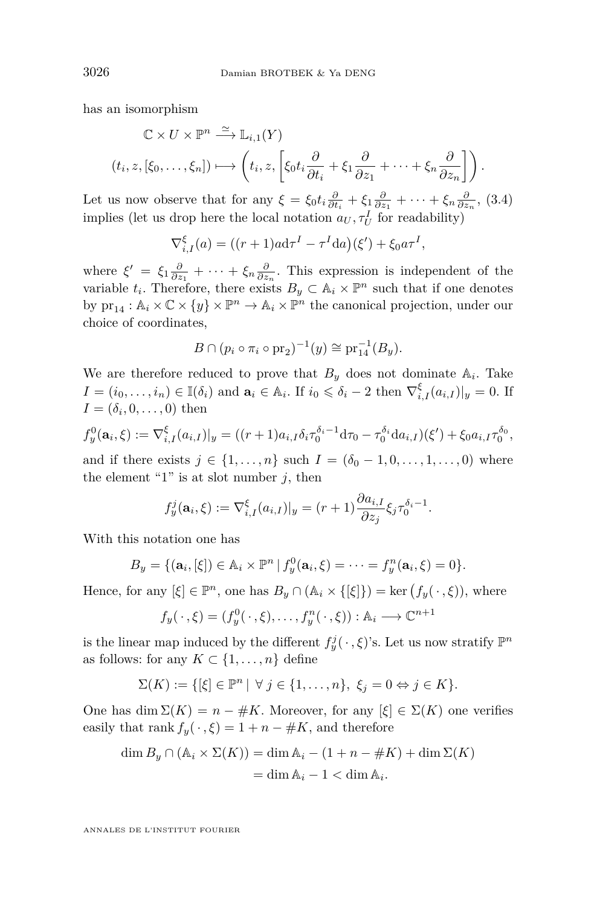has an isomorphism

$$\mathbb{C} \times U \times \mathbb{P}^n \xrightarrow{\simeq} \mathbb{L}_{i,1}(Y)$$

$$(t_i, z, [\xi_0, \dots, \xi_n]) \longmapsto \left(t_i, z, \left[\xi_0 t_i \frac{\partial}{\partial t_i} + \xi_1 \frac{\partial}{\partial z_1} + \dots + \xi_n \frac{\partial}{\partial z_n}\right]\right).$$

Let us now observe that for any $\xi = \xi_0 t_i \frac{\partial}{\partial t_i} + \xi_1 \frac{\partial}{\partial z_1} + \dots + \xi_n \frac{\partial}{\partial z_n}$, (3.4) implies (let us drop here the local notation $a_U, \tau_U^I$ for readability)

$$\nabla^{\xi}_{i,I}(a) = \big((r+1)a\mathrm{d}\tau^I - \tau^I \mathrm{d}a\big)(\xi') + \xi_0 a \tau^I,$$

where $\xi' = \xi_1 \frac{\partial}{\partial z_1} + \dots + \xi_n \frac{\partial}{\partial z_n}$. This expression is independent of the variable $t_i$. Therefore, there exists $B_y \subset \mathbb{A}_i \times \mathbb{P}^n$ such that if one denotes by $\mathrm{pr}_{14} : \mathbb{A}_i \times \mathbb{C} \times \{y\} \times \mathbb{P}^n \to \mathbb{A}_i \times \mathbb{P}^n$ the canonical projection, under our choice of coordinates,

$$B \cap (p_i \circ \pi_i \circ \mathrm{pr}_2)^{-1}(y) \cong \mathrm{pr}_{14}^{-1}(B_y).$$

We are therefore reduced to prove that $B_y$ does not dominate $\mathbb{A}_i$. Take $I = (i_0, \dots, i_n) \in \mathbb{I}(\delta_i)$ and $\mathbf{a}_i \in \mathbb{A}_i$. If $i_0 \leqslant \delta_i - 2$ then $\nabla^{\xi}_{i,I}(a_{i,I})|_y = 0$. If $I = (\delta_i, 0, \dots, 0)$ then

$$f_y^0(\mathbf{a}_i, \xi) := \nabla^{\xi}_{i,I}(a_{i,I})|_y = \big((r+1)a_{i,I}\delta_i \tau_0^{\delta_i - 1}\mathrm{d}\tau_0 - \tau_0^{\delta_i}\mathrm{d}a_{i,I}\big)(\xi') + \xi_0 a_{i,I}\tau_0^{\delta_0},$$

and if there exists $j \in \{1, \dots, n\}$ such $I = (\delta_0 - 1, 0, \dots, 1, \dots, 0)$ where the element "1" is at slot number $j$, then

$$f_y^j(\mathbf{a}_i, \xi) := \nabla^{\xi}_{i,I}(a_{i,I})|_y = (r+1)\frac{\partial a_{i,I}}{\partial z_j}\xi_j \tau_0^{\delta_i - 1}.$$

With this notation one has

$$B_y = \{(\mathbf{a}_i, [\xi]) \in \mathbb{A}_i \times \mathbb{P}^n \mid f_y^0(\mathbf{a}_i, \xi) = \dots = f_y^n(\mathbf{a}_i, \xi) = 0\}.$$

Hence, for any $[\xi] \in \mathbb{P}^n$, one has $B_y \cap (\mathbb{A}_i \times \{[\xi]\}) = \ker\big(f_y(\,\cdot\,, \xi)\big)$, where

$$f_y(\,\cdot\,, \xi) = (f_y^0(\,\cdot\,, \xi), \dots, f_y^n(\,\cdot\,, \xi)) : \mathbb{A}_i \longrightarrow \mathbb{C}^{n+1}$$

is the linear map induced by the different $f_y^j(\,\cdot\,, \xi)$'s. Let us now stratify $\mathbb{P}^n$ as follows: for any $K \subset \{1, \dots, n\}$ define

$$\Sigma(K) := \{[\xi] \in \mathbb{P}^n \mid \forall\, j \in \{1, \dots, n\},\ \xi_j = 0 \Leftrightarrow j \in K\}.$$

One has $\dim \Sigma(K) = n - \#K$. Moreover, for any $[\xi] \in \Sigma(K)$ one verifies easily that $\operatorname{rank} f_y(\,\cdot\,, \xi) = 1 + n - \#K$, and therefore

$$\begin{aligned}\dim B_y \cap (\mathbb{A}_i \times \Sigma(K)) &= \dim \mathbb{A}_i - (1 + n - \#K) + \dim \Sigma(K) \\ &= \dim \mathbb{A}_i - 1 < \dim \mathbb{A}_i.\end{aligned}$$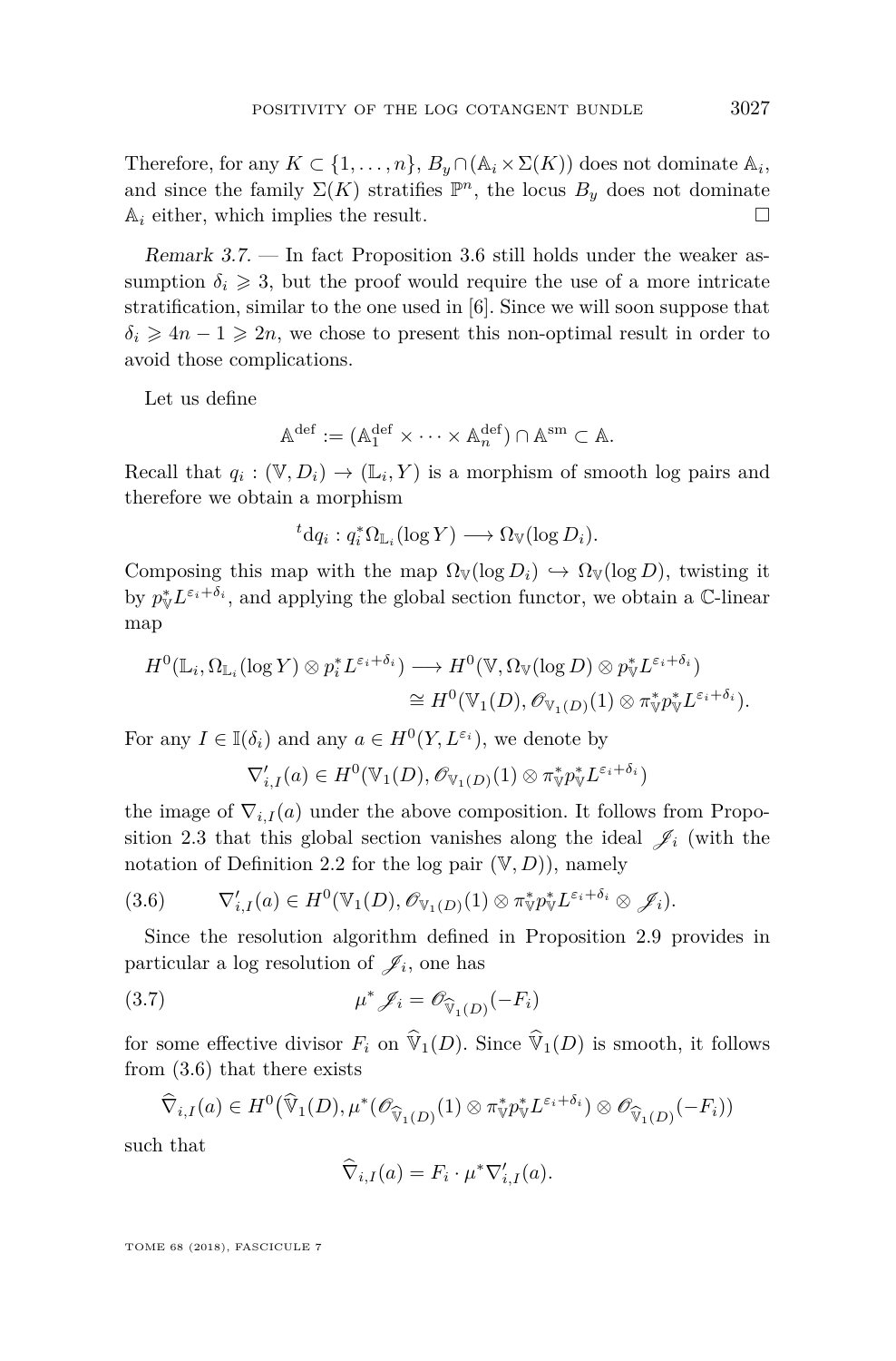Therefore, for any $K \subset \{1, \dots, n\}$, $B_y \cap (\mathbb{A}_i \times \Sigma(K))$ does not dominate $\mathbb{A}_i$, and since the family $\Sigma(K)$ stratifies $\mathbb{P}^n$, the locus $B_y$ does not dominate $\mathbb{A}_i$ either, which implies the result. $\square$

*Remark 3.7.* — In fact Proposition 3.6 still holds under the weaker assumption $\delta_i \geqslant 3$, but the proof would require the use of a more intricate stratification, similar to the one used in [6]. Since we will soon suppose that $\delta_i \geqslant 4n-1 \geqslant 2n$, we chose to present this non-optimal result in order to avoid those complications.

Let us define

$$\mathbb{A}^{\mathrm{def}} := (\mathbb{A}_1^{\mathrm{def}} \times \cdots \times \mathbb{A}_n^{\mathrm{def}}) \cap \mathbb{A}^{\mathrm{sm}} \subset \mathbb{A}.$$

Recall that $q_i : (\mathbb{V}, D_i) \to (\mathbb{L}_i, Y)$ is a morphism of smooth log pairs and therefore we obtain a morphism

$${}^t\mathrm{d}q_i : q_i^* \Omega_{\mathbb{L}_i}(\log Y) \longrightarrow \Omega_{\mathbb{V}}(\log D_i).$$

Composing this map with the map $\Omega_{\mathbb{V}}(\log D_i) \hookrightarrow \Omega_{\mathbb{V}}(\log D)$, twisting it by $p_{\mathbb{V}}^* L^{\varepsilon_i + \delta_i}$, and applying the global section functor, we obtain a $\mathbb{C}$-linear map

$$\begin{aligned} H^0(\mathbb{L}_i, \Omega_{\mathbb{L}_i}(\log Y) \otimes p_i^* L^{\varepsilon_i+\delta_i}) &\longrightarrow H^0(\mathbb{V}, \Omega_{\mathbb{V}}(\log D) \otimes p_{\mathbb{V}}^* L^{\varepsilon_i+\delta_i}) \\ &\cong H^0(\mathbb{V}_1(D), \mathscr{O}_{\mathbb{V}_1(D)}(1) \otimes \pi_{\mathbb{V}}^* p_{\mathbb{V}}^* L^{\varepsilon_i+\delta_i}). \end{aligned}$$

For any $I \in \mathbb{I}(\delta_i)$ and any $a \in H^0(Y, L^{\varepsilon_i})$, we denote by

$$\nabla'_{i,I}(a) \in H^0(\mathbb{V}_1(D), \mathscr{O}_{\mathbb{V}_1(D)}(1) \otimes \pi_{\mathbb{V}}^* p_{\mathbb{V}}^* L^{\varepsilon_i+\delta_i})$$

the image of $\nabla_{i,I}(a)$ under the above composition. It follows from Proposition 2.3 that this global section vanishes along the ideal $\mathscr{J}_i$ (with the notation of Definition 2.2 for the log pair $(\mathbb{V}, D)$), namely

$$\nabla'_{i,I}(a) \in H^0(\mathbb{V}_1(D), \mathscr{O}_{\mathbb{V}_1(D)}(1) \otimes \pi_{\mathbb{V}}^* p_{\mathbb{V}}^* L^{\varepsilon_i+\delta_i} \otimes \mathscr{J}_i). \tag{3.6}$$

Since the resolution algorithm defined in Proposition 2.9 provides in particular a log resolution of $\mathscr{J}_i$, one has

$$\mu^* \mathscr{J}_i = \mathscr{O}_{\widehat{\mathbb{V}}_1(D)}(-F_i) \tag{3.7}$$

for some effective divisor $F_i$ on $\widehat{\mathbb{V}}_1(D)$. Since $\widehat{\mathbb{V}}_1(D)$ is smooth, it follows from (3.6) that there exists

$$\widehat{\nabla}_{i,I}(a) \in H^0\big(\widehat{\mathbb{V}}_1(D), \mu^*(\mathscr{O}_{\widehat{\mathbb{V}}_1(D)}(1) \otimes \pi_{\mathbb{V}}^* p_{\mathbb{V}}^* L^{\varepsilon_i+\delta_i}) \otimes \mathscr{O}_{\widehat{\mathbb{V}}_1(D)}(-F_i)\big)$$

such that

$$\widehat{\nabla}_{i,I}(a) = F_i \cdot \mu^* \nabla'_{i,I}(a).$$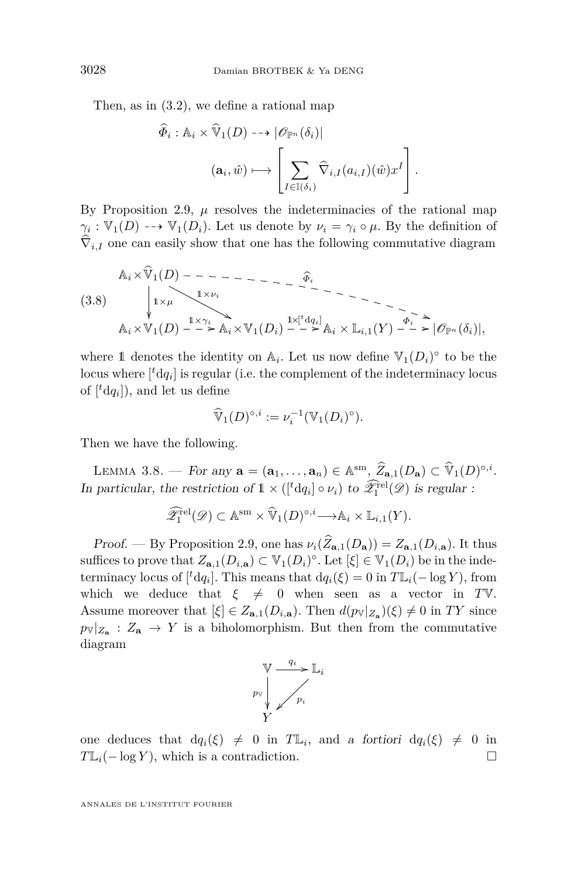Then, as in (3.2), we define a rational map

$$\widehat{\Phi}_i : \mathbb{A}_i \times \widehat{\mathbb{V}}_1(D) \dashrightarrow |\mathscr{O}_{\mathbb{P}^n}(\delta_i)|$$

$$(\mathbf{a}_i, \hat{w}) \longmapsto \left[ \sum_{I \in \mathbb{I}(\delta_i)} \widehat{\nabla}_{i,I}(a_{i,I})(\hat{w}) x^I \right].$$

By Proposition 2.9, $\mu$ resolves the indeterminacies of the rational map $\gamma_i : \mathbb{V}_1(D) \dashrightarrow \mathbb{V}_1(D_i)$. Let us denote by $\nu_i = \gamma_i \circ \mu$. By the definition of $\widehat{\nabla}_{i,I}$ one can easily show that one has the following commutative diagram

$$\begin{array}{ccccccc} \mathbb{A}_i \times \widehat{\mathbb{V}}_1(D) & & \overset{\widehat{\Phi}_i}{\dashrightarrow} & & & & |\mathscr{O}_{\mathbb{P}^n}(\delta_i)| \\ \downarrow {\scriptstyle \mathbb{1}\times\mu} & \searrow^{\mathbb{1}\times\nu_i} & & & & & \\ \mathbb{A}_i \times \mathbb{V}_1(D) & \overset{\mathbb{1}\times\gamma_i}{\dashrightarrow} & \mathbb{A}_i \times \mathbb{V}_1(D_i) & \overset{\mathbb{1}\times[{}^t\mathrm{d}q_i]}{\dashrightarrow} & \mathbb{A}_i \times \mathbb{L}_{i,1}(Y) & \overset{\Phi_i}{\dashrightarrow} & |\mathscr{O}_{\mathbb{P}^n}(\delta_i)|, \end{array} \tag{3.8}$$

where $\mathbb{1}$ denotes the identity on $\mathbb{A}_i$. Let us now define $\mathbb{V}_1(D_i)^\circ$ to be the locus where $[{}^t\mathrm{d}q_i]$ is regular (i.e. the complement of the indeterminacy locus of $[{}^t\mathrm{d}q_i]$), and let us define

$$\widehat{\mathbb{V}}_1(D)^{\circ,i} := \nu_i^{-1}(\mathbb{V}_1(D_i)^\circ).$$

Then we have the following.

**Lemma 3.8.** — *For any $\mathbf{a} = (\mathbf{a}_1, \ldots, \mathbf{a}_n) \in \mathbb{A}^{\mathrm{sm}}$, $\widehat{Z}_{\mathbf{a},1}(D_{\mathbf{a}}) \subset \widehat{\mathbb{V}}_1(D)^{\circ,i}$. In particular, the restriction of $\mathbb{1} \times ([{}^t\mathrm{d}q_i] \circ \nu_i)$ to $\widehat{\mathscr{X}}_1^{\mathrm{rel}}(\mathscr{D})$ is regular :*

$$\widehat{\mathscr{X}}_1^{\mathrm{rel}}(\mathscr{D}) \subset \mathbb{A}^{\mathrm{sm}} \times \widehat{\mathbb{V}}_1(D)^{\circ,i} \longrightarrow \mathbb{A}_i \times \mathbb{L}_{i,1}(Y).$$

*Proof.* — By Proposition 2.9, one has $\nu_i(\widehat{Z}_{\mathbf{a},1}(D_{\mathbf{a}})) = Z_{\mathbf{a},1}(D_{i,\mathbf{a}})$. It thus suffices to prove that $Z_{\mathbf{a},1}(D_{i,\mathbf{a}}) \subset \mathbb{V}_1(D_i)^\circ$. Let $[\xi] \in \mathbb{V}_1(D_i)$ be in the indeterminacy locus of $[{}^t\mathrm{d}q_i]$. This means that $\mathrm{d}q_i(\xi) = 0$ in $T\mathbb{L}_i(-\log Y)$, from which we deduce that $\xi \neq 0$ when seen as a vector in $T\mathbb{V}$. Assume moreover that $[\xi] \in Z_{\mathbf{a},1}(D_{i,\mathbf{a}})$. Then $d(p_{\mathbb{V}}|_{Z_{\mathbf{a}}})(\xi) \neq 0$ in $TY$ since $p_{\mathbb{V}}|_{Z_{\mathbf{a}}} : Z_{\mathbf{a}} \to Y$ is a biholomorphism. But then from the commutative diagram

$$\begin{array}{ccc} \mathbb{V} & \xrightarrow{q_i} & \mathbb{L}_i \\ {\scriptstyle p_{\mathbb{V}}}\downarrow & \swarrow_{p_i} & \\ Y & & \end{array}$$

one deduces that $\mathrm{d}q_i(\xi) \neq 0$ in $T\mathbb{L}_i$, and *a fortiori* $\mathrm{d}q_i(\xi) \neq 0$ in $T\mathbb{L}_i(-\log Y)$, which is a contradiction. $\square$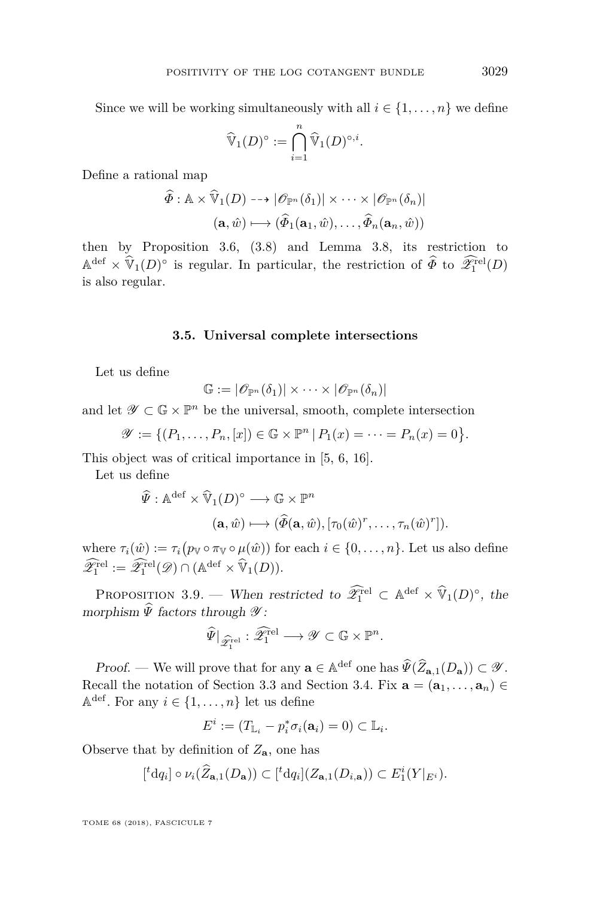Since we will be working simultaneously with all $i \in \{1, \ldots, n\}$ we define

$$\widehat{\mathbb{V}}_1(D)^\circ := \bigcap_{i=1}^{n} \widehat{\mathbb{V}}_1(D)^{\circ, i}.$$

Define a rational map

$$\begin{aligned} \widehat{\Phi} : \mathbb{A} \times \widehat{\mathbb{V}}_1(D) &\dashrightarrow |\mathscr{O}_{\mathbb{P}^n}(\delta_1)| \times \cdots \times |\mathscr{O}_{\mathbb{P}^n}(\delta_n)| \\ (\mathbf{a}, \hat{w}) &\longmapsto (\widehat{\Phi}_1(\mathbf{a}_1, \hat{w}), \ldots, \widehat{\Phi}_n(\mathbf{a}_n, \hat{w})) \end{aligned}$$

then by Proposition 3.6, (3.8) and Lemma 3.8, its restriction to $\mathbb{A}^{\mathrm{def}} \times \widehat{\mathbb{V}}_1(D)^\circ$ is regular. In particular, the restriction of $\widehat{\Phi}$ to $\widehat{\mathscr{Z}}_1^{\mathrm{rel}}(D)$ is also regular.

### 3.5. Universal complete intersections

Let us define

$$\mathbb{G} := |\mathscr{O}_{\mathbb{P}^n}(\delta_1)| \times \cdots \times |\mathscr{O}_{\mathbb{P}^n}(\delta_n)|$$

and let $\mathscr{Y} \subset \mathbb{G} \times \mathbb{P}^n$ be the universal, smooth, complete intersection

$$\mathscr{Y} := \{(P_1, \ldots, P_n, [x]) \in \mathbb{G} \times \mathbb{P}^n \mid P_1(x) = \cdots = P_n(x) = 0\}.$$

This object was of critical importance in [5, 6, 16].

Let us define

$$\begin{aligned} \widehat{\Psi} : \mathbb{A}^{\mathrm{def}} \times \widehat{\mathbb{V}}_1(D)^\circ &\longrightarrow \mathbb{G} \times \mathbb{P}^n \\ (\mathbf{a}, \hat{w}) &\longmapsto (\widehat{\Phi}(\mathbf{a}, \hat{w}), [\tau_0(\hat{w})^r, \ldots, \tau_n(\hat{w})^r]). \end{aligned}$$

where $\tau_i(\hat{w}) := \tau_i(p_{\mathbb{V}} \circ \pi_{\mathbb{V}} \circ \mu(\hat{w}))$ for each $i \in \{0, \ldots, n\}$. Let us also define $\widehat{\mathscr{Z}}_1^{\mathrm{rel}} := \widehat{\mathscr{Z}}_1^{\mathrm{rel}}(\mathscr{D}) \cap (\mathbb{A}^{\mathrm{def}} \times \widehat{\mathbb{V}}_1(D))$.

Proposition 3.9. — *When restricted to $\widehat{\mathscr{Z}}_1^{\mathrm{rel}} \subset \mathbb{A}^{\mathrm{def}} \times \widehat{\mathbb{V}}_1(D)^\circ$, the morphism $\widehat{\Psi}$ factors through $\mathscr{Y}$:*

$$\widehat{\Psi}|_{\widehat{\mathscr{Z}}_1^{\mathrm{rel}}} : \widehat{\mathscr{Z}}_1^{\mathrm{rel}} \longrightarrow \mathscr{Y} \subset \mathbb{G} \times \mathbb{P}^n.$$

*Proof.* — We will prove that for any $\mathbf{a} \in \mathbb{A}^{\mathrm{def}}$ one has $\widehat{\Psi}(\widehat{Z}_{\mathbf{a},1}(D_{\mathbf{a}})) \subset \mathscr{Y}$. Recall the notation of Section 3.3 and Section 3.4. Fix $\mathbf{a} = (\mathbf{a}_1, \ldots, \mathbf{a}_n) \in \mathbb{A}^{\mathrm{def}}$. For any $i \in \{1, \ldots, n\}$ let us define

$$E^i := (T_{\mathbb{L}_i} - p_i^* \sigma_i(\mathbf{a}_i) = 0) \subset \mathbb{L}_i.$$

Observe that by definition of $Z_{\mathbf{a}}$, one has

$$[{}^t\mathrm{d}q_i] \circ \nu_i(\widehat{Z}_{\mathbf{a},1}(D_{\mathbf{a}})) \subset [{}^t\mathrm{d}q_i](Z_{\mathbf{a},1}(D_{i,\mathbf{a}})) \subset E_1^i(Y|_{E^i}).$$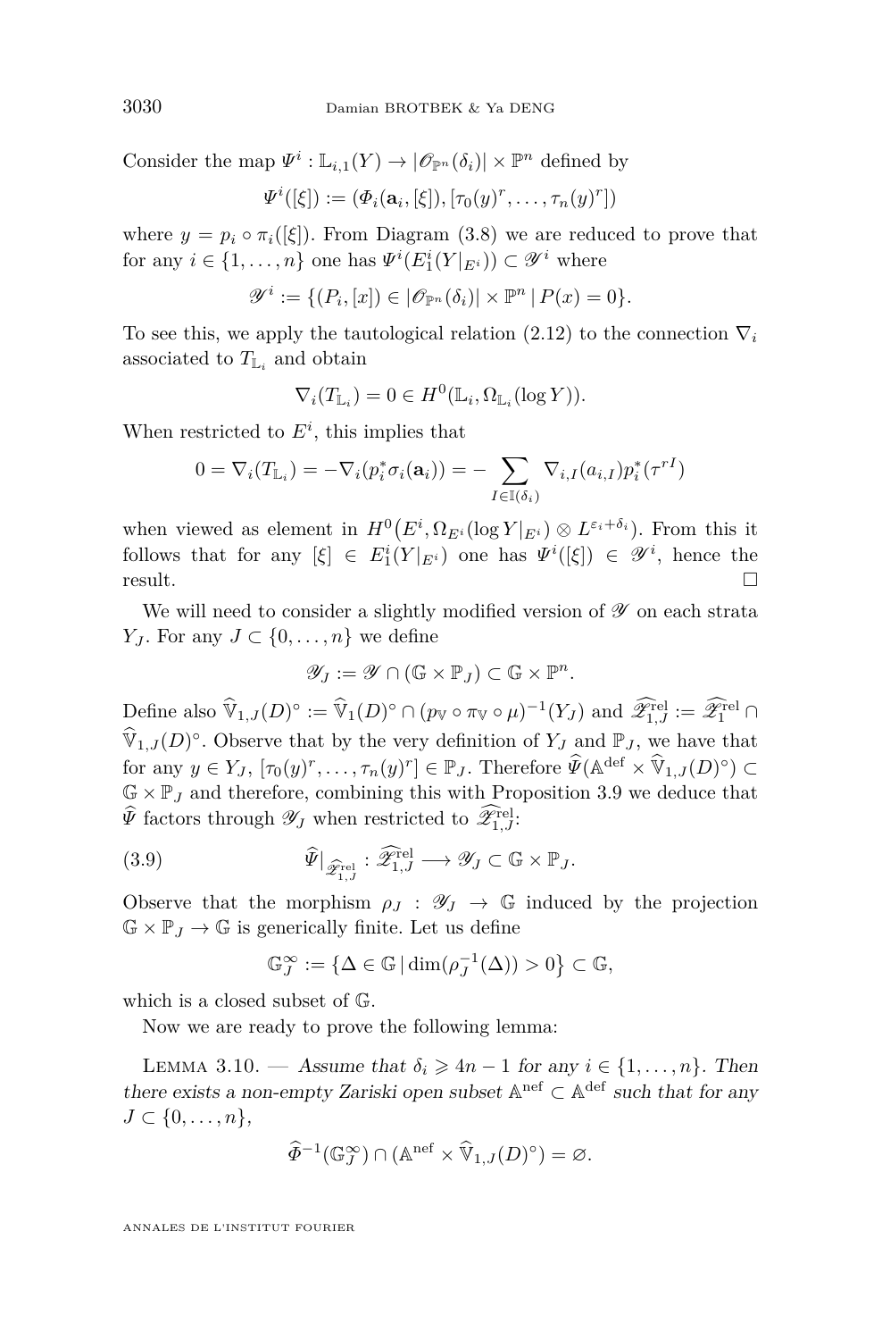Consider the map $\Psi^i : \mathbb{L}_{i,1}(Y) \to |\mathscr{O}_{\mathbb{P}^n}(\delta_i)| \times \mathbb{P}^n$ defined by

$$\Psi^i([\xi]) := (\Phi_i(\mathbf{a}_i, [\xi]), [\tau_0(y)^r, \ldots, \tau_n(y)^r])$$

where $y = p_i \circ \pi_i([\xi])$. From Diagram (3.8) we are reduced to prove that for any $i \in \{1, \ldots, n\}$ one has $\Psi^i(E_1^i(Y|_{E^i})) \subset \mathscr{Y}^i$ where

$$\mathscr{Y}^i := \{(P_i, [x]) \in |\mathscr{O}_{\mathbb{P}^n}(\delta_i)| \times \mathbb{P}^n \mid P(x) = 0\}.$$

To see this, we apply the tautological relation (2.12) to the connection $\nabla_i$ associated to $T_{\mathbb{L}_i}$ and obtain

$$\nabla_i(T_{\mathbb{L}_i}) = 0 \in H^0(\mathbb{L}_i, \Omega_{\mathbb{L}_i}(\log Y)).$$

When restricted to $E^i$, this implies that

$$0 = \nabla_i(T_{\mathbb{L}_i}) = -\nabla_i(p_i^*\sigma_i(\mathbf{a}_i)) = -\sum_{I \in \mathbb{I}(\delta_i)} \nabla_{i,I}(a_{i,I}) p_i^*(\tau^{rI})$$

when viewed as element in $H^0\big(E^i, \Omega_{E^i}(\log Y|_{E^i}) \otimes L^{\varepsilon_i + \delta_i}\big)$. From this it follows that for any $[\xi] \in E_1^i(Y|_{E^i})$ one has $\Psi^i([\xi]) \in \mathscr{Y}^i$, hence the result. $\square$

We will need to consider a slightly modified version of $\mathscr{Y}$ on each strata $Y_J$. For any $J \subset \{0, \ldots, n\}$ we define

$$\mathscr{Y}_J := \mathscr{Y} \cap (\mathbb{G} \times \mathbb{P}_J) \subset \mathbb{G} \times \mathbb{P}^n.$$

Define also $\widehat{\mathbb{V}}_{1,J}(D)^\circ := \widehat{\mathbb{V}}_1(D)^\circ \cap (p_{\mathbb{V}} \circ \pi_{\mathbb{V}} \circ \mu)^{-1}(Y_J)$ and $\widehat{\mathscr{Z}}_{1,J}^{\mathrm{rel}} := \widehat{\mathscr{Z}}_1^{\mathrm{rel}} \cap \widehat{\mathbb{V}}_{1,J}(D)^\circ$. Observe that by the very definition of $Y_J$ and $\mathbb{P}_J$, we have that for any $y \in Y_J$, $[\tau_0(y)^r, \ldots, \tau_n(y)^r] \in \mathbb{P}_J$. Therefore $\widehat{\Psi}(\mathbb{A}^{\mathrm{def}} \times \widehat{\mathbb{V}}_{1,J}(D)^\circ) \subset \mathbb{G} \times \mathbb{P}_J$ and therefore, combining this with Proposition 3.9 we deduce that $\widehat{\Psi}$ factors through $\mathscr{Y}_J$ when restricted to $\widehat{\mathscr{Z}}_{1,J}^{\mathrm{rel}}$:

$$\widehat{\Psi}|_{\widehat{\mathscr{Z}}_{1,J}^{\mathrm{rel}}} : \widehat{\mathscr{Z}}_{1,J}^{\mathrm{rel}} \longrightarrow \mathscr{Y}_J \subset \mathbb{G} \times \mathbb{P}_J. \tag{3.9}$$

Observe that the morphism $\rho_J : \mathscr{Y}_J \to \mathbb{G}$ induced by the projection $\mathbb{G} \times \mathbb{P}_J \to \mathbb{G}$ is generically finite. Let us define

$$\mathbb{G}_J^\infty := \{\Delta \in \mathbb{G} \mid \dim(\rho_J^{-1}(\Delta)) > 0\} \subset \mathbb{G},$$

which is a closed subset of $\mathbb{G}$.

Now we are ready to prove the following lemma:

Lemma 3.10. — *Assume that $\delta_i \geqslant 4n - 1$ for any $i \in \{1, \ldots, n\}$. Then there exists a non-empty Zariski open subset $\mathbb{A}^{\mathrm{nef}} \subset \mathbb{A}^{\mathrm{def}}$ such that for any $J \subset \{0, \ldots, n\}$,*

$$\widehat{\Phi}^{-1}(\mathbb{G}_J^\infty) \cap (\mathbb{A}^{\mathrm{nef}} \times \widehat{\mathbb{V}}_{1,J}(D)^\circ) = \varnothing.$$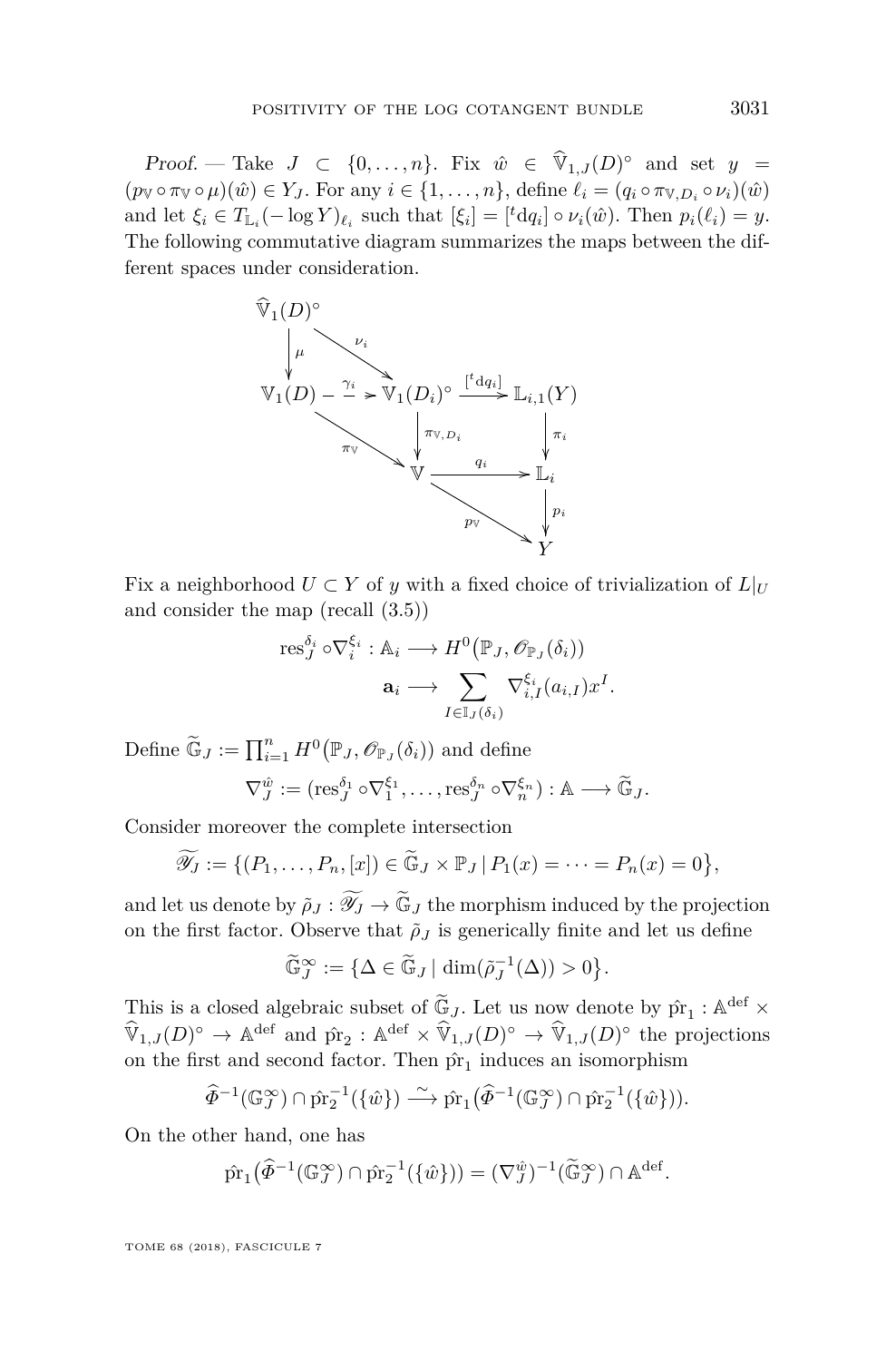*Proof.* — Take $J \subset \{0, \ldots, n\}$. Fix $\hat{w} \in \widehat{\mathbb{V}}_{1,J}(D)^\circ$ and set $y = (p_{\mathbb{V}} \circ \pi_{\mathbb{V}} \circ \mu)(\hat{w}) \in Y_J$. For any $i \in \{1, \ldots, n\}$, define $\ell_i = (q_i \circ \pi_{\mathbb{V},D_i} \circ \nu_i)(\hat{w})$ and let $\xi_i \in T_{\mathbb{L}_i}(-\log Y)_{\ell_i}$ such that $[\xi_i] = [{}^t\mathrm{d}q_i] \circ \nu_i(\hat{w})$. Then $p_i(\ell_i) = y$. The following commutative diagram summarizes the maps between the different spaces under consideration.

$$
\begin{array}{ccccc}
\widehat{\mathbb{V}}_1(D)^\circ & & & & \\
\big\downarrow{\scriptstyle \mu} & \searrow^{\nu_i} & & & \\
\mathbb{V}_1(D) & \overset{\gamma_i}{\dashrightarrow} & \mathbb{V}_1(D_i)^\circ & \xrightarrow{[{}^t\mathrm{d}q_i]} & \mathbb{L}_{i,1}(Y) \\
& \searrow_{\pi_{\mathbb{V}}} & \big\downarrow{\scriptstyle \pi_{\mathbb{V},D_i}} & & \big\downarrow{\scriptstyle \pi_i} \\
& & \mathbb{V} & \xrightarrow{q_i} & \mathbb{L}_i \\
& & & \searrow_{p_{\mathbb{V}}} & \big\downarrow{\scriptstyle p_i} \\
& & & & Y
\end{array}
$$

Fix a neighborhood $U \subset Y$ of $y$ with a fixed choice of trivialization of $L|_U$ and consider the map (recall (3.5))

$$
\begin{aligned}
\operatorname{res}_J^{\delta_i} \circ \nabla_i^{\xi_i} : \mathbb{A}_i &\longrightarrow H^0\big(\mathbb{P}_J, \mathscr{O}_{\mathbb{P}_J}(\delta_i)\big) \\
\mathbf{a}_i &\longrightarrow \sum_{I \in \mathbb{I}_J(\delta_i)} \nabla_{i,I}^{\xi_i}(a_{i,I}) x^I.
\end{aligned}
$$

Define $\widetilde{\mathbb{G}}_J := \prod_{i=1}^n H^0\big(\mathbb{P}_J, \mathscr{O}_{\mathbb{P}_J}(\delta_i)\big)$ and define

$$
\nabla_J^{\hat{w}} := (\operatorname{res}_J^{\delta_1} \circ \nabla_1^{\xi_1}, \ldots, \operatorname{res}_J^{\delta_n} \circ \nabla_n^{\xi_n}) : \mathbb{A} \longrightarrow \widetilde{\mathbb{G}}_J.
$$

Consider moreover the complete intersection

$$
\widetilde{\mathscr{Y}_J} := \big\{(P_1, \ldots, P_n, [x]) \in \widetilde{\mathbb{G}}_J \times \mathbb{P}_J \,|\, P_1(x) = \cdots = P_n(x) = 0\big\},
$$

and let us denote by $\tilde{\rho}_J : \widetilde{\mathscr{Y}_J} \to \widetilde{\mathbb{G}}_J$ the morphism induced by the projection on the first factor. Observe that $\tilde{\rho}_J$ is generically finite and let us define

$$
\widetilde{\mathbb{G}}_J^\infty := \big\{\Delta \in \widetilde{\mathbb{G}}_J \mid \dim(\tilde{\rho}_J^{-1}(\Delta)) > 0\big\}.
$$

This is a closed algebraic subset of $\widetilde{\mathbb{G}}_J$. Let us now denote by $\hat{\operatorname{pr}}_1 : \mathbb{A}^{\operatorname{def}} \times \widehat{\mathbb{V}}_{1,J}(D)^\circ \to \mathbb{A}^{\operatorname{def}}$ and $\hat{\operatorname{pr}}_2 : \mathbb{A}^{\operatorname{def}} \times \widehat{\mathbb{V}}_{1,J}(D)^\circ \to \widehat{\mathbb{V}}_{1,J}(D)^\circ$ the projections on the first and second factor. Then $\hat{\operatorname{pr}}_1$ induces an isomorphism

$$
\widehat{\Phi}^{-1}(\mathbb{G}_J^\infty) \cap \hat{\operatorname{pr}}_2^{-1}(\{\hat{w}\}) \xrightarrow{\sim} \hat{\operatorname{pr}}_1\big(\widehat{\Phi}^{-1}(\mathbb{G}_J^\infty) \cap \hat{\operatorname{pr}}_2^{-1}(\{\hat{w}\})\big).
$$

On the other hand, one has

$$
\hat{\operatorname{pr}}_1\big(\widehat{\Phi}^{-1}(\mathbb{G}_J^\infty) \cap \hat{\operatorname{pr}}_2^{-1}(\{\hat{w}\})\big) = (\nabla_J^{\hat{w}})^{-1}(\widetilde{\mathbb{G}}_J^\infty) \cap \mathbb{A}^{\operatorname{def}}.
$$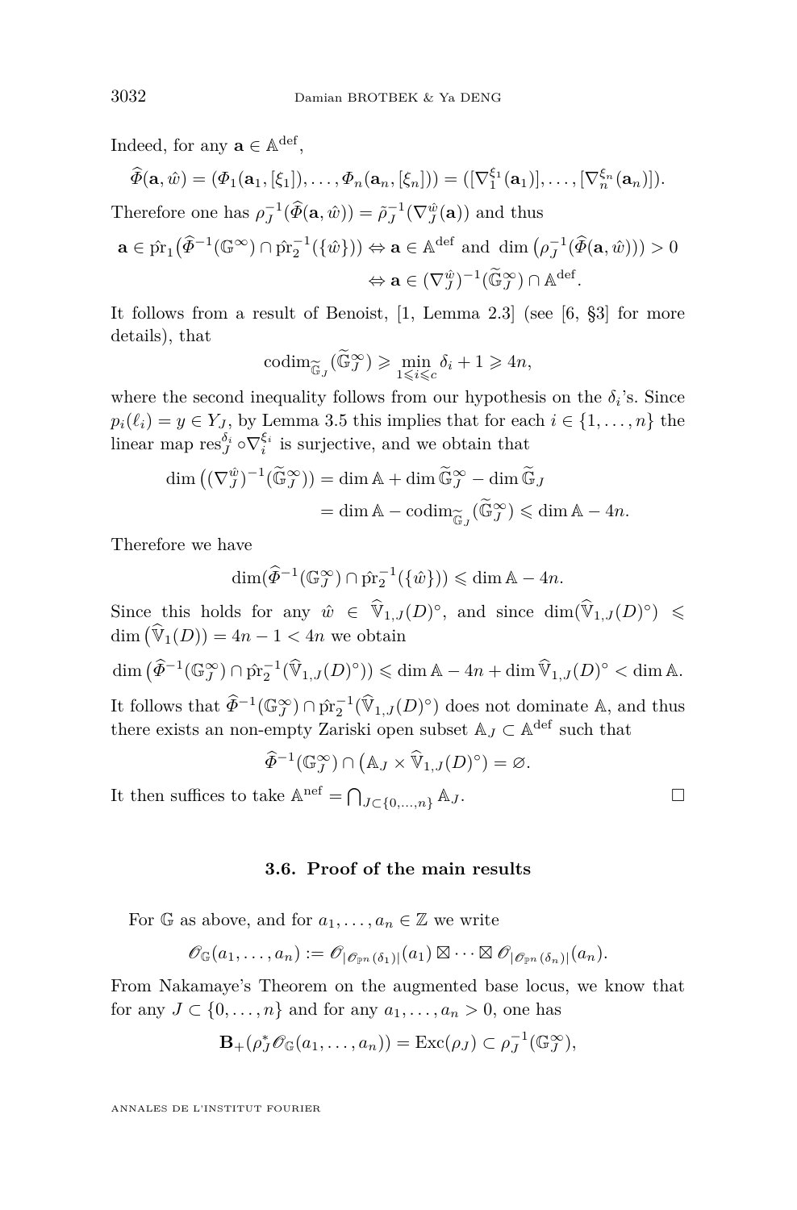Indeed, for any $\mathbf{a} \in \mathbb{A}^{\mathrm{def}}$,

$$\widehat{\Phi}(\mathbf{a}, \hat{w}) = (\Phi_1(\mathbf{a}_1, [\xi_1]), \dots, \Phi_n(\mathbf{a}_n, [\xi_n])) = ([\nabla_1^{\xi_1}(\mathbf{a}_1)], \dots, [\nabla_n^{\xi_n}(\mathbf{a}_n)]).$$

Therefore one has $\rho_J^{-1}(\widehat{\Phi}(\mathbf{a}, \hat{w})) = \tilde{\rho}_J^{-1}(\nabla_J^{\hat{w}}(\mathbf{a}))$ and thus

$$\begin{aligned}\mathbf{a} \in \hat{\mathrm{pr}}_1\big(\widehat{\Phi}^{-1}(\mathbb{G}^{\infty}) \cap \hat{\mathrm{pr}}_2^{-1}(\{\hat{w}\})\big) &\Leftrightarrow \mathbf{a} \in \mathbb{A}^{\mathrm{def}} \text{ and } \dim\big(\rho_J^{-1}(\widehat{\Phi}(\mathbf{a}, \hat{w}))\big) > 0 \\ &\Leftrightarrow \mathbf{a} \in (\nabla_J^{\hat{w}})^{-1}(\widetilde{\mathbb{G}}_J^{\infty}) \cap \mathbb{A}^{\mathrm{def}}.\end{aligned}$$

It follows from a result of Benoist, [1, Lemma 2.3] (see [6, §3] for more details), that

$$\mathrm{codim}_{\widetilde{\mathbb{G}}_J}(\widetilde{\mathbb{G}}_J^{\infty}) \geqslant \min_{1 \leqslant i \leqslant c} \delta_i + 1 \geqslant 4n,$$

where the second inequality follows from our hypothesis on the $\delta_i$'s. Since $p_i(\ell_i) = y \in Y_J$, by Lemma 3.5 this implies that for each $i \in \{1, \dots, n\}$ the linear map $\mathrm{res}_J^{\delta_i} \circ \nabla_i^{\xi_i}$ is surjective, and we obtain that

$$\begin{aligned}\dim\big((\nabla_J^{\hat{w}})^{-1}(\widetilde{\mathbb{G}}_J^{\infty})\big) &= \dim \mathbb{A} + \dim \widetilde{\mathbb{G}}_J^{\infty} - \dim \widetilde{\mathbb{G}}_J \\ &= \dim \mathbb{A} - \mathrm{codim}_{\widetilde{\mathbb{G}}_J}(\widetilde{\mathbb{G}}_J^{\infty}) \leqslant \dim \mathbb{A} - 4n.\end{aligned}$$

Therefore we have

$$\dim(\widehat{\Phi}^{-1}(\mathbb{G}_J^{\infty}) \cap \hat{\mathrm{pr}}_2^{-1}(\{\hat{w}\})) \leqslant \dim \mathbb{A} - 4n.$$

Since this holds for any $\hat{w} \in \widehat{\mathbb{V}}_{1,J}(D)^{\circ}$, and since $\dim(\widehat{\mathbb{V}}_{1,J}(D)^{\circ}) \leqslant \dim\big(\widehat{\mathbb{V}}_1(D)\big) = 4n - 1 < 4n$ we obtain

$$\dim\big(\widehat{\Phi}^{-1}(\mathbb{G}_J^{\infty}) \cap \hat{\mathrm{pr}}_2^{-1}(\widehat{\mathbb{V}}_{1,J}(D)^{\circ})\big) \leqslant \dim \mathbb{A} - 4n + \dim \widehat{\mathbb{V}}_{1,J}(D)^{\circ} < \dim \mathbb{A}.$$

It follows that $\widehat{\Phi}^{-1}(\mathbb{G}_J^{\infty}) \cap \hat{\mathrm{pr}}_2^{-1}(\widehat{\mathbb{V}}_{1,J}(D)^{\circ})$ does not dominate $\mathbb{A}$, and thus there exists an non-empty Zariski open subset $\mathbb{A}_J \subset \mathbb{A}^{\mathrm{def}}$ such that

$$\widehat{\Phi}^{-1}(\mathbb{G}_J^{\infty}) \cap \big(\mathbb{A}_J \times \widehat{\mathbb{V}}_{1,J}(D)^{\circ}\big) = \varnothing.$$

It then suffices to take $\mathbb{A}^{\mathrm{nef}} = \bigcap_{J \subset \{0, \dots, n\}} \mathbb{A}_J$. □

### 3.6. Proof of the main results

For $\mathbb{G}$ as above, and for $a_1, \dots, a_n \in \mathbb{Z}$ we write

$$\mathscr{O}_{\mathbb{G}}(a_1, \dots, a_n) := \mathscr{O}_{|\mathscr{O}_{\mathbb{P}^n}(\delta_1)|}(a_1) \boxtimes \cdots \boxtimes \mathscr{O}_{|\mathscr{O}_{\mathbb{P}^n}(\delta_n)|}(a_n).$$

From Nakamaye's Theorem on the augmented base locus, we know that for any $J \subset \{0, \dots, n\}$ and for any $a_1, \dots, a_n > 0$, one has

$$\mathbf{B}_+(\rho_J^* \mathscr{O}_{\mathbb{G}}(a_1, \dots, a_n)) = \mathrm{Exc}(\rho_J) \subset \rho_J^{-1}(\mathbb{G}_J^{\infty}),$$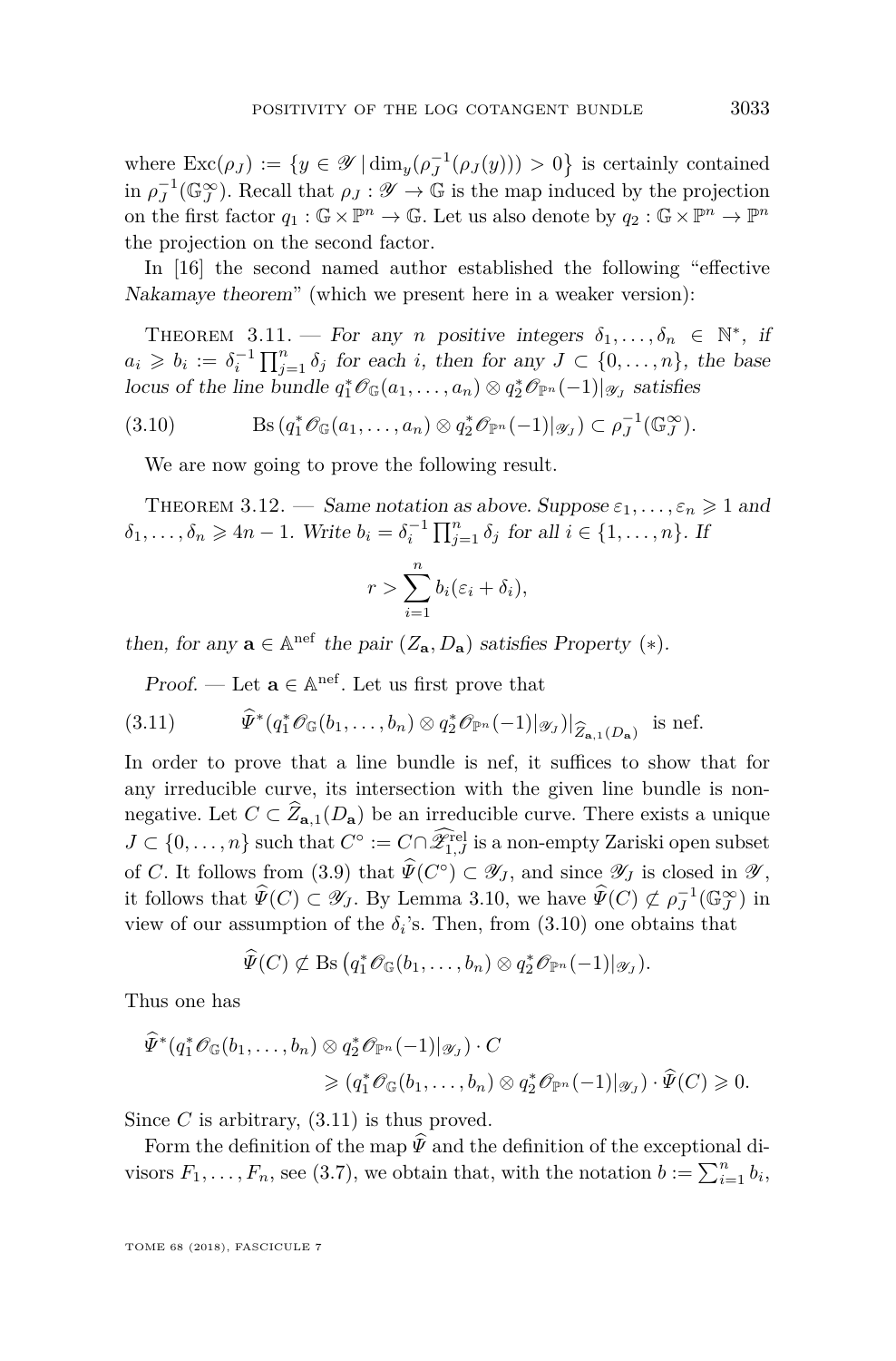where $\operatorname{Exc}(\rho_J) := \{y \in \mathscr{Y} \mid \dim_y(\rho_J^{-1}(\rho_J(y))) > 0\}$ is certainly contained in $\rho_J^{-1}(\mathbb{G}_J^\infty)$. Recall that $\rho_J : \mathscr{Y} \to \mathbb{G}$ is the map induced by the projection on the first factor $q_1 : \mathbb{G} \times \mathbb{P}^n \to \mathbb{G}$. Let us also denote by $q_2 : \mathbb{G} \times \mathbb{P}^n \to \mathbb{P}^n$ the projection on the second factor.

In [16] the second named author established the following "effective *Nakamaye theorem*" (which we present here in a weaker version):

Theorem 3.11. — *For any $n$ positive integers $\delta_1, \dots, \delta_n \in \mathbb{N}^*$, if $a_i \geqslant b_i := \delta_i^{-1} \prod_{j=1}^n \delta_j$ for each $i$, then for any $J \subset \{0, \dots, n\}$, the base locus of the line bundle $q_1^* \mathscr{O}_{\mathbb{G}}(a_1, \dots, a_n) \otimes q_2^* \mathscr{O}_{\mathbb{P}^n}(-1)|_{\mathscr{Y}_J}$ satisfies*

$$\operatorname{Bs}\left(q_1^* \mathscr{O}_{\mathbb{G}}(a_1, \dots, a_n) \otimes q_2^* \mathscr{O}_{\mathbb{P}^n}(-1)|_{\mathscr{Y}_J}\right) \subset \rho_J^{-1}(\mathbb{G}_J^\infty). \tag{3.10}$$

We are now going to prove the following result.

Theorem 3.12. — *Same notation as above. Suppose $\varepsilon_1, \dots, \varepsilon_n \geqslant 1$ and $\delta_1, \dots, \delta_n \geqslant 4n-1$. Write $b_i = \delta_i^{-1} \prod_{j=1}^n \delta_j$ for all $i \in \{1, \dots, n\}$. If*

$$r > \sum_{i=1}^n b_i(\varepsilon_i + \delta_i),$$

*then, for any $\mathbf{a} \in \mathbb{A}^{\mathrm{nef}}$ the pair $(Z_{\mathbf{a}}, D_{\mathbf{a}})$ satisfies Property $(*)$.*

*Proof.* — Let $\mathbf{a} \in \mathbb{A}^{\mathrm{nef}}$. Let us first prove that

$$\widehat{\Psi}^*(q_1^* \mathscr{O}_{\mathbb{G}}(b_1, \dots, b_n) \otimes q_2^* \mathscr{O}_{\mathbb{P}^n}(-1)|_{\mathscr{Y}_J})|_{\widehat{Z}_{\mathbf{a},1}(D_{\mathbf{a}})} \quad \text{is nef.} \tag{3.11}$$

In order to prove that a line bundle is nef, it suffices to show that for any irreducible curve, its intersection with the given line bundle is non-negative. Let $C \subset \widehat{Z}_{\mathbf{a},1}(D_{\mathbf{a}})$ be an irreducible curve. There exists a unique $J \subset \{0, \dots, n\}$ such that $C^\circ := C \cap \widehat{\mathscr{Z}}_{1,J}^{\mathrm{rel}}$ is a non-empty Zariski open subset of $C$. It follows from (3.9) that $\widehat{\Psi}(C^\circ) \subset \mathscr{Y}_J$, and since $\mathscr{Y}_J$ is closed in $\mathscr{Y}$, it follows that $\widehat{\Psi}(C) \subset \mathscr{Y}_J$. By Lemma 3.10, we have $\widehat{\Psi}(C) \not\subset \rho_J^{-1}(\mathbb{G}_J^\infty)$ in view of our assumption of the $\delta_i$'s. Then, from (3.10) one obtains that

$$\widehat{\Psi}(C) \not\subset \operatorname{Bs}\left(q_1^* \mathscr{O}_{\mathbb{G}}(b_1, \dots, b_n) \otimes q_2^* \mathscr{O}_{\mathbb{P}^n}(-1)|_{\mathscr{Y}_J}\right).$$

Thus one has

$$\begin{aligned}
&\widehat{\Psi}^*(q_1^* \mathscr{O}_{\mathbb{G}}(b_1, \dots, b_n) \otimes q_2^* \mathscr{O}_{\mathbb{P}^n}(-1)|_{\mathscr{Y}_J}) \cdot C \\
&\qquad\qquad \geqslant (q_1^* \mathscr{O}_{\mathbb{G}}(b_1, \dots, b_n) \otimes q_2^* \mathscr{O}_{\mathbb{P}^n}(-1)|_{\mathscr{Y}_J}) \cdot \widehat{\Psi}(C) \geqslant 0.
\end{aligned}$$

Since $C$ is arbitrary, (3.11) is thus proved.

Form the definition of the map $\widehat{\Psi}$ and the definition of the exceptional divisors $F_1, \dots, F_n$, see (3.7), we obtain that, with the notation $b := \sum_{i=1}^n b_i$,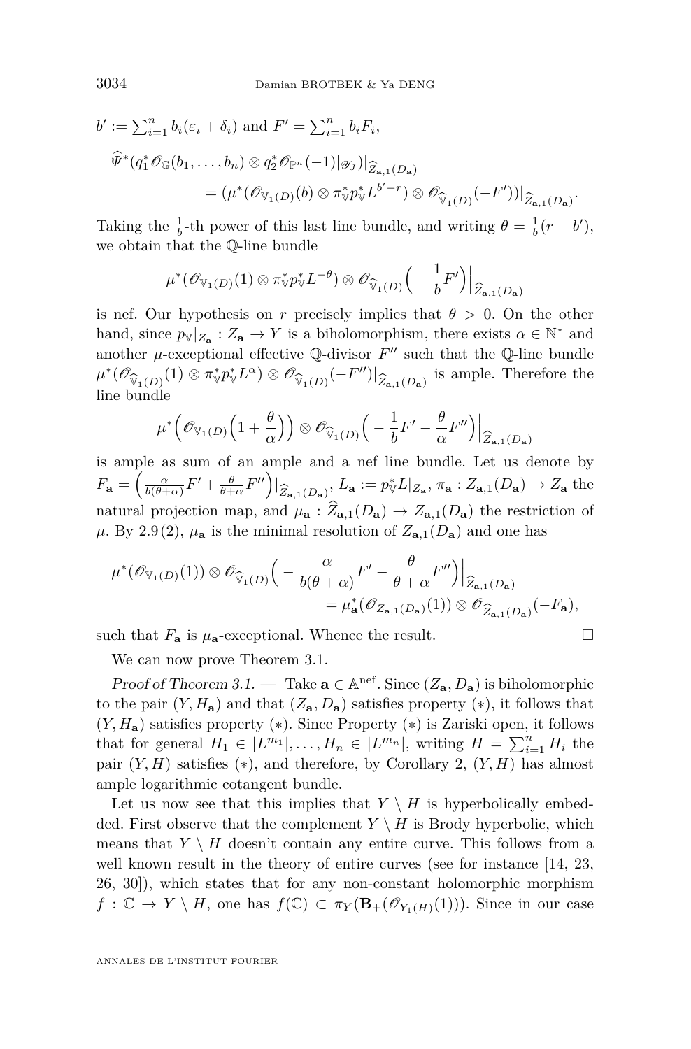$b' := \sum_{i=1}^n b_i(\varepsilon_i + \delta_i)$ and $F' = \sum_{i=1}^n b_i F_i$,

$$\widehat{\Psi}^*(q_1^*\mathscr{O}_{\mathbb{G}}(b_1,\ldots,b_n)\otimes q_2^*\mathscr{O}_{\mathbb{P}^n}(-1)|_{\mathscr{Y}_J})|_{\widehat{Z}_{\mathbf{a},1}(D_{\mathbf{a}})}$$
$$= (\mu^*(\mathscr{O}_{\mathbb{V}_1(D)}(b)\otimes \pi_{\mathbb{V}}^* p_{\mathbb{V}}^* L^{b'-r})\otimes \mathscr{O}_{\widehat{\mathbb{V}}_1(D)}(-F'))|_{\widehat{Z}_{\mathbf{a},1}(D_{\mathbf{a}})}.$$

Taking the $\frac{1}{b}$-th power of this last line bundle, and writing $\theta = \frac{1}{b}(r - b')$, we obtain that the $\mathbb{Q}$-line bundle

$$\mu^*(\mathscr{O}_{\mathbb{V}_1(D)}(1)\otimes \pi_{\mathbb{V}}^* p_{\mathbb{V}}^* L^{-\theta})\otimes \mathscr{O}_{\widehat{\mathbb{V}}_1(D)}\Big(-\frac{1}{b}F'\Big)\Big|_{\widehat{Z}_{\mathbf{a},1}(D_{\mathbf{a}})}$$

is nef. Our hypothesis on $r$ precisely implies that $\theta > 0$. On the other hand, since $p_{\mathbb{V}}|_{Z_{\mathbf{a}}} : Z_{\mathbf{a}} \to Y$ is a biholomorphism, there exists $\alpha \in \mathbb{N}^*$ and another $\mu$-exceptional effective $\mathbb{Q}$-divisor $F''$ such that the $\mathbb{Q}$-line bundle $\mu^*(\mathscr{O}_{\widehat{\mathbb{V}}_1(D)}(1)\otimes \pi_{\mathbb{V}}^* p_{\mathbb{V}}^* L^{\alpha})\otimes \mathscr{O}_{\widehat{\mathbb{V}}_1(D)}(-F'')|_{\widehat{Z}_{\mathbf{a},1}(D_{\mathbf{a}})}$ is ample. Therefore the line bundle

$$\mu^*\Big(\mathscr{O}_{\mathbb{V}_1(D)}\Big(1+\frac{\theta}{\alpha}\Big)\Big)\otimes \mathscr{O}_{\widehat{\mathbb{V}}_1(D)}\Big(-\frac{1}{b}F' - \frac{\theta}{\alpha}F''\Big)\Big|_{\widehat{Z}_{\mathbf{a},1}(D_{\mathbf{a}})}$$

is ample as sum of an ample and a nef line bundle. Let us denote by $F_{\mathbf{a}} = \Big(\frac{\alpha}{b(\theta+\alpha)}F' + \frac{\theta}{\theta+\alpha}F''\Big)|_{\widehat{Z}_{\mathbf{a},1}(D_{\mathbf{a}})}$, $L_{\mathbf{a}} := p_{\mathbb{V}}^* L|_{Z_{\mathbf{a}}}$, $\pi_{\mathbf{a}} : Z_{\mathbf{a},1}(D_{\mathbf{a}}) \to Z_{\mathbf{a}}$ the natural projection map, and $\mu_{\mathbf{a}} : \widehat{Z}_{\mathbf{a},1}(D_{\mathbf{a}}) \to Z_{\mathbf{a},1}(D_{\mathbf{a}})$ the restriction of $\mu$. By 2.9(2), $\mu_{\mathbf{a}}$ is the minimal resolution of $Z_{\mathbf{a},1}(D_{\mathbf{a}})$ and one has

$$\mu^*(\mathscr{O}_{\mathbb{V}_1(D)}(1))\otimes \mathscr{O}_{\widehat{\mathbb{V}}_1(D)}\Big(-\frac{\alpha}{b(\theta+\alpha)}F' - \frac{\theta}{\theta+\alpha}F''\Big)\Big|_{\widehat{Z}_{\mathbf{a},1}(D_{\mathbf{a}})}$$
$$= \mu_{\mathbf{a}}^*(\mathscr{O}_{Z_{\mathbf{a},1}(D_{\mathbf{a}})}(1))\otimes \mathscr{O}_{\widehat{Z}_{\mathbf{a},1}(D_{\mathbf{a}})}(-F_{\mathbf{a}}),$$

such that $F_{\mathbf{a}}$ is $\mu_{\mathbf{a}}$-exceptional. Whence the result. □

We can now prove Theorem 3.1.

*Proof of Theorem 3.1.* — Take $\mathbf{a} \in \mathbb{A}^{\mathrm{nef}}$. Since $(Z_{\mathbf{a}}, D_{\mathbf{a}})$ is biholomorphic to the pair $(Y, H_{\mathbf{a}})$ and that $(Z_{\mathbf{a}}, D_{\mathbf{a}})$ satisfies property $(*)$, it follows that $(Y, H_{\mathbf{a}})$ satisfies property $(*)$. Since Property $(*)$ is Zariski open, it follows that for general $H_1 \in |L^{m_1}|, \ldots, H_n \in |L^{m_n}|$, writing $H = \sum_{i=1}^n H_i$ the pair $(Y, H)$ satisfies $(*)$, and therefore, by Corollary 2, $(Y, H)$ has almost ample logarithmic cotangent bundle.

Let us now see that this implies that $Y \setminus H$ is hyperbolically embedded. First observe that the complement $Y \setminus H$ is Brody hyperbolic, which means that $Y \setminus H$ doesn't contain any entire curve. This follows from a well known result in the theory of entire curves (see for instance [14, 23, 26, 30]), which states that for any non-constant holomorphic morphism $f : \mathbb{C} \to Y \setminus H$, one has $f(\mathbb{C}) \subset \pi_Y(\mathbf{B}_+(\mathscr{O}_{Y_1(H)}(1)))$. Since in our case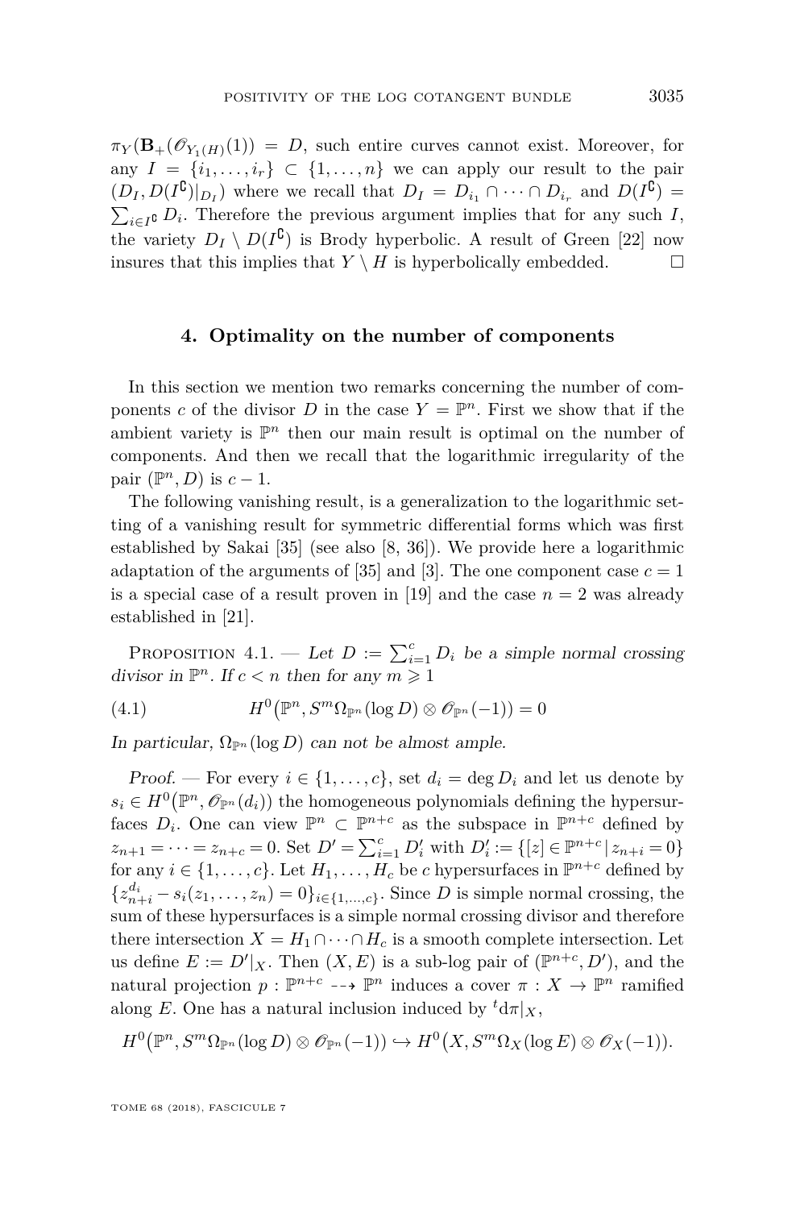$\pi_Y(\mathbf{B}_+(\mathscr{O}_{Y_1(H)}(1)) = D$, such entire curves cannot exist. Moreover, for any $I = \{i_1, \dots, i_r\} \subset \{1, \dots, n\}$ we can apply our result to the pair $(D_I, D(I^\complement)|_{D_I})$ where we recall that $D_I = D_{i_1} \cap \dots \cap D_{i_r}$ and $D(I^\complement) = \sum_{i \in I^\complement} D_i$. Therefore the previous argument implies that for any such $I$, the variety $D_I \setminus D(I^\complement)$ is Brody hyperbolic. A result of Green [22] now insures that this implies that $Y \setminus H$ is hyperbolically embedded. □

## 4. Optimality on the number of components

In this section we mention two remarks concerning the number of components $c$ of the divisor $D$ in the case $Y = \mathbb{P}^n$. First we show that if the ambient variety is $\mathbb{P}^n$ then our main result is optimal on the number of components. And then we recall that the logarithmic irregularity of the pair $(\mathbb{P}^n, D)$ is $c - 1$.

The following vanishing result, is a generalization to the logarithmic setting of a vanishing result for symmetric differential forms which was first established by Sakai [35] (see also [8, 36]). We provide here a logarithmic adaptation of the arguments of [35] and [3]. The one component case $c = 1$ is a special case of a result proven in [19] and the case $n = 2$ was already established in [21].

Proposition 4.1. — *Let $D := \sum_{i=1}^{c} D_i$ be a simple normal crossing divisor in $\mathbb{P}^n$. If $c < n$ then for any $m \geqslant 1$*

$$H^0\big(\mathbb{P}^n, S^m\Omega_{\mathbb{P}^n}(\log D) \otimes \mathscr{O}_{\mathbb{P}^n}(-1)\big) = 0 \tag{4.1}$$

*In particular, $\Omega_{\mathbb{P}^n}(\log D)$ can not be almost ample.*

*Proof.* — For every $i \in \{1, \dots, c\}$, set $d_i = \deg D_i$ and let us denote by $s_i \in H^0\big(\mathbb{P}^n, \mathscr{O}_{\mathbb{P}^n}(d_i)\big)$ the homogeneous polynomials defining the hypersurfaces $D_i$. One can view $\mathbb{P}^n \subset \mathbb{P}^{n+c}$ as the subspace in $\mathbb{P}^{n+c}$ defined by $z_{n+1} = \dots = z_{n+c} = 0$. Set $D' = \sum_{i=1}^{c} D'_i$ with $D'_i := \{[z] \in \mathbb{P}^{n+c} \,|\, z_{n+i} = 0\}$ for any $i \in \{1, \dots, c\}$. Let $H_1, \dots, H_c$ be $c$ hypersurfaces in $\mathbb{P}^{n+c}$ defined by $\{z_{n+i}^{d_i} - s_i(z_1, \dots, z_n) = 0\}_{i \in \{1, \dots, c\}}$. Since $D$ is simple normal crossing, the sum of these hypersurfaces is a simple normal crossing divisor and therefore there intersection $X = H_1 \cap \dots \cap H_c$ is a smooth complete intersection. Let us define $E := D'|_X$. Then $(X, E)$ is a sub-log pair of $(\mathbb{P}^{n+c}, D')$, and the natural projection $p : \mathbb{P}^{n+c} \dashrightarrow \mathbb{P}^n$ induces a cover $\pi : X \to \mathbb{P}^n$ ramified along $E$. One has a natural inclusion induced by ${}^t d\pi|_X$,

$$H^0\big(\mathbb{P}^n, S^m\Omega_{\mathbb{P}^n}(\log D) \otimes \mathscr{O}_{\mathbb{P}^n}(-1)\big) \hookrightarrow H^0\big(X, S^m\Omega_X(\log E) \otimes \mathscr{O}_X(-1)\big).$$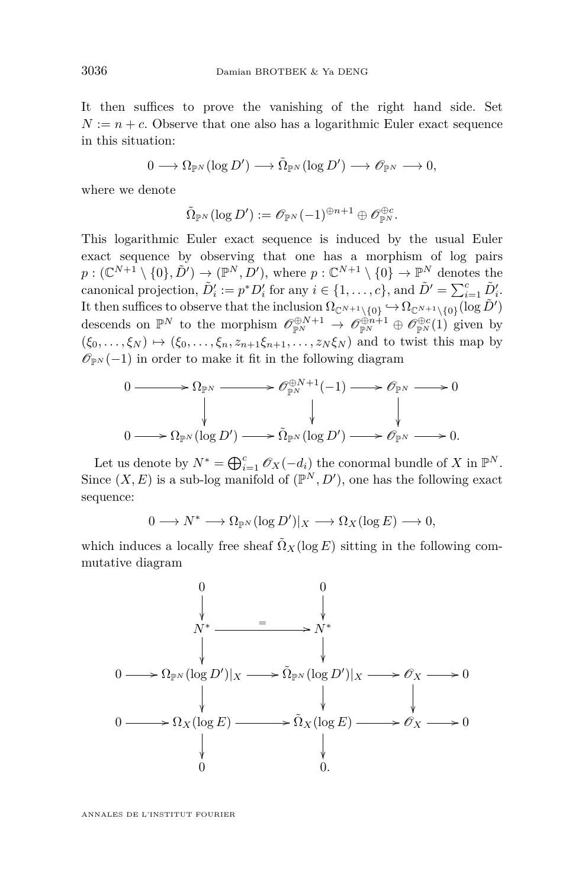It then suffices to prove the vanishing of the right hand side. Set $N := n + c$. Observe that one also has a logarithmic Euler exact sequence in this situation:

$$0 \longrightarrow \Omega_{\mathbb{P}^N}(\log D') \longrightarrow \tilde{\Omega}_{\mathbb{P}^N}(\log D') \longrightarrow \mathscr{O}_{\mathbb{P}^N} \longrightarrow 0,$$

where we denote

$$\tilde{\Omega}_{\mathbb{P}^N}(\log D') := \mathscr{O}_{\mathbb{P}^N}(-1)^{\oplus n+1} \oplus \mathscr{O}_{\mathbb{P}^N}^{\oplus c}.$$

This logarithmic Euler exact sequence is induced by the usual Euler exact sequence by observing that one has a morphism of log pairs $p : (\mathbb{C}^{N+1} \setminus \{0\}, \tilde{D}') \to (\mathbb{P}^N, D')$, where $p : \mathbb{C}^{N+1} \setminus \{0\} \to \mathbb{P}^N$ denotes the canonical projection, $\tilde{D}'_i := p^* D'_i$ for any $i \in \{1, \ldots, c\}$, and $\tilde{D}' = \sum_{i=1}^c \tilde{D}'_i$. It then suffices to observe that the inclusion $\Omega_{\mathbb{C}^{N+1}\setminus\{0\}} \hookrightarrow \Omega_{\mathbb{C}^{N+1}\setminus\{0\}}(\log \tilde{D}')$ descends on $\mathbb{P}^N$ to the morphism $\mathscr{O}_{\mathbb{P}^N}^{\oplus N+1} \to \mathscr{O}_{\mathbb{P}^N}^{\oplus n+1} \oplus \mathscr{O}_{\mathbb{P}^N}^{\oplus c}(1)$ given by $(\xi_0, \ldots, \xi_N) \mapsto (\xi_0, \ldots, \xi_n, z_{n+1}\xi_{n+1}, \ldots, z_N \xi_N)$ and to twist this map by $\mathscr{O}_{\mathbb{P}^N}(-1)$ in order to make it fit in the following diagram

$$\begin{array}{ccccccccc}
0 & \longrightarrow & \Omega_{\mathbb{P}^N} & \longrightarrow & \mathscr{O}_{\mathbb{P}^N}^{\oplus N+1}(-1) & \longrightarrow & \mathscr{O}_{\mathbb{P}^N} & \longrightarrow & 0 \\
 & & \downarrow & & \downarrow & & \downarrow & & \\
0 & \longrightarrow & \Omega_{\mathbb{P}^N}(\log D') & \longrightarrow & \tilde{\Omega}_{\mathbb{P}^N}(\log D') & \longrightarrow & \mathscr{O}_{\mathbb{P}^N} & \longrightarrow & 0.
\end{array}$$

Let us denote by $N^* = \bigoplus_{i=1}^c \mathscr{O}_X(-d_i)$ the conormal bundle of $X$ in $\mathbb{P}^N$. Since $(X, E)$ is a sub-log manifold of $(\mathbb{P}^N, D')$, one has the following exact sequence:

$$0 \longrightarrow N^* \longrightarrow \Omega_{\mathbb{P}^N}(\log D')|_X \longrightarrow \Omega_X(\log E) \longrightarrow 0,$$

which induces a locally free sheaf $\tilde{\Omega}_X(\log E)$ sitting in the following commutative diagram

$$\begin{array}{ccccccccc}
 & & 0 & & 0 & & & & \\
 & & \downarrow & & \downarrow & & & & \\
 & & N^* & \xrightarrow{=} & N^* & & & & \\
 & & \downarrow & & \downarrow & & & & \\
0 & \longrightarrow & \Omega_{\mathbb{P}^N}(\log D')|_X & \longrightarrow & \tilde{\Omega}_{\mathbb{P}^N}(\log D')|_X & \longrightarrow & \mathscr{O}_X & \longrightarrow & 0 \\
 & & \downarrow & & \downarrow & & \downarrow & & \\
0 & \longrightarrow & \Omega_X(\log E) & \longrightarrow & \tilde{\Omega}_X(\log E) & \longrightarrow & \mathscr{O}_X & \longrightarrow & 0 \\
 & & \downarrow & & \downarrow & & & & \\
 & & 0 & & 0. & & & &
\end{array}$$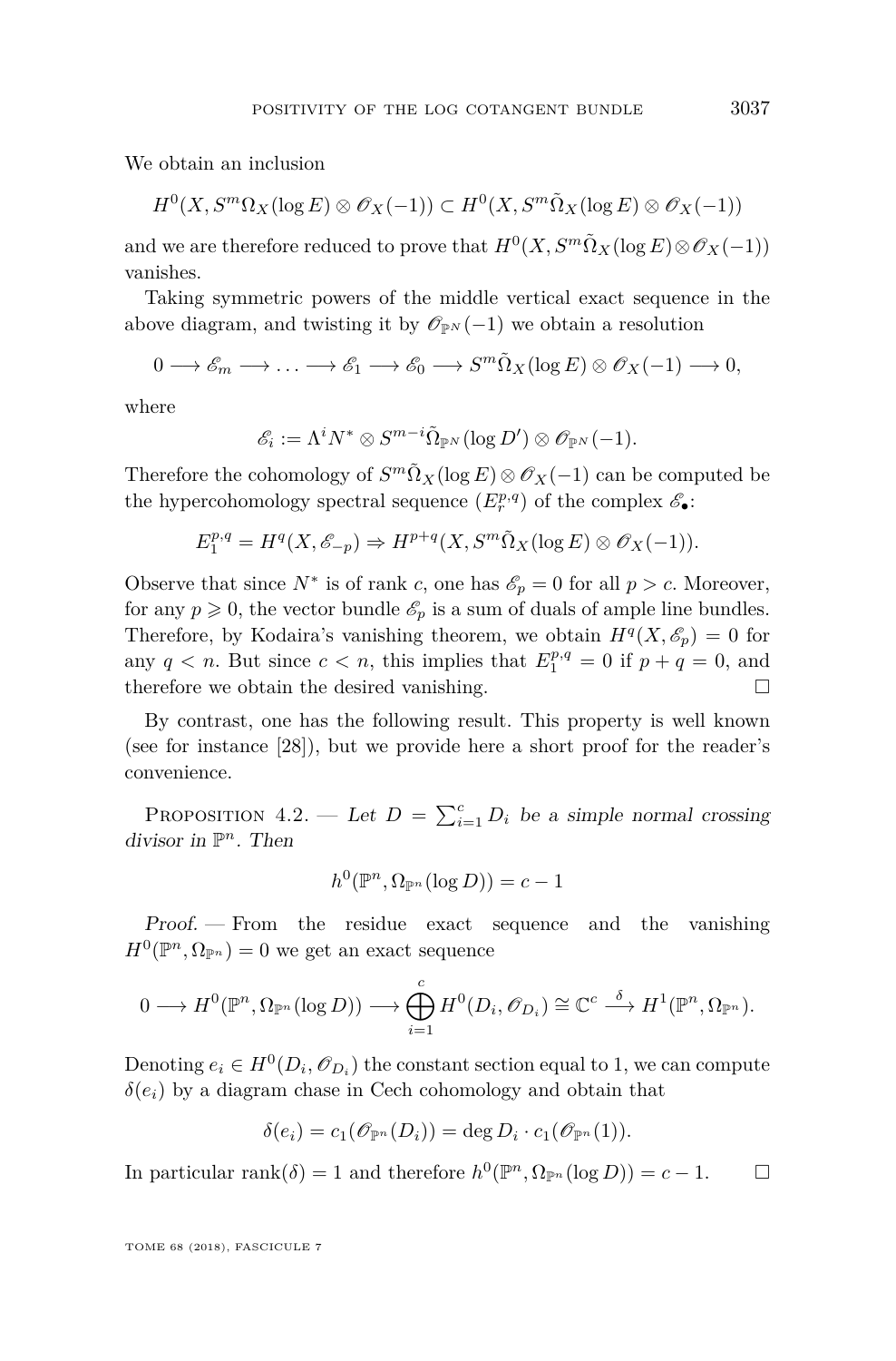We obtain an inclusion

$$H^0(X, S^m\Omega_X(\log E) \otimes \mathscr{O}_X(-1)) \subset H^0(X, S^m\tilde{\Omega}_X(\log E) \otimes \mathscr{O}_X(-1))$$

and we are therefore reduced to prove that $H^0(X, S^m\tilde{\Omega}_X(\log E) \otimes \mathscr{O}_X(-1))$ vanishes.

Taking symmetric powers of the middle vertical exact sequence in the above diagram, and twisting it by $\mathscr{O}_{\mathbb{P}^N}(-1)$ we obtain a resolution

$$0 \longrightarrow \mathscr{E}_m \longrightarrow \ldots \longrightarrow \mathscr{E}_1 \longrightarrow \mathscr{E}_0 \longrightarrow S^m\tilde{\Omega}_X(\log E) \otimes \mathscr{O}_X(-1) \longrightarrow 0,$$

where

$$\mathscr{E}_i := \Lambda^i N^* \otimes S^{m-i}\tilde{\Omega}_{\mathbb{P}^N}(\log D') \otimes \mathscr{O}_{\mathbb{P}^N}(-1).$$

Therefore the cohomology of $S^m\tilde{\Omega}_X(\log E) \otimes \mathscr{O}_X(-1)$ can be computed be the hypercohomology spectral sequence $(E_r^{p,q})$ of the complex $\mathscr{E}_\bullet$:

$$E_1^{p,q} = H^q(X, \mathscr{E}_{-p}) \Rightarrow H^{p+q}(X, S^m\tilde{\Omega}_X(\log E) \otimes \mathscr{O}_X(-1)).$$

Observe that since $N^*$ is of rank $c$, one has $\mathscr{E}_p = 0$ for all $p > c$. Moreover, for any $p \geqslant 0$, the vector bundle $\mathscr{E}_p$ is a sum of duals of ample line bundles. Therefore, by Kodaira's vanishing theorem, we obtain $H^q(X, \mathscr{E}_p) = 0$ for any $q < n$. But since $c < n$, this implies that $E_1^{p,q} = 0$ if $p + q = 0$, and therefore we obtain the desired vanishing. $\square$

By contrast, one has the following result. This property is well known (see for instance [28]), but we provide here a short proof for the reader's convenience.

Proposition 4.2. — *Let $D = \sum_{i=1}^{c} D_i$ be a simple normal crossing divisor in $\mathbb{P}^n$. Then*

$$h^0(\mathbb{P}^n, \Omega_{\mathbb{P}^n}(\log D)) = c - 1$$

*Proof.* — From the residue exact sequence and the vanishing $H^0(\mathbb{P}^n, \Omega_{\mathbb{P}^n}) = 0$ we get an exact sequence

$$0 \longrightarrow H^0(\mathbb{P}^n, \Omega_{\mathbb{P}^n}(\log D)) \longrightarrow \bigoplus_{i=1}^{c} H^0(D_i, \mathscr{O}_{D_i}) \cong \mathbb{C}^c \xrightarrow{\ \delta\ } H^1(\mathbb{P}^n, \Omega_{\mathbb{P}^n}).$$

Denoting $e_i \in H^0(D_i, \mathscr{O}_{D_i})$ the constant section equal to 1, we can compute $\delta(e_i)$ by a diagram chase in Cech cohomology and obtain that

$$\delta(e_i) = c_1(\mathscr{O}_{\mathbb{P}^n}(D_i)) = \deg D_i \cdot c_1(\mathscr{O}_{\mathbb{P}^n}(1)).$$

In particular $\operatorname{rank}(\delta) = 1$ and therefore $h^0(\mathbb{P}^n, \Omega_{\mathbb{P}^n}(\log D)) = c - 1$. $\square$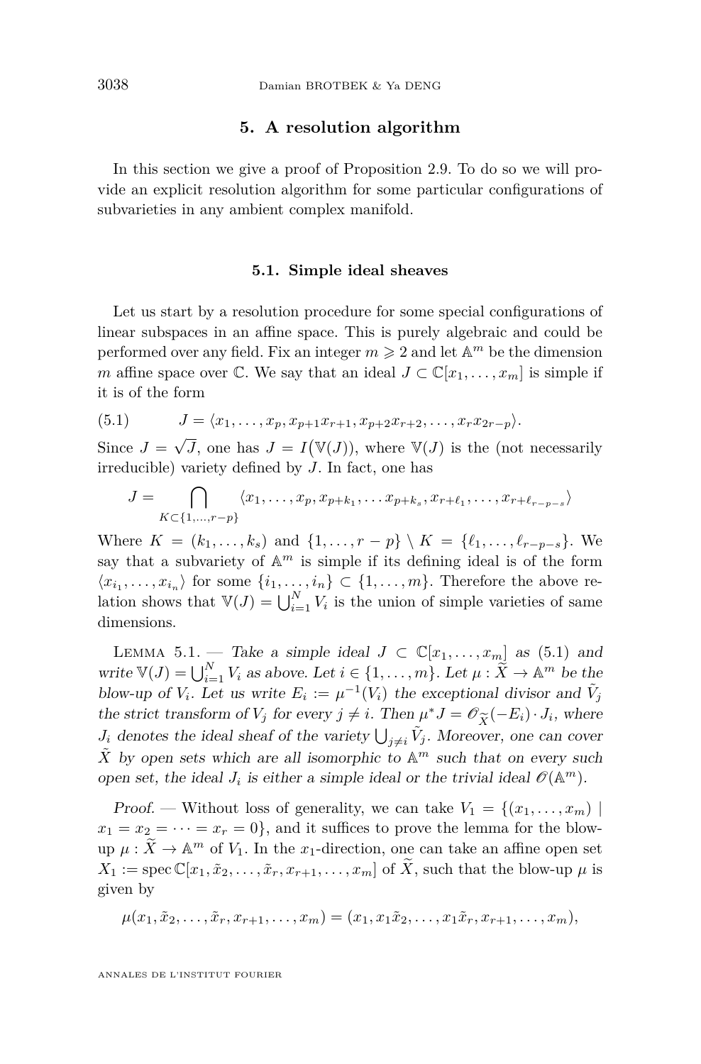## 5. A resolution algorithm

In this section we give a proof of Proposition 2.9. To do so we will provide an explicit resolution algorithm for some particular configurations of subvarieties in any ambient complex manifold.

### 5.1. Simple ideal sheaves

Let us start by a resolution procedure for some special configurations of linear subspaces in an affine space. This is purely algebraic and could be performed over any field. Fix an integer $m \geqslant 2$ and let $\mathbb{A}^m$ be the dimension $m$ affine space over $\mathbb{C}$. We say that an ideal $J \subset \mathbb{C}[x_1, \ldots, x_m]$ is simple if it is of the form

$$J = \langle x_1, \ldots, x_p, x_{p+1}x_{r+1}, x_{p+2}x_{r+2}, \ldots, x_r x_{2r-p} \rangle. \tag{5.1}$$

Since $J = \sqrt{J}$, one has $J = I\big(\mathbb{V}(J)\big)$, where $\mathbb{V}(J)$ is the (not necessarily irreducible) variety defined by $J$. In fact, one has

$$J = \bigcap_{K \subset \{1,\ldots,r-p\}} \langle x_1, \ldots, x_p, x_{p+k_1}, \ldots x_{p+k_s}, x_{r+\ell_1}, \ldots, x_{r+\ell_{r-p-s}} \rangle$$

Where $K = (k_1, \ldots, k_s)$ and $\{1, \ldots, r-p\} \setminus K = \{\ell_1, \ldots, \ell_{r-p-s}\}$. We say that a subvariety of $\mathbb{A}^m$ is simple if its defining ideal is of the form $\langle x_{i_1}, \ldots, x_{i_n} \rangle$ for some $\{i_1, \ldots, i_n\} \subset \{1, \ldots, m\}$. Therefore the above relation shows that $\mathbb{V}(J) = \bigcup_{i=1}^N V_i$ is the union of simple varieties of same dimensions.

Lemma 5.1. — *Take a simple ideal $J \subset \mathbb{C}[x_1, \ldots, x_m]$ as (5.1) and write $\mathbb{V}(J) = \bigcup_{i=1}^N V_i$ as above. Let $i \in \{1, \ldots, m\}$. Let $\mu : \widetilde{X} \to \mathbb{A}^m$ be the blow-up of $V_i$. Let us write $E_i := \mu^{-1}(V_i)$ the exceptional divisor and $\tilde{V}_j$ the strict transform of $V_j$ for every $j \neq i$. Then $\mu^* J = \mathscr{O}_{\widetilde{X}}(-E_i) \cdot J_i$, where $J_i$ denotes the ideal sheaf of the variety $\bigcup_{j \neq i} \tilde{V}_j$. Moreover, one can cover $\tilde{X}$ by open sets which are all isomorphic to $\mathbb{A}^m$ such that on every such open set, the ideal $J_i$ is either a simple ideal or the trivial ideal $\mathscr{O}(\mathbb{A}^m)$.*

*Proof.* — Without loss of generality, we can take $V_1 = \{(x_1, \ldots, x_m) \mid x_1 = x_2 = \cdots = x_r = 0\}$, and it suffices to prove the lemma for the blow-up $\mu : \widetilde{X} \to \mathbb{A}^m$ of $V_1$. In the $x_1$-direction, one can take an affine open set $X_1 := \operatorname{spec} \mathbb{C}[x_1, \tilde{x}_2, \ldots, \tilde{x}_r, x_{r+1}, \ldots, x_m]$ of $\widetilde{X}$, such that the blow-up $\mu$ is given by

$$\mu(x_1, \tilde{x}_2, \ldots, \tilde{x}_r, x_{r+1}, \ldots, x_m) = (x_1, x_1\tilde{x}_2, \ldots, x_1\tilde{x}_r, x_{r+1}, \ldots, x_m),$$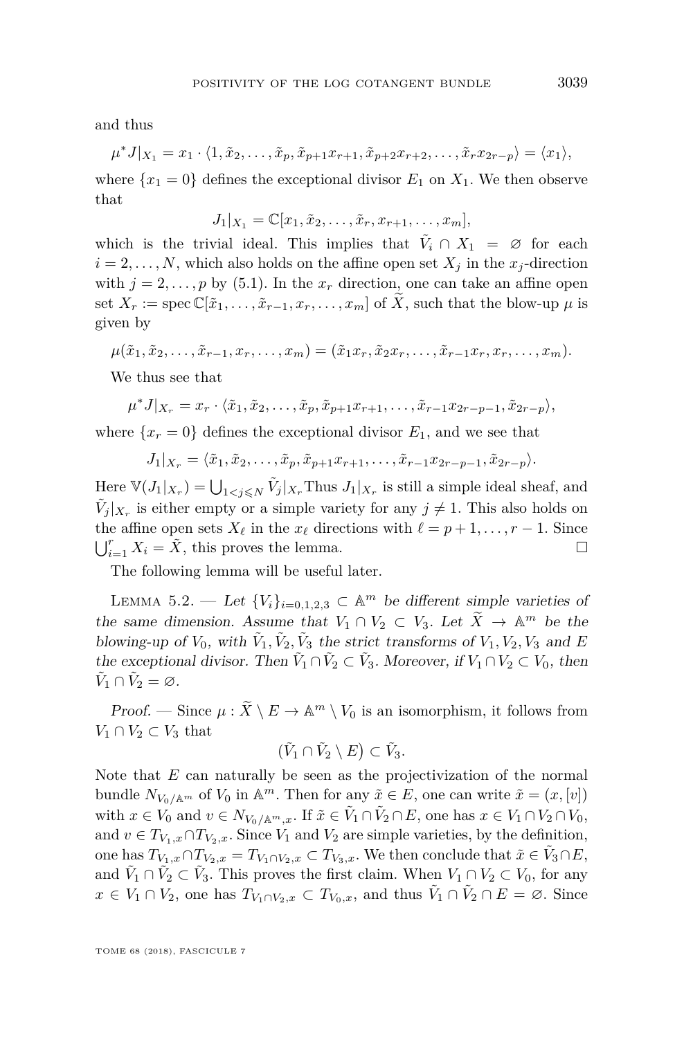and thus

$$\mu^* J|_{X_1} = x_1 \cdot \langle 1, \tilde{x}_2, \ldots, \tilde{x}_p, \tilde{x}_{p+1}x_{r+1}, \tilde{x}_{p+2}x_{r+2}, \ldots, \tilde{x}_r x_{2r-p}\rangle = \langle x_1 \rangle,$$

where $\{x_1 = 0\}$ defines the exceptional divisor $E_1$ on $X_1$. We then observe that

$$J_1|_{X_1} = \mathbb{C}[x_1, \tilde{x}_2, \ldots, \tilde{x}_r, x_{r+1}, \ldots, x_m],$$

which is the trivial ideal. This implies that $\tilde{V}_i \cap X_1 = \varnothing$ for each $i = 2, \ldots, N$, which also holds on the affine open set $X_j$ in the $x_j$-direction with $j = 2, \ldots, p$ by (5.1). In the $x_r$ direction, one can take an affine open set $X_r := \operatorname{spec} \mathbb{C}[\tilde{x}_1, \ldots, \tilde{x}_{r-1}, x_r, \ldots, x_m]$ of $\widetilde{X}$, such that the blow-up $\mu$ is given by

$$\mu(\tilde{x}_1, \tilde{x}_2, \ldots, \tilde{x}_{r-1}, x_r, \ldots, x_m) = (\tilde{x}_1 x_r, \tilde{x}_2 x_r, \ldots, \tilde{x}_{r-1} x_r, x_r, \ldots, x_m).$$

We thus see that

$$\mu^* J|_{X_r} = x_r \cdot \langle \tilde{x}_1, \tilde{x}_2, \ldots, \tilde{x}_p, \tilde{x}_{p+1}x_{r+1}, \ldots, \tilde{x}_{r-1}x_{2r-p-1}, \tilde{x}_{2r-p}\rangle,$$

where $\{x_r = 0\}$ defines the exceptional divisor $E_1$, and we see that

$$J_1|_{X_r} = \langle \tilde{x}_1, \tilde{x}_2, \ldots, \tilde{x}_p, \tilde{x}_{p+1}x_{r+1}, \ldots, \tilde{x}_{r-1}x_{2r-p-1}, \tilde{x}_{2r-p}\rangle.$$

Here $\mathbb{V}(J_1|_{X_r}) = \bigcup_{1<j\leqslant N} \tilde{V}_j|_{X_r}$ Thus $J_1|_{X_r}$ is still a simple ideal sheaf, and $\tilde{V}_j|_{X_r}$ is either empty or a simple variety for any $j \neq 1$. This also holds on the affine open sets $X_\ell$ in the $x_\ell$ directions with $\ell = p+1, \ldots, r-1$. Since $\bigcup_{i=1}^r X_i = \tilde{X}$, this proves the lemma. □

The following lemma will be useful later.

**Lemma 5.2.** — *Let $\{V_i\}_{i=0,1,2,3} \subset \mathbb{A}^m$ be different simple varieties of the same dimension. Assume that $V_1 \cap V_2 \subset V_3$. Let $\widetilde{X} \to \mathbb{A}^m$ be the blowing-up of $V_0$, with $\tilde{V}_1, \tilde{V}_2, \tilde{V}_3$ the strict transforms of $V_1, V_2, V_3$ and $E$ the exceptional divisor. Then $\tilde{V}_1 \cap \tilde{V}_2 \subset \tilde{V}_3$. Moreover, if $V_1 \cap V_2 \subset V_0$, then $\tilde{V}_1 \cap \tilde{V}_2 = \varnothing$.*

*Proof.* — Since $\mu : \widetilde{X} \setminus E \to \mathbb{A}^m \setminus V_0$ is an isomorphism, it follows from $V_1 \cap V_2 \subset V_3$ that

$$\big(\tilde{V}_1 \cap \tilde{V}_2 \setminus E\big) \subset \tilde{V}_3.$$

Note that $E$ can naturally be seen as the projectivization of the normal bundle $N_{V_0/\mathbb{A}^m}$ of $V_0$ in $\mathbb{A}^m$. Then for any $\tilde{x} \in E$, one can write $\tilde{x} = (x, [v])$ with $x \in V_0$ and $v \in N_{V_0/\mathbb{A}^m, x}$. If $\tilde{x} \in \tilde{V}_1 \cap \tilde{V}_2 \cap E$, one has $x \in V_1 \cap V_2 \cap V_0$, and $v \in T_{V_1,x} \cap T_{V_2,x}$. Since $V_1$ and $V_2$ are simple varieties, by the definition, one has $T_{V_1,x} \cap T_{V_2,x} = T_{V_1 \cap V_2, x} \subset T_{V_3,x}$. We then conclude that $\tilde{x} \in \tilde{V}_3 \cap E$, and $\tilde{V}_1 \cap \tilde{V}_2 \subset \tilde{V}_3$. This proves the first claim. When $V_1 \cap V_2 \subset V_0$, for any $x \in V_1 \cap V_2$, one has $T_{V_1 \cap V_2, x} \subset T_{V_0,x}$, and thus $\tilde{V}_1 \cap \tilde{V}_2 \cap E = \varnothing$. Since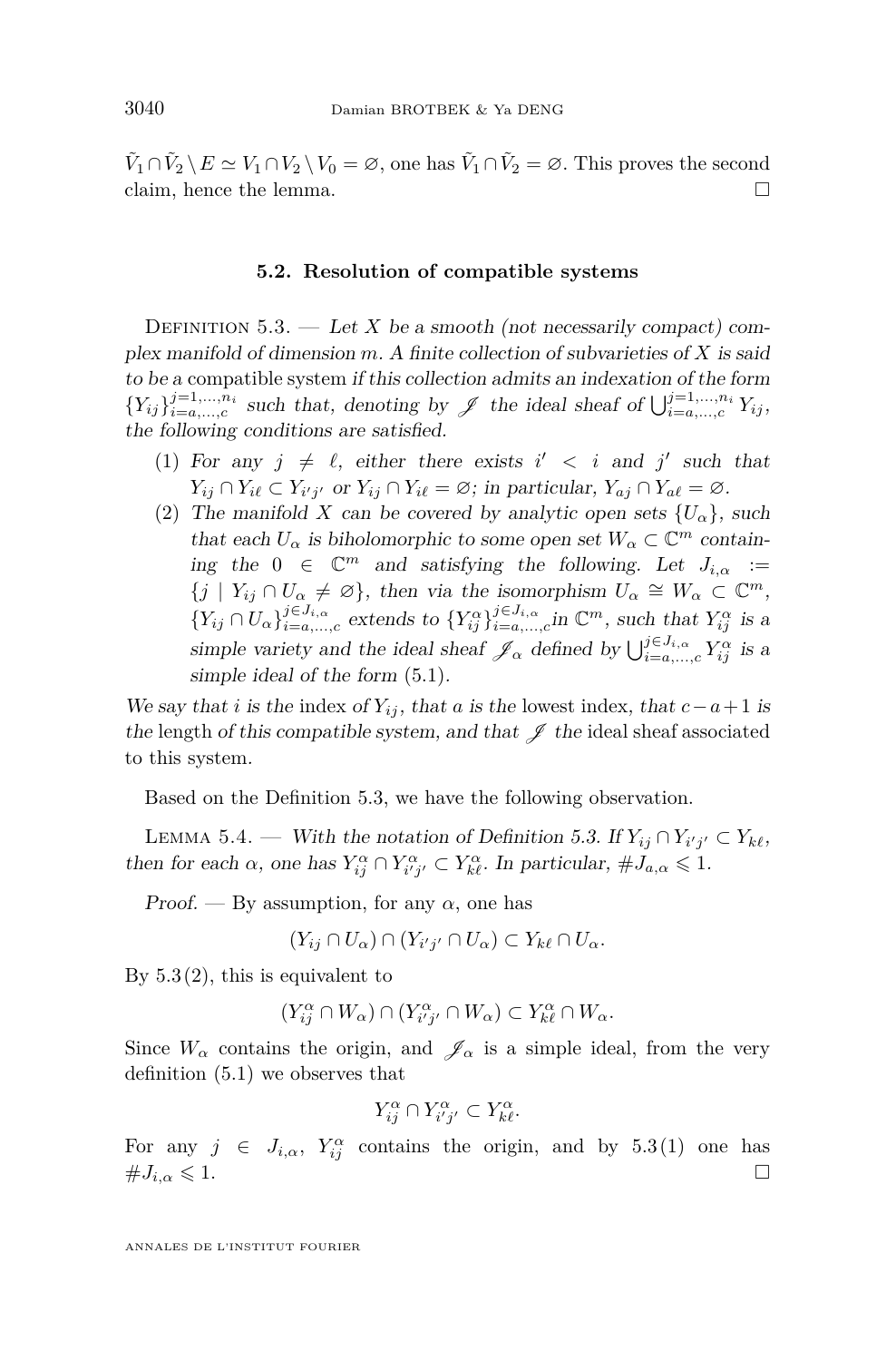$\tilde{V}_1 \cap \tilde{V}_2 \setminus E \simeq V_1 \cap V_2 \setminus V_0 = \varnothing$, one has $\tilde{V}_1 \cap \tilde{V}_2 = \varnothing$. This proves the second claim, hence the lemma. □

### 5.2. Resolution of compatible systems

Definition 5.3. — *Let $X$ be a smooth (not necessarily compact) complex manifold of dimension $m$. A finite collection of subvarieties of $X$ is said to be a* compatible system *if this collection admits an indexation of the form $\{Y_{ij}\}_{i=a,\dots,c}^{j=1,\dots,n_i}$ such that, denoting by $\mathscr{J}$ the ideal sheaf of $\bigcup_{i=a,\dots,c}^{j=1,\dots,n_i} Y_{ij}$, the following conditions are satisfied.*

1. *For any $j \neq \ell$, either there exists $i' < i$ and $j'$ such that $Y_{ij} \cap Y_{i\ell} \subset Y_{i'j'}$ or $Y_{ij} \cap Y_{i\ell} = \varnothing$; in particular, $Y_{aj} \cap Y_{a\ell} = \varnothing$.*
2. *The manifold $X$ can be covered by analytic open sets $\{U_\alpha\}$, such that each $U_\alpha$ is biholomorphic to some open set $W_\alpha \subset \mathbb{C}^m$ containing the $0 \in \mathbb{C}^m$ and satisfying the following. Let $J_{i,\alpha} := \{j \mid Y_{ij} \cap U_\alpha \neq \varnothing\}$, then via the isomorphism $U_\alpha \cong W_\alpha \subset \mathbb{C}^m$, $\{Y_{ij} \cap U_\alpha\}_{i=a,\dots,c}^{j \in J_{i,\alpha}}$ extends to $\{Y_{ij}^\alpha\}_{i=a,\dots,c}^{j \in J_{i,\alpha}}$in $\mathbb{C}^m$, such that $Y_{ij}^\alpha$ is a simple variety and the ideal sheaf $\mathscr{J}_\alpha$ defined by $\bigcup_{i=a,\dots,c}^{j \in J_{i,\alpha}} Y_{ij}^\alpha$ is a simple ideal of the form (5.1).*

*We say that $i$ is the* index *of $Y_{ij}$, that $a$ is the* lowest index, *that $c-a+1$ is the* length *of this compatible system, and that $\mathscr{J}$ the* ideal sheaf associated *to this system.*

Based on the Definition 5.3, we have the following observation.

Lemma 5.4. — *With the notation of Definition 5.3. If $Y_{ij} \cap Y_{i'j'} \subset Y_{k\ell}$, then for each $\alpha$, one has $Y_{ij}^\alpha \cap Y_{i'j'}^\alpha \subset Y_{k\ell}^\alpha$. In particular, $\# J_{a,\alpha} \leqslant 1$.*

*Proof.* — By assumption, for any $\alpha$, one has

$$(Y_{ij} \cap U_\alpha) \cap (Y_{i'j'} \cap U_\alpha) \subset Y_{k\ell} \cap U_\alpha.$$

By 5.3 (2), this is equivalent to

$$(Y_{ij}^\alpha \cap W_\alpha) \cap (Y_{i'j'}^\alpha \cap W_\alpha) \subset Y_{k\ell}^\alpha \cap W_\alpha.$$

Since $W_\alpha$ contains the origin, and $\mathscr{J}_\alpha$ is a simple ideal, from the very definition (5.1) we observes that

$$Y_{ij}^\alpha \cap Y_{i'j'}^\alpha \subset Y_{k\ell}^\alpha.$$

For any $j \in J_{i,\alpha}$, $Y_{ij}^\alpha$ contains the origin, and by 5.3 (1) one has $\# J_{i,\alpha} \leqslant 1$. □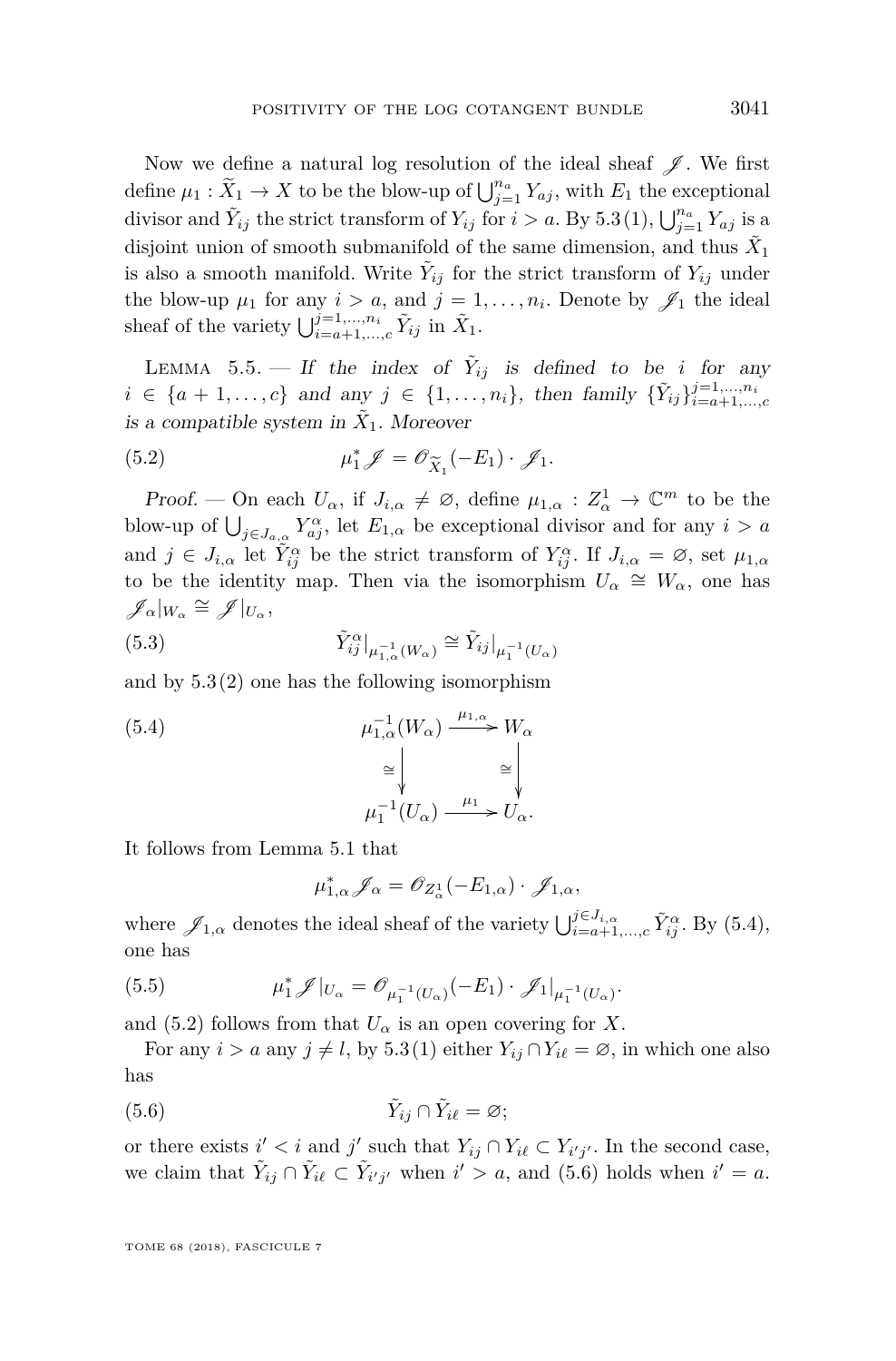Now we define a natural log resolution of the ideal sheaf $\mathscr{J}$. We first define $\mu_1 : \widetilde{X}_1 \to X$ to be the blow-up of $\bigcup_{j=1}^{n_a} Y_{aj}$, with $E_1$ the exceptional divisor and $\tilde{Y}_{ij}$ the strict transform of $Y_{ij}$ for $i > a$. By 5.3(1), $\bigcup_{j=1}^{n_a} Y_{aj}$ is a disjoint union of smooth submanifold of the same dimension, and thus $\tilde{X}_1$ is also a smooth manifold. Write $\tilde{Y}_{ij}$ for the strict transform of $Y_{ij}$ under the blow-up $\mu_1$ for any $i > a$, and $j = 1, \ldots, n_i$. Denote by $\mathscr{J}_1$ the ideal sheaf of the variety $\bigcup_{i=a+1,\ldots,c}^{j=1,\ldots,n_i} \tilde{Y}_{ij}$ in $\tilde{X}_1$.

Lemma 5.5. — *If the index of $\tilde{Y}_{ij}$ is defined to be $i$ for any $i \in \{a+1, \ldots, c\}$ and any $j \in \{1, \ldots, n_i\}$, then family $\{\tilde{Y}_{ij}\}_{i=a+1,\ldots,c}^{j=1,\ldots,n_i}$ is a compatible system in $\tilde{X}_1$. Moreover*

$$\mu_1^* \mathscr{J} = \mathscr{O}_{\widetilde{X}_1}(-E_1) \cdot \mathscr{J}_1. \tag{5.2}$$

*Proof.* — On each $U_\alpha$, if $J_{i,\alpha} \neq \varnothing$, define $\mu_{1,\alpha} : Z_\alpha^1 \to \mathbb{C}^m$ to be the blow-up of $\bigcup_{j \in J_{a,\alpha}} Y_{aj}^\alpha$, let $E_{1,\alpha}$ be exceptional divisor and for any $i > a$ and $j \in J_{i,\alpha}$ let $\tilde{Y}_{ij}^\alpha$ be the strict transform of $Y_{ij}^\alpha$. If $J_{i,\alpha} = \varnothing$, set $\mu_{1,\alpha}$ to be the identity map. Then via the isomorphism $U_\alpha \cong W_\alpha$, one has $\mathscr{J}_\alpha|_{W_\alpha} \cong \mathscr{J}|_{U_\alpha}$,

$$\tilde{Y}_{ij}^\alpha|_{\mu_{1,\alpha}^{-1}(W_\alpha)} \cong \tilde{Y}_{ij}|_{\mu_1^{-1}(U_\alpha)} \tag{5.3}$$

and by 5.3(2) one has the following isomorphism

$$\begin{array}{ccc} \mu_{1,\alpha}^{-1}(W_\alpha) & \xrightarrow{\mu_{1,\alpha}} & W_\alpha \\ \cong \downarrow & & \downarrow \cong \\ \mu_1^{-1}(U_\alpha) & \xrightarrow{\mu_1} & U_\alpha. \end{array} \tag{5.4}$$

It follows from Lemma 5.1 that

$$\mu_{1,\alpha}^* \mathscr{J}_\alpha = \mathscr{O}_{Z_\alpha^1}(-E_{1,\alpha}) \cdot \mathscr{J}_{1,\alpha},$$

where $\mathscr{J}_{1,\alpha}$ denotes the ideal sheaf of the variety $\bigcup_{i=a+1,\ldots,c}^{j \in J_{i,\alpha}} \tilde{Y}_{ij}^\alpha$. By (5.4), one has

$$\mu_1^* \mathscr{J}|_{U_\alpha} = \mathscr{O}_{\mu_1^{-1}(U_\alpha)}(-E_1) \cdot \mathscr{J}_1|_{\mu_1^{-1}(U_\alpha)}. \tag{5.5}$$

and (5.2) follows from that $U_\alpha$ is an open covering for $X$.

For any $i > a$ any $j \neq l$, by 5.3(1) either $Y_{ij} \cap Y_{i\ell} = \varnothing$, in which one also has

$$\tilde{Y}_{ij} \cap \tilde{Y}_{i\ell} = \varnothing; \tag{5.6}$$

or there exists $i' < i$ and $j'$ such that $Y_{ij} \cap Y_{i\ell} \subset Y_{i'j'}$. In the second case, we claim that $\tilde{Y}_{ij} \cap \tilde{Y}_{i\ell} \subset \tilde{Y}_{i'j'}$ when $i' > a$, and (5.6) holds when $i' = a$.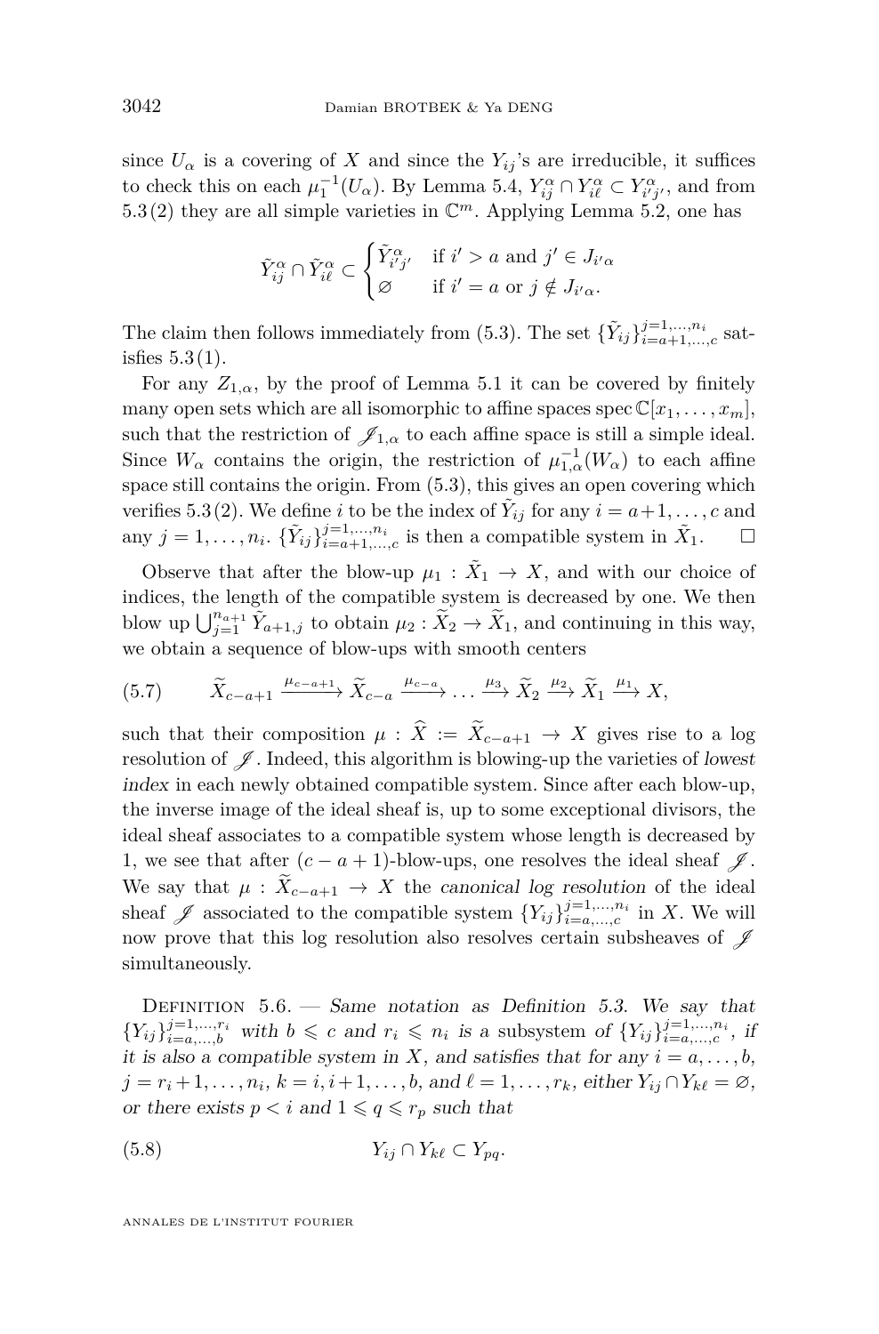since $U_\alpha$ is a covering of $X$ and since the $Y_{ij}$'s are irreducible, it suffices to check this on each $\mu_1^{-1}(U_\alpha)$. By Lemma 5.4, $Y_{ij}^\alpha \cap Y_{i\ell}^\alpha \subset Y_{i'j'}^\alpha$, and from 5.3(2) they are all simple varieties in $\mathbb{C}^m$. Applying Lemma 5.2, one has

$$\tilde{Y}_{ij}^\alpha \cap \tilde{Y}_{i\ell}^\alpha \subset \begin{cases} \tilde{Y}_{i'j'}^\alpha & \text{if } i' > a \text{ and } j' \in J_{i'\alpha} \\ \varnothing & \text{if } i' = a \text{ or } j \notin J_{i'\alpha}. \end{cases}$$

The claim then follows immediately from (5.3). The set $\{\tilde{Y}_{ij}\}_{i=a+1,\dots,c}^{j=1,\dots,n_i}$ satisfies 5.3(1).

For any $Z_{1,\alpha}$, by the proof of Lemma 5.1 it can be covered by finitely many open sets which are all isomorphic to affine spaces $\operatorname{spec}\mathbb{C}[x_1,\dots,x_m]$, such that the restriction of $\mathscr{J}_{1,\alpha}$ to each affine space is still a simple ideal. Since $W_\alpha$ contains the origin, the restriction of $\mu_{1,\alpha}^{-1}(W_\alpha)$ to each affine space still contains the origin. From (5.3), this gives an open covering which verifies 5.3(2). We define $i$ to be the index of $\tilde{Y}_{ij}$ for any $i = a+1,\dots,c$ and any $j = 1,\dots,n_i$. $\{\tilde{Y}_{ij}\}_{i=a+1,\dots,c}^{j=1,\dots,n_i}$ is then a compatible system in $\tilde{X}_1$. $\square$

Observe that after the blow-up $\mu_1 : \tilde{X}_1 \to X$, and with our choice of indices, the length of the compatible system is decreased by one. We then blow up $\bigcup_{j=1}^{n_{a+1}} \tilde{Y}_{a+1,j}$ to obtain $\mu_2 : \widetilde{X}_2 \to \widetilde{X}_1$, and continuing in this way, we obtain a sequence of blow-ups with smooth centers

$$\widetilde{X}_{c-a+1} \xrightarrow{\mu_{c-a+1}} \widetilde{X}_{c-a} \xrightarrow{\mu_{c-a}} \dots \xrightarrow{\mu_3} \widetilde{X}_2 \xrightarrow{\mu_2} \widetilde{X}_1 \xrightarrow{\mu_1} X, \tag{5.7}$$

such that their composition $\mu : \widehat{X} := \widetilde{X}_{c-a+1} \to X$ gives rise to a log resolution of $\mathscr{J}$. Indeed, this algorithm is blowing-up the varieties of *lowest index* in each newly obtained compatible system. Since after each blow-up, the inverse image of the ideal sheaf is, up to some exceptional divisors, the ideal sheaf associates to a compatible system whose length is decreased by 1, we see that after $(c-a+1)$-blow-ups, one resolves the ideal sheaf $\mathscr{J}$. We say that $\mu : \widetilde{X}_{c-a+1} \to X$ the *canonical log resolution* of the ideal sheaf $\mathscr{J}$ associated to the compatible system $\{Y_{ij}\}_{i=a,\dots,c}^{j=1,\dots,n_i}$ in $X$. We will now prove that this log resolution also resolves certain subsheaves of $\mathscr{J}$ simultaneously.

Definition 5.6. — *Same notation as Definition 5.3. We say that* $\{Y_{ij}\}_{i=a,\dots,b}^{j=1,\dots,r_i}$ *with* $b \leqslant c$ *and* $r_i \leqslant n_i$ *is a* subsystem *of* $\{Y_{ij}\}_{i=a,\dots,c}^{j=1,\dots,n_i}$*, if it is also a compatible system in* $X$*, and satisfies that for any* $i = a,\dots,b$*,* $j = r_i+1,\dots,n_i$*,* $k = i, i+1,\dots,b$*, and* $\ell = 1,\dots,r_k$*, either* $Y_{ij} \cap Y_{k\ell} = \varnothing$*, or there exists* $p < i$ *and* $1 \leqslant q \leqslant r_p$ *such that*

$$Y_{ij} \cap Y_{k\ell} \subset Y_{pq}. \tag{5.8}$$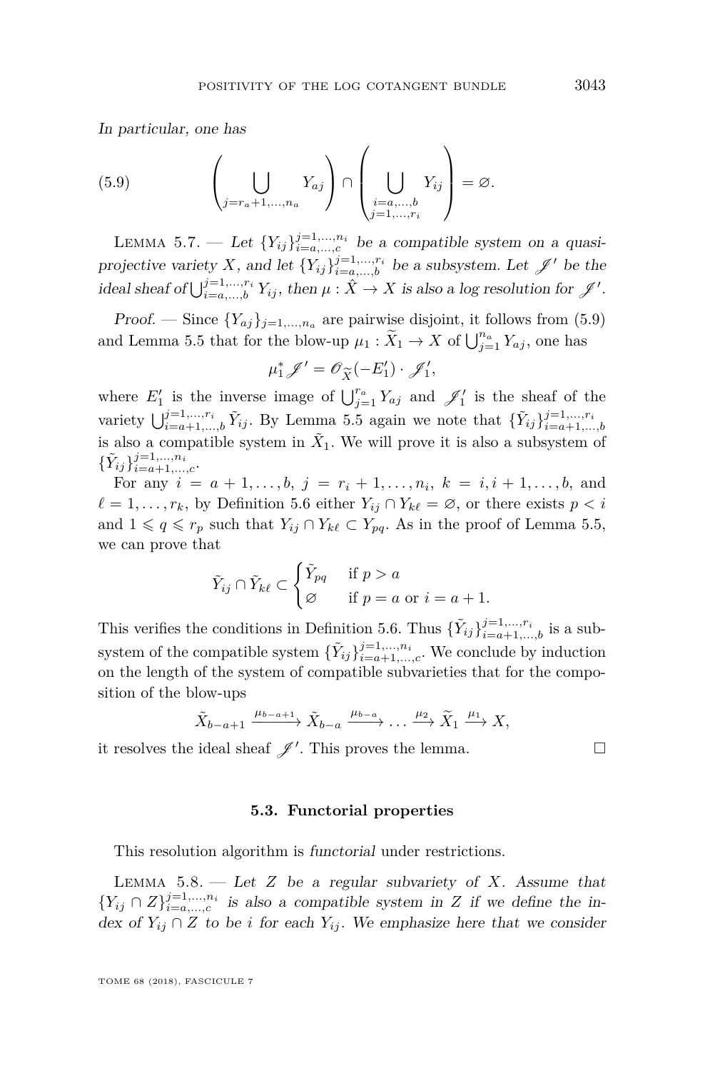*In particular, one has*

$$\left(\bigcup_{j=r_a+1,\dots,n_a} Y_{aj}\right) \cap \left(\bigcup_{\substack{i=a,\dots,b\\ j=1,\dots,r_i}} Y_{ij}\right) = \varnothing. \tag{5.9}$$

Lemma 5.7. — *Let $\{Y_{ij}\}_{i=a,\dots,c}^{j=1,\dots,n_i}$ be a compatible system on a quasi-projective variety $X$, and let $\{Y_{ij}\}_{i=a,\dots,b}^{j=1,\dots,r_i}$ be a subsystem. Let $\mathscr{J}'$ be the ideal sheaf of $\bigcup_{i=a,\dots,b}^{j=1,\dots,r_i} Y_{ij}$, then $\mu : \hat{X} \to X$ is also a log resolution for $\mathscr{J}'$.*

*Proof.* — Since $\{Y_{aj}\}_{j=1,\dots,n_a}$ are pairwise disjoint, it follows from (5.9) and Lemma 5.5 that for the blow-up $\mu_1 : \widetilde{X}_1 \to X$ of $\bigcup_{j=1}^{n_a} Y_{aj}$, one has

$$\mu_1^* \mathscr{J}' = \mathscr{O}_{\widetilde{X}}(-E_1') \cdot \mathscr{J}_1',$$

where $E_1'$ is the inverse image of $\bigcup_{j=1}^{r_a} Y_{aj}$ and $\mathscr{J}_1'$ is the sheaf of the variety $\bigcup_{i=a+1,\dots,b}^{j=1,\dots,r_i} \tilde{Y}_{ij}$. By Lemma 5.5 again we note that $\{\tilde{Y}_{ij}\}_{i=a+1,\dots,b}^{j=1,\dots,r_i}$ is also a compatible system in $\tilde{X}_1$. We will prove it is also a subsystem of $\{\tilde{Y}_{ij}\}_{i=a+1,\dots,c}^{j=1,\dots,n_i}$.

For any $i = a+1,\dots,b$, $j = r_i+1,\dots,n_i$, $k = i, i+1,\dots,b$, and $\ell = 1,\dots,r_k$, by Definition 5.6 either $Y_{ij} \cap Y_{k\ell} = \varnothing$, or there exists $p < i$ and $1 \leqslant q \leqslant r_p$ such that $Y_{ij} \cap Y_{k\ell} \subset Y_{pq}$. As in the proof of Lemma 5.5, we can prove that

$$\tilde{Y}_{ij} \cap \tilde{Y}_{k\ell} \subset \begin{cases} \tilde{Y}_{pq} & \text{if } p > a \\ \varnothing & \text{if } p = a \text{ or } i = a+1. \end{cases}$$

This verifies the conditions in Definition 5.6. Thus $\{\tilde{Y}_{ij}\}_{i=a+1,\dots,b}^{j=1,\dots,r_i}$ is a subsystem of the compatible system $\{\tilde{Y}_{ij}\}_{i=a+1,\dots,c}^{j=1,\dots,n_i}$. We conclude by induction on the length of the system of compatible subvarieties that for the composition of the blow-ups

$$\tilde{X}_{b-a+1} \xrightarrow{\mu_{b-a+1}} \tilde{X}_{b-a} \xrightarrow{\mu_{b-a}} \dots \xrightarrow{\mu_2} \widetilde{X}_1 \xrightarrow{\mu_1} X,$$

it resolves the ideal sheaf $\mathscr{J}'$. This proves the lemma. □

### 5.3. Functorial properties

This resolution algorithm is *functorial* under restrictions.

Lemma 5.8. — *Let $Z$ be a regular subvariety of $X$. Assume that $\{Y_{ij} \cap Z\}_{i=a,\dots,c}^{j=1,\dots,n_i}$ is also a compatible system in $Z$ if we define the index of $Y_{ij} \cap Z$ to be $i$ for each $Y_{ij}$. We emphasize here that we consider*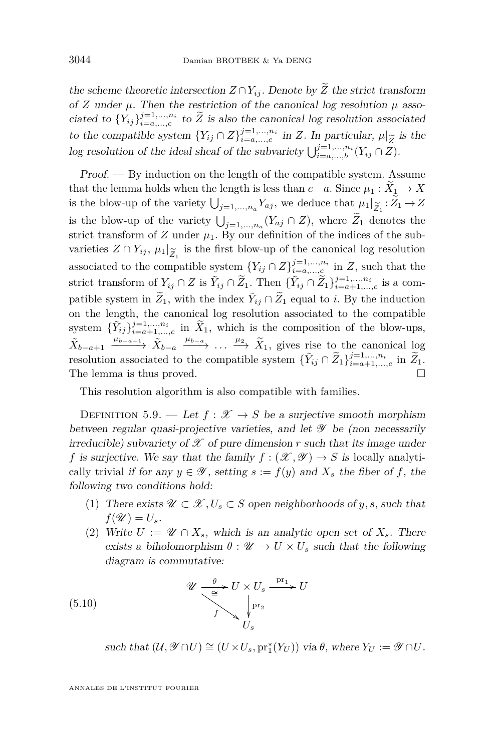*the scheme theoretic intersection $Z\cap Y_{ij}$. Denote by $\widetilde{Z}$ the strict transform of $Z$ under $\mu$. Then the restriction of the canonical log resolution $\mu$ associated to $\{Y_{ij}\}_{i=a,\ldots,c}^{j=1,\ldots,n_i}$ to $\widetilde{Z}$ is also the canonical log resolution associated to the compatible system $\{Y_{ij}\cap Z\}_{i=a,\ldots,c}^{j=1,\ldots,n_i}$ in $Z$. In particular, $\mu|_{\widetilde{Z}}$ is the log resolution of the ideal sheaf of the subvariety $\bigcup_{i=a,\ldots,b}^{j=1,\ldots,n_i}(Y_{ij}\cap Z)$.*

*Proof.* — By induction on the length of the compatible system. Assume that the lemma holds when the length is less than $c-a$. Since $\mu_1:\widetilde{X}_1\to X$ is the blow-up of the variety $\bigcup_{j=1,\ldots,n_a}Y_{aj}$, we deduce that $\mu_1|_{\widetilde{Z}_1}:\widetilde{Z}_1\to Z$ is the blow-up of the variety $\bigcup_{j=1,\ldots,n_a}(Y_{aj}\cap Z)$, where $\widetilde{Z}_1$ denotes the strict transform of $Z$ under $\mu_1$. By our definition of the indices of the subvarieties $Z\cap Y_{ij}$, $\mu_1|_{\widetilde{Z}_1}$ is the first blow-up of the canonical log resolution associated to the compatible system $\{Y_{ij}\cap Z\}_{i=a,\ldots,c}^{j=1,\ldots,n_i}$ in $Z$, such that the strict transform of $Y_{ij}\cap Z$ is $\tilde{Y}_{ij}\cap\widetilde{Z}_1$. Then $\{\tilde{Y}_{ij}\cap\widetilde{Z}_1\}_{i=a+1,\ldots,c}^{j=1,\ldots,n_i}$ is a compatible system in $\widetilde{Z}_1$, with the index $\tilde{Y}_{ij}\cap\widetilde{Z}_1$ equal to $i$. By the induction on the length, the canonical log resolution associated to the compatible system $\{\tilde{Y}_{ij}\}_{i=a+1,\ldots,c}^{j=1,\ldots,n_i}$ in $\widetilde{X}_1$, which is the composition of the blow-ups, $\tilde{X}_{b-a+1}\xrightarrow{\mu_{b-a+1}}\tilde{X}_{b-a}\xrightarrow{\mu_{b-a}}\ldots\xrightarrow{\mu_2}\widetilde{X}_1$, gives rise to the canonical log resolution associated to the compatible system $\{\tilde{Y}_{ij}\cap\widetilde{Z}_1\}_{i=a+1,\ldots,c}^{j=1,\ldots,n_i}$ in $\widetilde{Z}_1$. The lemma is thus proved. □

This resolution algorithm is also compatible with families.

Definition 5.9. — *Let $f:\mathscr{X}\to S$ be a surjective smooth morphism between regular quasi-projective varieties, and let $\mathscr{Y}$ be (non necessarily irreducible) subvariety of $\mathscr{X}$ of pure dimension $r$ such that its image under $f$ is surjective. We say that the family $f:(\mathscr{X},\mathscr{Y})\to S$ is* locally analytically trivial *if for any $y\in\mathscr{Y}$, setting $s:=f(y)$ and $X_s$ the fiber of $f$, the following two conditions hold:*

1. *There exists $\mathscr{U}\subset\mathscr{X}, U_s\subset S$ open neighborhoods of $y,s$, such that $f(\mathscr{U})=U_s$.*
2. *Write $U:=\mathscr{U}\cap X_s$, which is an analytic open set of $X_s$. There exists a biholomorphism $\theta:\mathscr{U}\to U\times U_s$ such that the following diagram is commutative:*

$$\begin{array}{ccccc}\mathscr{U} & \xrightarrow[\cong]{\theta} & U\times U_s & \xrightarrow{\mathrm{pr}_1} & U\\ & \searrow^{f} & \downarrow{\scriptstyle \mathrm{pr}_2} & & \\ & & U_s & & \end{array}\tag{5.10}$$

*such that $(\mathcal{U},\mathscr{Y}\cap U)\cong(U\times U_s,\mathrm{pr}_1^*(Y_U))$ via $\theta$, where $Y_U:=\mathscr{Y}\cap U$.*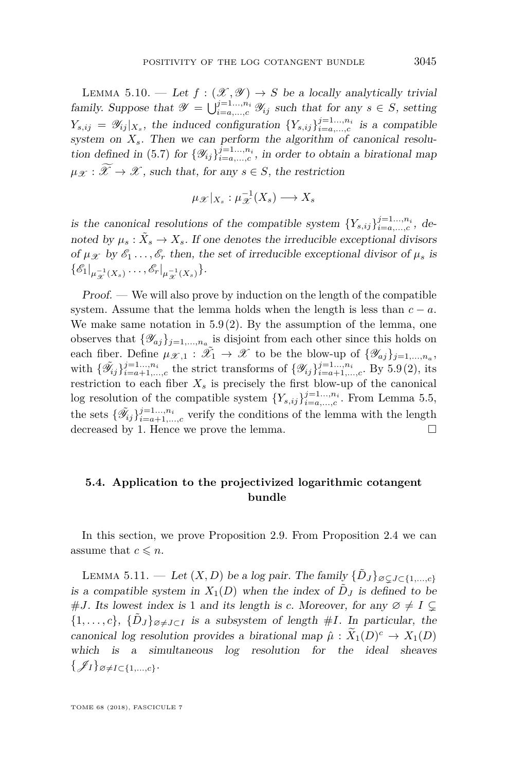Lemma 5.10. — *Let $f : (\mathscr{X}, \mathscr{Y}) \to S$ be a locally analytically trivial family. Suppose that $\mathscr{Y} = \bigcup_{i=a,\ldots,c}^{j=1\ldots,n_i} \mathscr{Y}_{ij}$ such that for any $s \in S$, setting $Y_{s,ij} = \mathscr{Y}_{ij}|_{X_s}$, the induced configuration $\{Y_{s,ij}\}_{i=a,\ldots,c}^{j=1\ldots,n_i}$ is a compatible system on $X_s$. Then we can perform the algorithm of canonical resolution defined in (5.7) for $\{\mathscr{Y}_{ij}\}_{i=a,\ldots,c}^{j=1\ldots,n_i}$, in order to obtain a birational map $\mu_{\mathscr{X}} : \widetilde{\mathscr{X}} \to \mathscr{X}$, such that, for any $s \in S$, the restriction*

$$\mu_{\mathscr{X}}|_{X_s} : \mu_{\mathscr{X}}^{-1}(X_s) \longrightarrow X_s$$

*is the canonical resolutions of the compatible system $\{Y_{s,ij}\}_{i=a,\ldots,c}^{j=1\ldots,n_i}$, denoted by $\mu_s : \tilde{X}_s \to X_s$. If one denotes the irreducible exceptional divisors of $\mu_{\mathscr{X}}$ by $\mathscr{E}_1 \ldots, \mathscr{E}_r$ then, the set of irreducible exceptional divisor of $\mu_s$ is $\{\mathscr{E}_1|_{\mu_{\mathscr{X}}^{-1}(X_s)} \ldots, \mathscr{E}_r|_{\mu_{\mathscr{X}}^{-1}(X_s)}\}$.*

*Proof.* — We will also prove by induction on the length of the compatible system. Assume that the lemma holds when the length is less than $c - a$. We make same notation in 5.9 (2). By the assumption of the lemma, one observes that $\{\mathscr{Y}_{aj}\}_{j=1,\ldots,n_a}$ is disjoint from each other since this holds on each fiber. Define $\mu_{\mathscr{X},1} : \tilde{\mathscr{X}_1} \to \mathscr{X}$ to be the blow-up of $\{\mathscr{Y}_{aj}\}_{j=1,\ldots,n_a}$, with $\{\tilde{\mathscr{Y}}_{ij}\}_{i=a+1,\ldots,c}^{j=1\ldots,n_i}$ the strict transforms of $\{\mathscr{Y}_{ij}\}_{i=a+1,\ldots,c}^{j=1\ldots,n_i}$. By 5.9 (2), its restriction to each fiber $X_s$ is precisely the first blow-up of the canonical log resolution of the compatible system $\{Y_{s,ij}\}_{i=a,\ldots,c}^{j=1\ldots,n_i}$. From Lemma 5.5, the sets $\{\tilde{\mathscr{Y}}_{ij}\}_{i=a+1,\ldots,c}^{j=1\ldots,n_i}$ verify the conditions of the lemma with the length decreased by 1. Hence we prove the lemma. □

### 5.4. Application to the projectivized logarithmic cotangent bundle

In this section, we prove Proposition 2.9. From Proposition 2.4 we can assume that $c \leqslant n$.

Lemma 5.11. — *Let $(X, D)$ be a log pair. The family $\{\tilde{D}_J\}_{\varnothing \subsetneq J \subset \{1,\ldots,c\}}$ is a compatible system in $X_1(D)$ when the index of $\tilde{D}_J$ is defined to be $\#J$. Its lowest index is 1 and its length is $c$. Moreover, for any $\varnothing \neq I \subsetneq \{1, \ldots, c\}$, $\{\tilde{D}_J\}_{\varnothing \neq J \subset I}$ is a subsystem of length $\#I$. In particular, the canonical log resolution provides a birational map $\hat{\mu} : \widetilde{X}_1(D)^c \to X_1(D)$ which is a simultaneous log resolution for the ideal sheaves $\{\mathscr{J}_I\}_{\varnothing \neq I \subset \{1,\ldots,c\}}$.*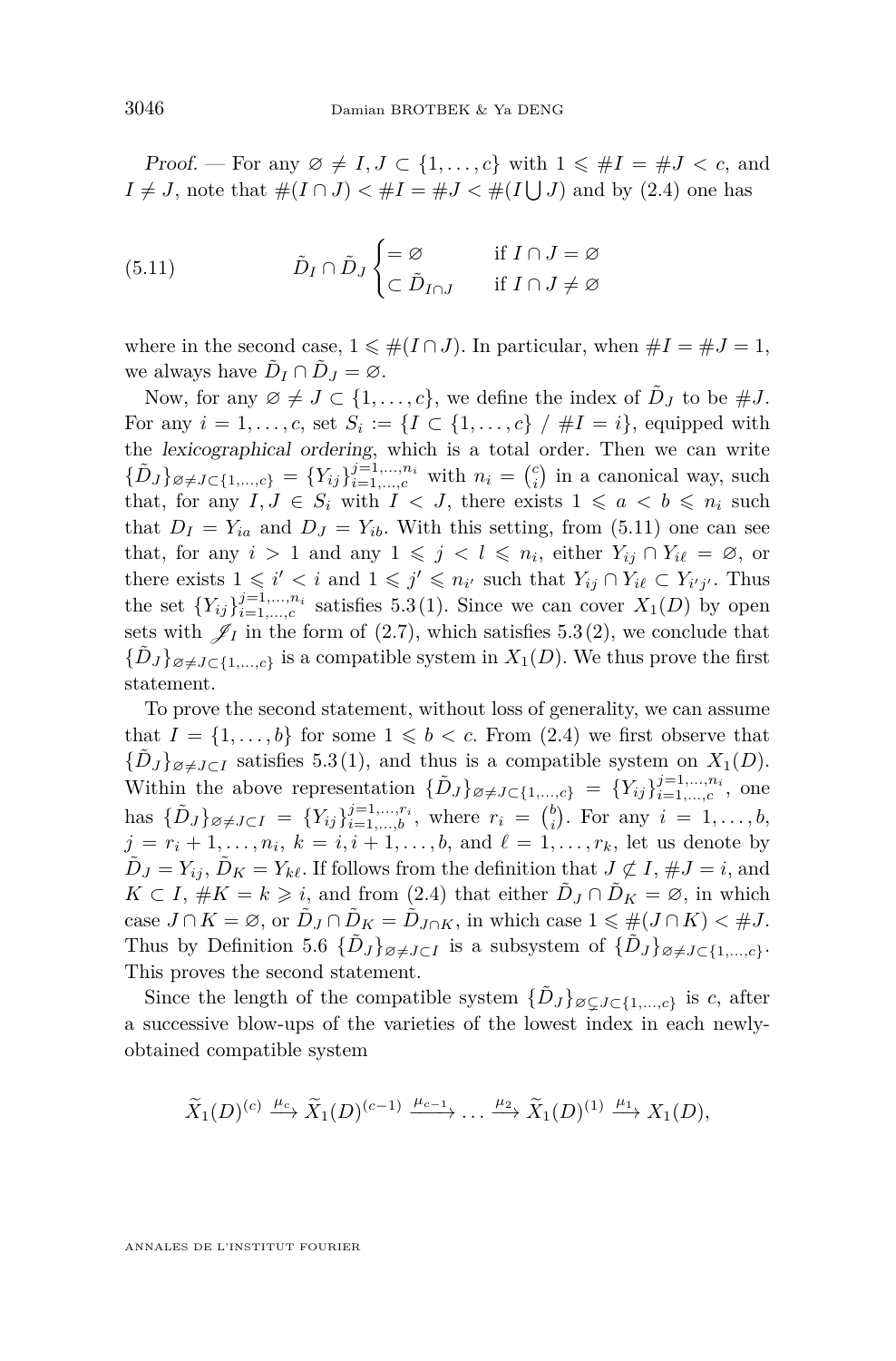*Proof.* — For any $\varnothing \neq I, J \subset \{1, \ldots, c\}$ with $1 \leqslant \#I = \#J < c$, and $I \neq J$, note that $\#(I \cap J) < \#I = \#J < \#(I \bigcup J)$ and by (2.4) one has

$$
\tilde{D}_I \cap \tilde{D}_J \begin{cases} = \varnothing & \text{if } I \cap J = \varnothing \\ \subset \tilde{D}_{I\cap J} & \text{if } I \cap J \neq \varnothing \end{cases} \tag{5.11}
$$

where in the second case, $1 \leqslant \#(I \cap J)$. In particular, when $\#I = \#J = 1$, we always have $\tilde{D}_I \cap \tilde{D}_J = \varnothing$.

Now, for any $\varnothing \neq J \subset \{1, \ldots, c\}$, we define the index of $\tilde{D}_J$ to be $\#J$. For any $i = 1, \ldots, c$, set $S_i := \{I \subset \{1, \ldots, c\} \ / \ \#I = i\}$, equipped with the *lexicographical ordering*, which is a total order. Then we can write $\{\tilde{D}_J\}_{\varnothing \neq J \subset \{1,\ldots,c\}} = \{Y_{ij}\}_{i=1,\ldots,c}^{j=1,\ldots,n_i}$ with $n_i = \binom{c}{i}$ in a canonical way, such that, for any $I, J \in S_i$ with $I < J$, there exists $1 \leqslant a < b \leqslant n_i$ such that $D_I = Y_{ia}$ and $D_J = Y_{ib}$. With this setting, from (5.11) one can see that, for any $i > 1$ and any $1 \leqslant j < l \leqslant n_i$, either $Y_{ij} \cap Y_{i\ell} = \varnothing$, or there exists $1 \leqslant i' < i$ and $1 \leqslant j' \leqslant n_{i'}$ such that $Y_{ij} \cap Y_{i\ell} \subset Y_{i'j'}$. Thus the set $\{Y_{ij}\}_{i=1,\ldots,c}^{j=1,\ldots,n_i}$ satisfies 5.3(1). Since we can cover $X_1(D)$ by open sets with $\mathscr{J}_I$ in the form of (2.7), which satisfies 5.3(2), we conclude that $\{\tilde{D}_J\}_{\varnothing \neq J \subset \{1,\ldots,c\}}$ is a compatible system in $X_1(D)$. We thus prove the first statement.

To prove the second statement, without loss of generality, we can assume that $I = \{1, \ldots, b\}$ for some $1 \leqslant b < c$. From (2.4) we first observe that $\{\tilde{D}_J\}_{\varnothing \neq J \subset I}$ satisfies 5.3(1), and thus is a compatible system on $X_1(D)$. Within the above representation $\{\tilde{D}_J\}_{\varnothing \neq J \subset \{1,\ldots,c\}} = \{Y_{ij}\}_{i=1,\ldots,c}^{j=1,\ldots,n_i}$, one has $\{\tilde{D}_J\}_{\varnothing \neq J \subset I} = \{Y_{ij}\}_{i=1,\ldots,b}^{j=1,\ldots,r_i}$, where $r_i = \binom{b}{i}$. For any $i = 1, \ldots, b$, $j = r_i + 1, \ldots, n_i$, $k = i, i+1, \ldots, b$, and $\ell = 1, \ldots, r_k$, let us denote by $\tilde{D}_J = Y_{ij}$, $\tilde{D}_K = Y_{k\ell}$. If follows from the definition that $J \not\subset I$, $\#J = i$, and $K \subset I$, $\#K = k \geqslant i$, and from (2.4) that either $\tilde{D}_J \cap \tilde{D}_K = \varnothing$, in which case $J \cap K = \varnothing$, or $\tilde{D}_J \cap \tilde{D}_K = \tilde{D}_{J\cap K}$, in which case $1 \leqslant \#(J \cap K) < \#J$. Thus by Definition 5.6 $\{\tilde{D}_J\}_{\varnothing \neq J \subset I}$ is a subsystem of $\{\tilde{D}_J\}_{\varnothing \neq J \subset \{1,\ldots,c\}}$. This proves the second statement.

Since the length of the compatible system $\{\tilde{D}_J\}_{\varnothing \subsetneq J \subset \{1,\ldots,c\}}$ is $c$, after a successive blow-ups of the varieties of the lowest index in each newly-obtained compatible system

$$
\widetilde{X}_1(D)^{(c)} \xrightarrow{\mu_c} \widetilde{X}_1(D)^{(c-1)} \xrightarrow{\mu_{c-1}} \ldots \xrightarrow{\mu_2} \widetilde{X}_1(D)^{(1)} \xrightarrow{\mu_1} X_1(D),
$$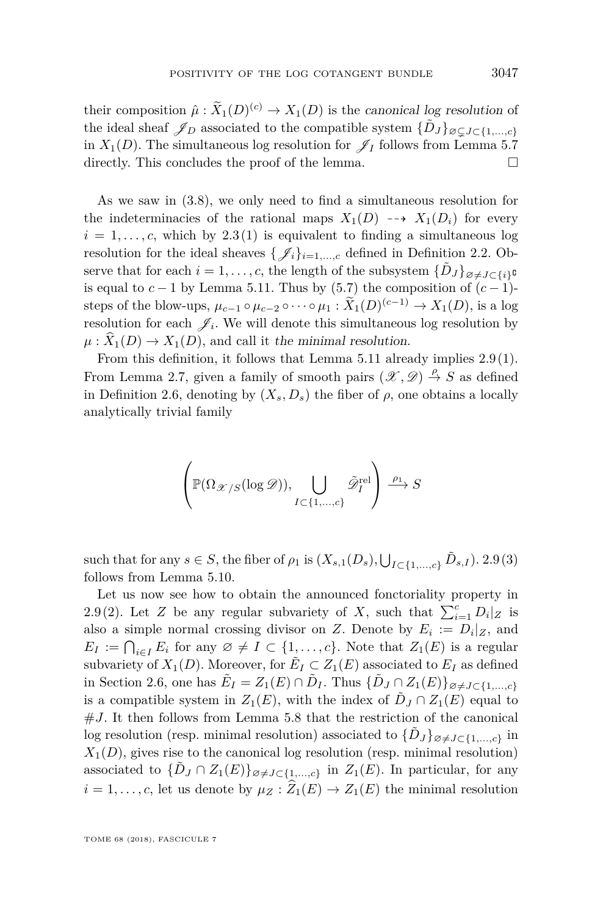their composition $\hat{\mu} : \widetilde{X}_1(D)^{(c)} \to X_1(D)$ is the *canonical log resolution* of the ideal sheaf $\mathscr{J}_D$ associated to the compatible system $\{\tilde{D}_J\}_{\varnothing \subsetneq J \subset \{1,\ldots,c\}}$ in $X_1(D)$. The simultaneous log resolution for $\mathscr{J}_I$ follows from Lemma 5.7 directly. This concludes the proof of the lemma. □

As we saw in (3.8), we only need to find a simultaneous resolution for the indeterminacies of the rational maps $X_1(D) \dashrightarrow X_1(D_i)$ for every $i = 1, \ldots, c$, which by 2.3(1) is equivalent to finding a simultaneous log resolution for the ideal sheaves $\{\mathscr{J}_i\}_{i=1,\ldots,c}$ defined in Definition 2.2. Observe that for each $i = 1, \ldots, c$, the length of the subsystem $\{\tilde{D}_J\}_{\varnothing \neq J \subset \{i\}^{\complement}}$ is equal to $c-1$ by Lemma 5.11. Thus by (5.7) the composition of $(c-1)$-steps of the blow-ups, $\mu_{c-1} \circ \mu_{c-2} \circ \cdots \circ \mu_1 : \widetilde{X}_1(D)^{(c-1)} \to X_1(D)$, is a log resolution for each $\mathscr{J}_i$. We will denote this simultaneous log resolution by $\mu : \widehat{X}_1(D) \to X_1(D)$, and call it *the minimal resolution*.

From this definition, it follows that Lemma 5.11 already implies 2.9(1). From Lemma 2.7, given a family of smooth pairs $(\mathscr{X}, \mathscr{D}) \xrightarrow{\rho} S$ as defined in Definition 2.6, denoting by $(X_s, D_s)$ the fiber of $\rho$, one obtains a locally analytically trivial family

$$\left(\mathbb{P}(\Omega_{\mathscr{X}/S}(\log \mathscr{D})), \bigcup_{I \subset \{1,\ldots,c\}} \tilde{\mathscr{D}}_I^{\mathrm{rel}}\right) \xrightarrow{\rho_1} S$$

such that for any $s \in S$, the fiber of $\rho_1$ is $(X_{s,1}(D_s), \bigcup_{I \subset \{1,\ldots,c\}} \tilde{D}_{s,I})$. 2.9(3) follows from Lemma 5.10.

Let us now see how to obtain the announced fonctoriality property in 2.9(2). Let $Z$ be any regular subvariety of $X$, such that $\sum_{i=1}^{c} D_i|_Z$ is also a simple normal crossing divisor on $Z$. Denote by $E_i := D_i|_Z$, and $E_I := \bigcap_{i \in I} E_i$ for any $\varnothing \neq I \subset \{1, \ldots, c\}$. Note that $Z_1(E)$ is a regular subvariety of $X_1(D)$. Moreover, for $\tilde{E}_I \subset Z_1(E)$ associated to $E_I$ as defined in Section 2.6, one has $\tilde{E}_I = Z_1(E) \cap \tilde{D}_I$. Thus $\{\tilde{D}_J \cap Z_1(E)\}_{\varnothing \neq J \subset \{1,\ldots,c\}}$ is a compatible system in $Z_1(E)$, with the index of $\tilde{D}_J \cap Z_1(E)$ equal to $\#J$. It then follows from Lemma 5.8 that the restriction of the canonical log resolution (resp. minimal resolution) associated to $\{\tilde{D}_J\}_{\varnothing \neq J \subset \{1,\ldots,c\}}$ in $X_1(D)$, gives rise to the canonical log resolution (resp. minimal resolution) associated to $\{\tilde{D}_J \cap Z_1(E)\}_{\varnothing \neq J \subset \{1,\ldots,c\}}$ in $Z_1(E)$. In particular, for any $i = 1, \ldots, c$, let us denote by $\mu_Z : \widehat{Z}_1(E) \to Z_1(E)$ the minimal resolution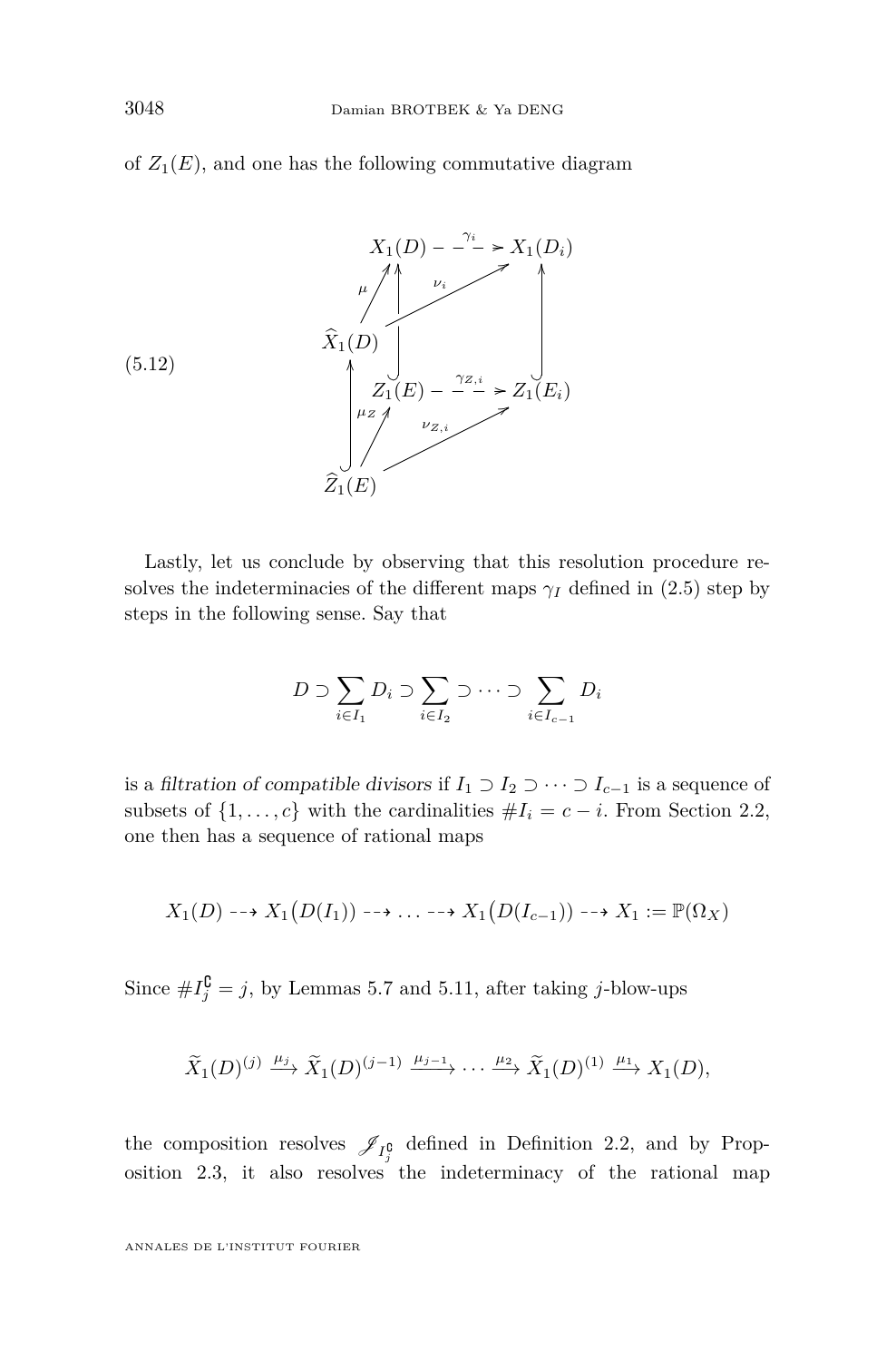of $Z_1(E)$, and one has the following commutative diagram

$$
\begin{array}{ccccc}
 & & X_1(D) & \overset{\gamma_i}{\dashrightarrow} & X_1(D_i) \\
 & \overset{\mu}{\nearrow} & \uparrow & \overset{\nu_i}{\nearrow} & \uparrow \\
\widehat{X}_1(D) & & & & \\
\uparrow & & Z_1(E) & \overset{\gamma_{Z,i}}{\dashrightarrow} & Z_1(E_i) \\
 & \overset{\mu_Z}{\nearrow} & & \overset{\nu_{Z,i}}{\nearrow} & \\
\widehat{Z}_1(E) & & & &
\end{array}
\tag{5.12}
$$

Lastly, let us conclude by observing that this resolution procedure resolves the indeterminacies of the different maps $\gamma_I$ defined in (2.5) step by steps in the following sense. Say that

$$D \supset \sum_{i\in I_1} D_i \supset \sum_{i\in I_2} \supset \cdots \supset \sum_{i\in I_{c-1}} D_i$$

is a *filtration of compatible divisors* if $I_1 \supset I_2 \supset \cdots \supset I_{c-1}$ is a sequence of subsets of $\{1,\ldots,c\}$ with the cardinalities $\# I_i = c - i$. From Section 2.2, one then has a sequence of rational maps

$$X_1(D) \dashrightarrow X_1\big(D(I_1)\big) \dashrightarrow \ldots \dashrightarrow X_1\big(D(I_{c-1})\big) \dashrightarrow X_1 := \mathbb{P}(\Omega_X)$$

Since $\# I_j^{\complement} = j$, by Lemmas 5.7 and 5.11, after taking $j$-blow-ups

$$\widetilde{X}_1(D)^{(j)} \xrightarrow{\mu_j} \widetilde{X}_1(D)^{(j-1)} \xrightarrow{\mu_{j-1}} \cdots \xrightarrow{\mu_2} \widetilde{X}_1(D)^{(1)} \xrightarrow{\mu_1} X_1(D),$$

the composition resolves $\mathscr{I}_{I_j^{\complement}}$ defined in Definition 2.2, and by Proposition 2.3, it also resolves the indeterminacy of the rational map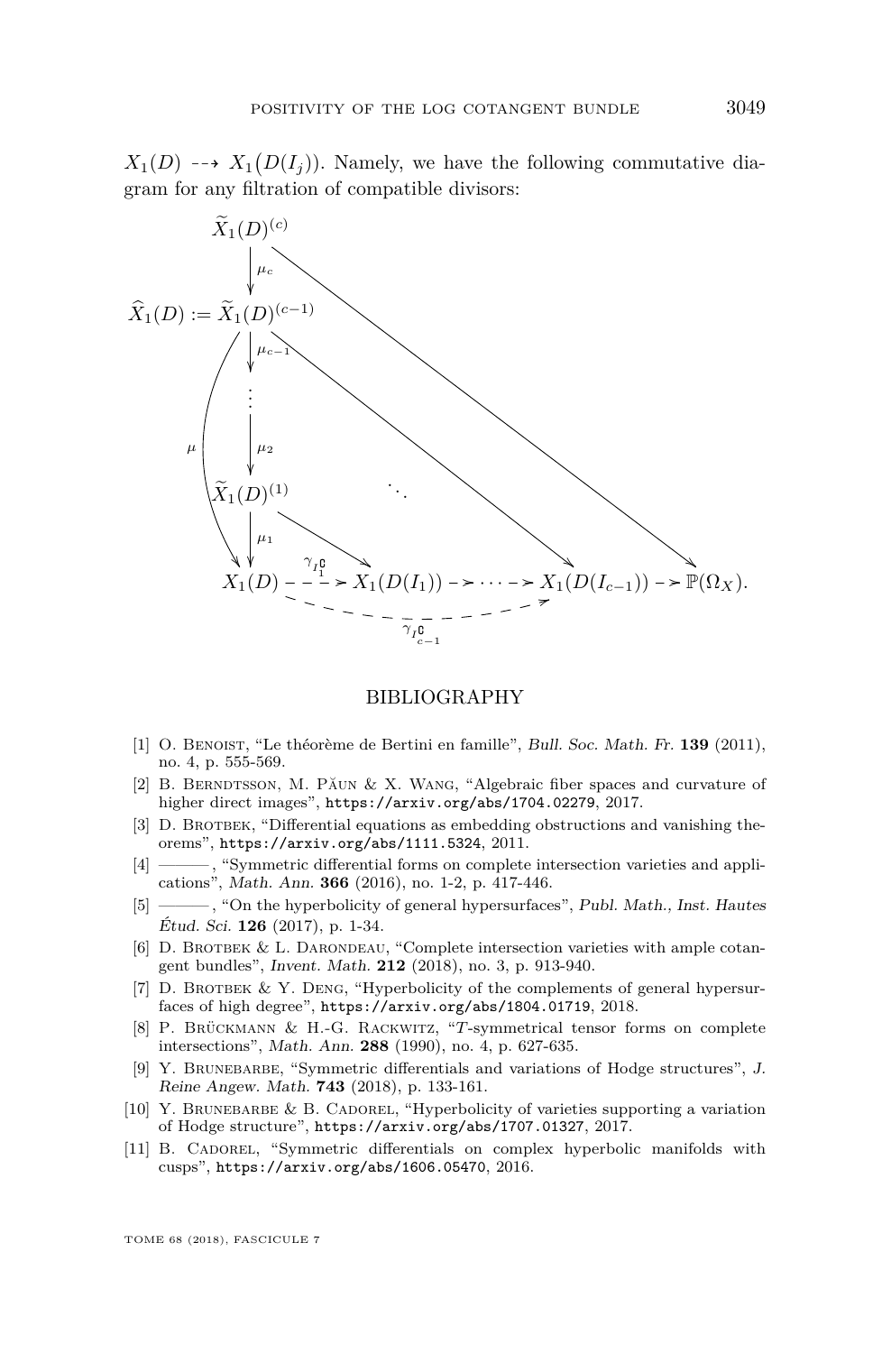$X_1(D) \dashrightarrow X_1\big(D(I_j)\big)$. Namely, we have the following commutative diagram for any filtration of compatible divisors:

$$
\begin{array}{ccccccc}
\widetilde{X}_1(D)^{(c)} & & & & & & \\
\downarrow{\scriptstyle \mu_c} & & & & & \searrow & \\
\widehat{X}_1(D) := \widetilde{X}_1(D)^{(c-1)} & & & & \searrow & & \\
\downarrow{\scriptstyle \mu_{c-1}} & & & & & & \\
\vdots & & & & & & \\
\downarrow{\scriptstyle \mu_2} & & & & & & \\
\widetilde{X}_1(D)^{(1)} & & & \ddots & & & \\
\downarrow{\scriptstyle \mu_1} & \searrow & & & & & \\
X_1(D) & \overset{\gamma_{I_1^{\complement}}}{\dashrightarrow} & X_1(D(I_1)) & \dashrightarrow \cdots \dashrightarrow & X_1(D(I_{c-1})) & \dashrightarrow & \mathbb{P}(\Omega_X).
\end{array}
$$

(with $\mu : \widehat{X}_1(D) \to X_1(D)$ and $\gamma_{I_{c-1}^{\complement}} : X_1(D) \dashrightarrow X_1(D(I_{c-1}))$)

## BIBLIOGRAPHY

[1] O. Benoist, "Le théorème de Bertini en famille", *Bull. Soc. Math. Fr.* **139** (2011), no. 4, p. 555-569.

[2] B. Berndtsson, M. Păun & X. Wang, "Algebraic fiber spaces and curvature of higher direct images", https://arxiv.org/abs/1704.02279, 2017.

[3] D. Brotbek, "Differential equations as embedding obstructions and vanishing theorems", https://arxiv.org/abs/1111.5324, 2011.

[4] ———, "Symmetric differential forms on complete intersection varieties and applications", *Math. Ann.* **366** (2016), no. 1-2, p. 417-446.

[5] ———, "On the hyperbolicity of general hypersurfaces", *Publ. Math., Inst. Hautes Étud. Sci.* **126** (2017), p. 1-34.

[6] D. Brotbek & L. Darondeau, "Complete intersection varieties with ample cotangent bundles", *Invent. Math.* **212** (2018), no. 3, p. 913-940.

[7] D. Brotbek & Y. Deng, "Hyperbolicity of the complements of general hypersurfaces of high degree", https://arxiv.org/abs/1804.01719, 2018.

[8] P. Brückmann & H.-G. Rackwitz, "$T$-symmetrical tensor forms on complete intersections", *Math. Ann.* **288** (1990), no. 4, p. 627-635.

[9] Y. Brunebarbe, "Symmetric differentials and variations of Hodge structures", *J. Reine Angew. Math.* **743** (2018), p. 133-161.

[10] Y. Brunebarbe & B. Cadorel, "Hyperbolicity of varieties supporting a variation of Hodge structure", https://arxiv.org/abs/1707.01327, 2017.

[11] B. Cadorel, "Symmetric differentials on complex hyperbolic manifolds with cusps", https://arxiv.org/abs/1606.05470, 2016.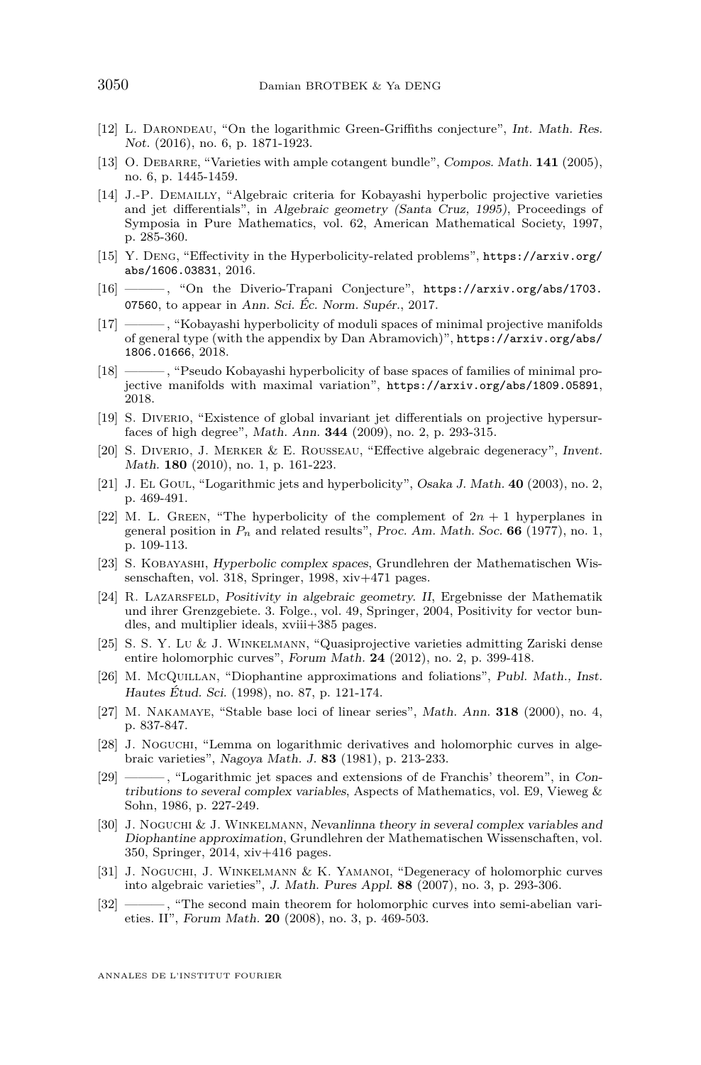[12] L. Darondeau, "On the logarithmic Green-Griffiths conjecture", *Int. Math. Res. Not.* (2016), no. 6, p. 1871-1923.

[13] O. Debarre, "Varieties with ample cotangent bundle", *Compos. Math.* **141** (2005), no. 6, p. 1445-1459.

[14] J.-P. Demailly, "Algebraic criteria for Kobayashi hyperbolic projective varieties and jet differentials", in *Algebraic geometry (Santa Cruz, 1995)*, Proceedings of Symposia in Pure Mathematics, vol. 62, American Mathematical Society, 1997, p. 285-360.

[15] Y. Deng, "Effectivity in the Hyperbolicity-related problems", https://arxiv.org/abs/1606.03831, 2016.

[16] ———, "On the Diverio-Trapani Conjecture", https://arxiv.org/abs/1703.07560, to appear in *Ann. Sci. Éc. Norm. Supér.*, 2017.

[17] ———, "Kobayashi hyperbolicity of moduli spaces of minimal projective manifolds of general type (with the appendix by Dan Abramovich)", https://arxiv.org/abs/1806.01666, 2018.

[18] ———, "Pseudo Kobayashi hyperbolicity of base spaces of families of minimal projective manifolds with maximal variation", https://arxiv.org/abs/1809.05891, 2018.

[19] S. Diverio, "Existence of global invariant jet differentials on projective hypersurfaces of high degree", *Math. Ann.* **344** (2009), no. 2, p. 293-315.

[20] S. Diverio, J. Merker & E. Rousseau, "Effective algebraic degeneracy", *Invent. Math.* **180** (2010), no. 1, p. 161-223.

[21] J. El Goul, "Logarithmic jets and hyperbolicity", *Osaka J. Math.* **40** (2003), no. 2, p. 469-491.

[22] M. L. Green, "The hyperbolicity of the complement of $2n+1$ hyperplanes in general position in $P_n$ and related results", *Proc. Am. Math. Soc.* **66** (1977), no. 1, p. 109-113.

[23] S. Kobayashi, *Hyperbolic complex spaces*, Grundlehren der Mathematischen Wissenschaften, vol. 318, Springer, 1998, xiv+471 pages.

[24] R. Lazarsfeld, *Positivity in algebraic geometry. II*, Ergebnisse der Mathematik und ihrer Grenzgebiete. 3. Folge., vol. 49, Springer, 2004, Positivity for vector bundles, and multiplier ideals, xviii+385 pages.

[25] S. S. Y. Lu & J. Winkelmann, "Quasiprojective varieties admitting Zariski dense entire holomorphic curves", *Forum Math.* **24** (2012), no. 2, p. 399-418.

[26] M. McQuillan, "Diophantine approximations and foliations", *Publ. Math., Inst. Hautes Étud. Sci.* (1998), no. 87, p. 121-174.

[27] M. Nakamaye, "Stable base loci of linear series", *Math. Ann.* **318** (2000), no. 4, p. 837-847.

[28] J. Noguchi, "Lemma on logarithmic derivatives and holomorphic curves in algebraic varieties", *Nagoya Math. J.* **83** (1981), p. 213-233.

[29] ———, "Logarithmic jet spaces and extensions of de Franchis' theorem", in *Contributions to several complex variables*, Aspects of Mathematics, vol. E9, Vieweg & Sohn, 1986, p. 227-249.

[30] J. Noguchi & J. Winkelmann, *Nevanlinna theory in several complex variables and Diophantine approximation*, Grundlehren der Mathematischen Wissenschaften, vol. 350, Springer, 2014, xiv+416 pages.

[31] J. Noguchi, J. Winkelmann & K. Yamanoi, "Degeneracy of holomorphic curves into algebraic varieties", *J. Math. Pures Appl.* **88** (2007), no. 3, p. 293-306.

[32] ———, "The second main theorem for holomorphic curves into semi-abelian varieties. II", *Forum Math.* **20** (2008), no. 3, p. 469-503.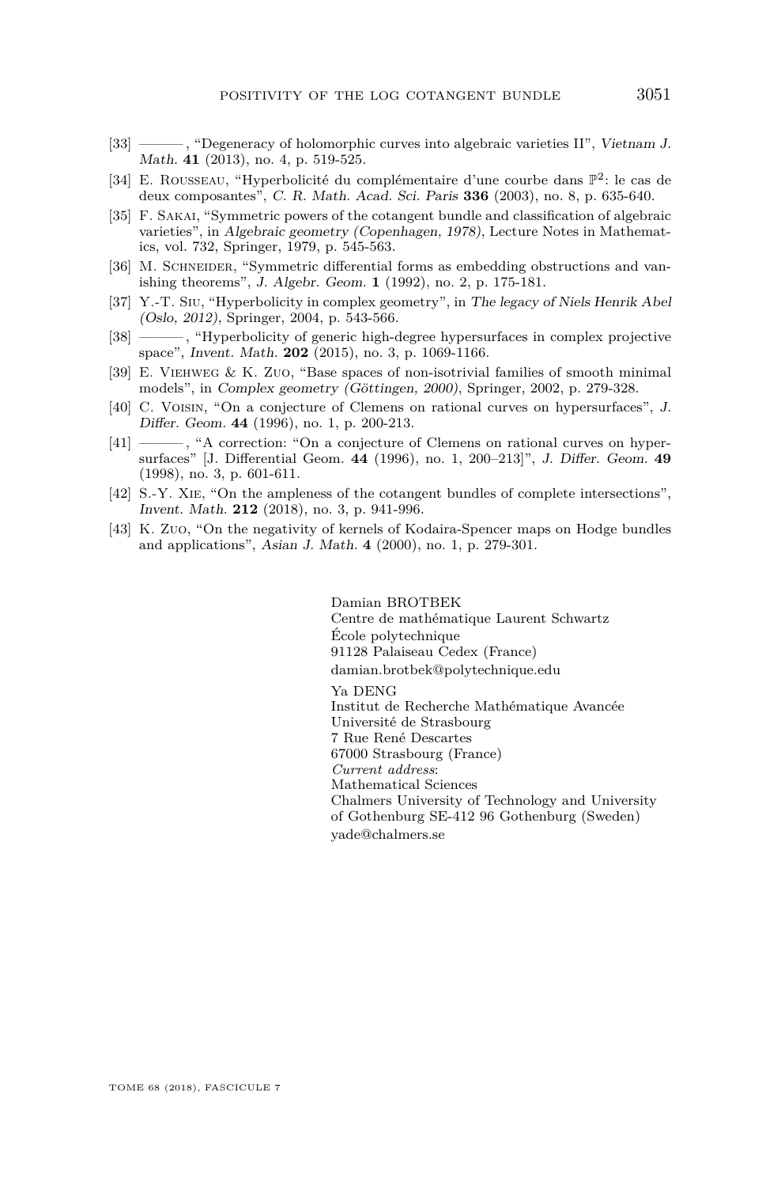[33] ———, "Degeneracy of holomorphic curves into algebraic varieties II", *Vietnam J. Math.* **41** (2013), no. 4, p. 519-525.

[34] E. Rousseau, "Hyperbolicité du complémentaire d'une courbe dans $\mathbb{P}^2$: le cas de deux composantes", *C. R. Math. Acad. Sci. Paris* **336** (2003), no. 8, p. 635-640.

[35] F. Sakai, "Symmetric powers of the cotangent bundle and classification of algebraic varieties", in *Algebraic geometry (Copenhagen, 1978)*, Lecture Notes in Mathematics, vol. 732, Springer, 1979, p. 545-563.

[36] M. Schneider, "Symmetric differential forms as embedding obstructions and vanishing theorems", *J. Algebr. Geom.* **1** (1992), no. 2, p. 175-181.

[37] Y.-T. Siu, "Hyperbolicity in complex geometry", in *The legacy of Niels Henrik Abel (Oslo, 2012)*, Springer, 2004, p. 543-566.

[38] ———, "Hyperbolicity of generic high-degree hypersurfaces in complex projective space", *Invent. Math.* **202** (2015), no. 3, p. 1069-1166.

[39] E. Viehweg & K. Zuo, "Base spaces of non-isotrivial families of smooth minimal models", in *Complex geometry (Göttingen, 2000)*, Springer, 2002, p. 279-328.

[40] C. Voisin, "On a conjecture of Clemens on rational curves on hypersurfaces", *J. Differ. Geom.* **44** (1996), no. 1, p. 200-213.

[41] ———, "A correction: "On a conjecture of Clemens on rational curves on hypersurfaces" [J. Differential Geom. **44** (1996), no. 1, 200–213]", *J. Differ. Geom.* **49** (1998), no. 3, p. 601-611.

[42] S.-Y. Xie, "On the ampleness of the cotangent bundles of complete intersections", *Invent. Math.* **212** (2018), no. 3, p. 941-996.

[43] K. Zuo, "On the negativity of kernels of Kodaira-Spencer maps on Hodge bundles and applications", *Asian J. Math.* **4** (2000), no. 1, p. 279-301.

Damian BROTBEK
Centre de mathématique Laurent Schwartz
École polytechnique
91128 Palaiseau Cedex (France)
damian.brotbek@polytechnique.edu

Ya DENG
Institut de Recherche Mathématique Avancée
Université de Strasbourg
7 Rue René Descartes
67000 Strasbourg (France)
*Current address*:
Mathematical Sciences
Chalmers University of Technology and University of Gothenburg SE-412 96 Gothenburg (Sweden)
yade@chalmers.se